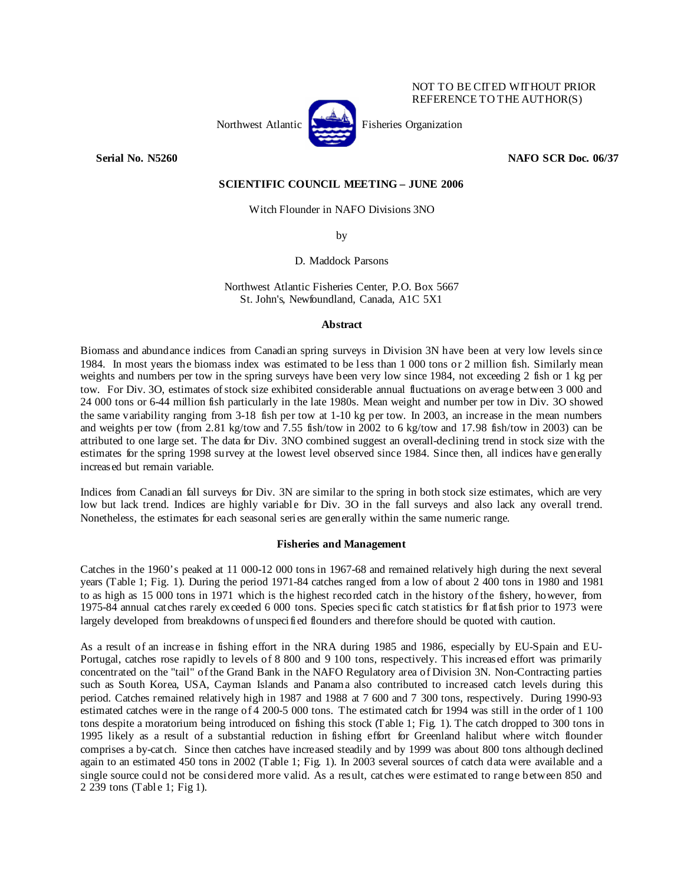NOT TO BE CITED WITHOUT PRIOR REFERENCE TO THE AUTHOR(S)

Northwest Atlantic Fisheries Organization

**Serial No. N5260** **NAFO SCR Doc. 06/37**

**SCIENTIFIC COUNCIL MEETING – JUNE 2006**

Witch Flounder in NAFO Divisions 3NO

by

D. Maddock Parsons

Northwest Atlantic Fisheries Center, P.O. Box 5667
St. John's, Newfoundland, Canada, A1C 5X1

### Abstract

Biomass and abundance indices from Canadian spring surveys in Division 3N have been at very low levels since 1984. In most years the biomass index was estimated to be less than 1 000 tons or 2 million fish. Similarly mean weights and numbers per tow in the spring surveys have been very low since 1984, not exceeding 2 fish or 1 kg per tow. For Div. 3O, estimates of stock size exhibited considerable annual fluctuations on average between 3 000 and 24 000 tons or 6-44 million fish particularly in the late 1980s. Mean weight and number per tow in Div. 3O showed the same variability ranging from 3-18 fish per tow at 1-10 kg per tow. In 2003, an increase in the mean numbers and weights per tow (from 2.81 kg/tow and 7.55 fish/tow in 2002 to 6 kg/tow and 17.98 fish/tow in 2003) can be attributed to one large set. The data for Div. 3NO combined suggest an overall-declining trend in stock size with the estimates for the spring 1998 survey at the lowest level observed since 1984. Since then, all indices have generally increased but remain variable.

Indices from Canadian fall surveys for Div. 3N are similar to the spring in both stock size estimates, which are very low but lack trend. Indices are highly variable for Div. 3O in the fall surveys and also lack any overall trend. Nonetheless, the estimates for each seasonal series are generally within the same numeric range.

### Fisheries and Management

Catches in the 1960's peaked at 11 000-12 000 tons in 1967-68 and remained relatively high during the next several years (Table 1; Fig. 1). During the period 1971-84 catches ranged from a low of about 2 400 tons in 1980 and 1981 to as high as 15 000 tons in 1971 which is the highest recorded catch in the history of the fishery, however, from 1975-84 annual catches rarely exceeded 6 000 tons. Species specific catch statistics for flatfish prior to 1973 were largely developed from breakdowns of unspecified flounders and therefore should be quoted with caution.

As a result of an increase in fishing effort in the NRA during 1985 and 1986, especially by EU-Spain and EU-Portugal, catches rose rapidly to levels of 8 800 and 9 100 tons, respectively. This increased effort was primarily concentrated on the "tail" of the Grand Bank in the NAFO Regulatory area of Division 3N. Non-Contracting parties such as South Korea, USA, Cayman Islands and Panama also contributed to increased catch levels during this period. Catches remained relatively high in 1987 and 1988 at 7 600 and 7 300 tons, respectively. During 1990-93 estimated catches were in the range of 4 200-5 000 tons. The estimated catch for 1994 was still in the order of 1 100 tons despite a moratorium being introduced on fishing this stock (Table 1; Fig. 1). The catch dropped to 300 tons in 1995 likely as a result of a substantial reduction in fishing effort for Greenland halibut where witch flounder comprises a by-catch. Since then catches have increased steadily and by 1999 was about 800 tons although declined again to an estimated 450 tons in 2002 (Table 1; Fig. 1). In 2003 several sources of catch data were available and a single source could not be considered more valid. As a result, catches were estimated to range between 850 and 2 239 tons (Table 1; Fig 1).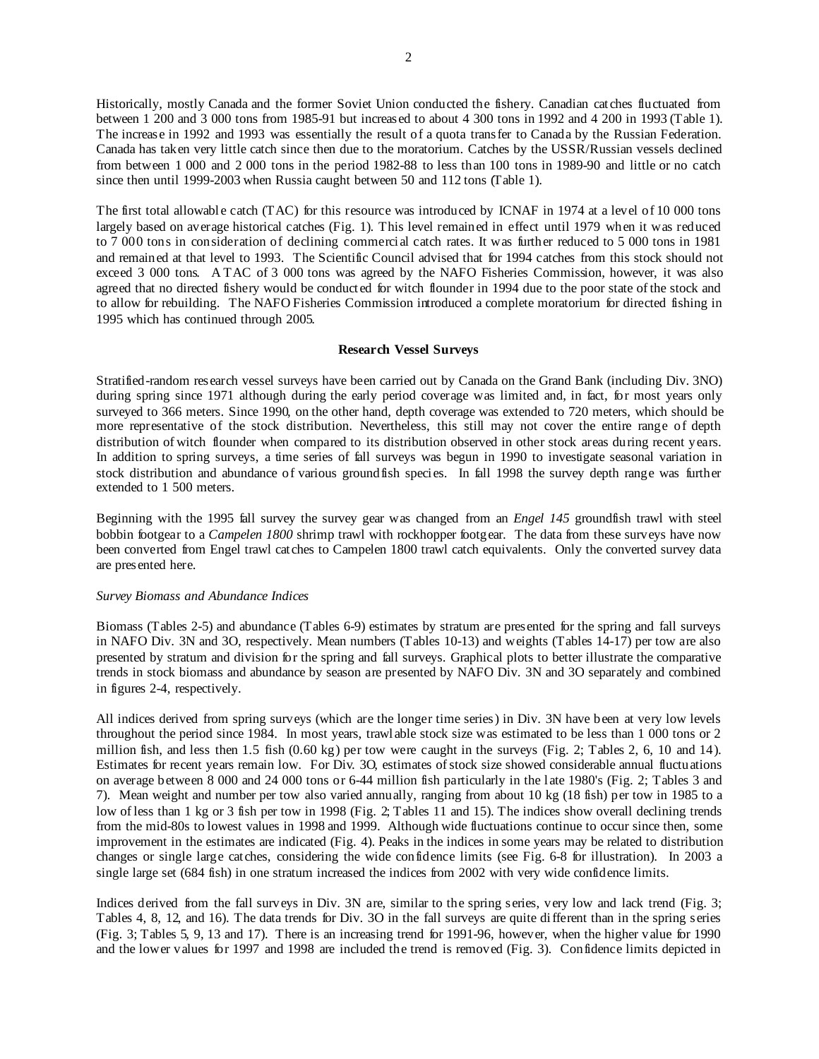Historically, mostly Canada and the former Soviet Union conducted the fishery. Canadian catches fluctuated from between 1 200 and 3 000 tons from 1985-91 but increased to about 4 300 tons in 1992 and 4 200 in 1993 (Table 1). The increase in 1992 and 1993 was essentially the result of a quota transfer to Canada by the Russian Federation. Canada has taken very little catch since then due to the moratorium. Catches by the USSR/Russian vessels declined from between 1 000 and 2 000 tons in the period 1982-88 to less than 100 tons in 1989-90 and little or no catch since then until 1999-2003 when Russia caught between 50 and 112 tons (Table 1).

The first total allowable catch (TAC) for this resource was introduced by ICNAF in 1974 at a level of 10 000 tons largely based on average historical catches (Fig. 1). This level remained in effect until 1979 when it was reduced to 7 000 tons in consideration of declining commercial catch rates. It was further reduced to 5 000 tons in 1981 and remained at that level to 1993. The Scientific Council advised that for 1994 catches from this stock should not exceed 3 000 tons. A TAC of 3 000 tons was agreed by the NAFO Fisheries Commission, however, it was also agreed that no directed fishery would be conducted for witch flounder in 1994 due to the poor state of the stock and to allow for rebuilding. The NAFO Fisheries Commission introduced a complete moratorium for directed fishing in 1995 which has continued through 2005.

## Research Vessel Surveys

Stratified-random research vessel surveys have been carried out by Canada on the Grand Bank (including Div. 3NO) during spring since 1971 although during the early period coverage was limited and, in fact, for most years only surveyed to 366 meters. Since 1990, on the other hand, depth coverage was extended to 720 meters, which should be more representative of the stock distribution. Nevertheless, this still may not cover the entire range of depth distribution of witch flounder when compared to its distribution observed in other stock areas during recent years. In addition to spring surveys, a time series of fall surveys was begun in 1990 to investigate seasonal variation in stock distribution and abundance of various groundfish species. In fall 1998 the survey depth range was further extended to 1 500 meters.

Beginning with the 1995 fall survey the survey gear was changed from an *Engel 145* groundfish trawl with steel bobbin footgear to a *Campelen 1800* shrimp trawl with rockhopper footgear. The data from these surveys have now been converted from Engel trawl catches to Campelen 1800 trawl catch equivalents. Only the converted survey data are presented here.

### *Survey Biomass and Abundance Indices*

Biomass (Tables 2-5) and abundance (Tables 6-9) estimates by stratum are presented for the spring and fall surveys in NAFO Div. 3N and 3O, respectively. Mean numbers (Tables 10-13) and weights (Tables 14-17) per tow are also presented by stratum and division for the spring and fall surveys. Graphical plots to better illustrate the comparative trends in stock biomass and abundance by season are presented by NAFO Div. 3N and 3O separately and combined in figures 2-4, respectively.

All indices derived from spring surveys (which are the longer time series) in Div. 3N have been at very low levels throughout the period since 1984. In most years, trawlable stock size was estimated to be less than 1 000 tons or 2 million fish, and less then 1.5 fish (0.60 kg) per tow were caught in the surveys (Fig. 2; Tables 2, 6, 10 and 14). Estimates for recent years remain low. For Div. 3O, estimates of stock size showed considerable annual fluctuations on average between 8 000 and 24 000 tons or 6-44 million fish particularly in the late 1980's (Fig. 2; Tables 3 and 7). Mean weight and number per tow also varied annually, ranging from about 10 kg (18 fish) per tow in 1985 to a low of less than 1 kg or 3 fish per tow in 1998 (Fig. 2; Tables 11 and 15). The indices show overall declining trends from the mid-80s to lowest values in 1998 and 1999. Although wide fluctuations continue to occur since then, some improvement in the estimates are indicated (Fig. 4). Peaks in the indices in some years may be related to distribution changes or single large catches, considering the wide confidence limits (see Fig. 6-8 for illustration). In 2003 a single large set (684 fish) in one stratum increased the indices from 2002 with very wide confidence limits.

Indices derived from the fall surveys in Div. 3N are, similar to the spring series, very low and lack trend (Fig. 3; Tables 4, 8, 12, and 16). The data trends for Div. 3O in the fall surveys are quite different than in the spring series (Fig. 3; Tables 5, 9, 13 and 17). There is an increasing trend for 1991-96, however, when the higher value for 1990 and the lower values for 1997 and 1998 are included the trend is removed (Fig. 3). Confidence limits depicted in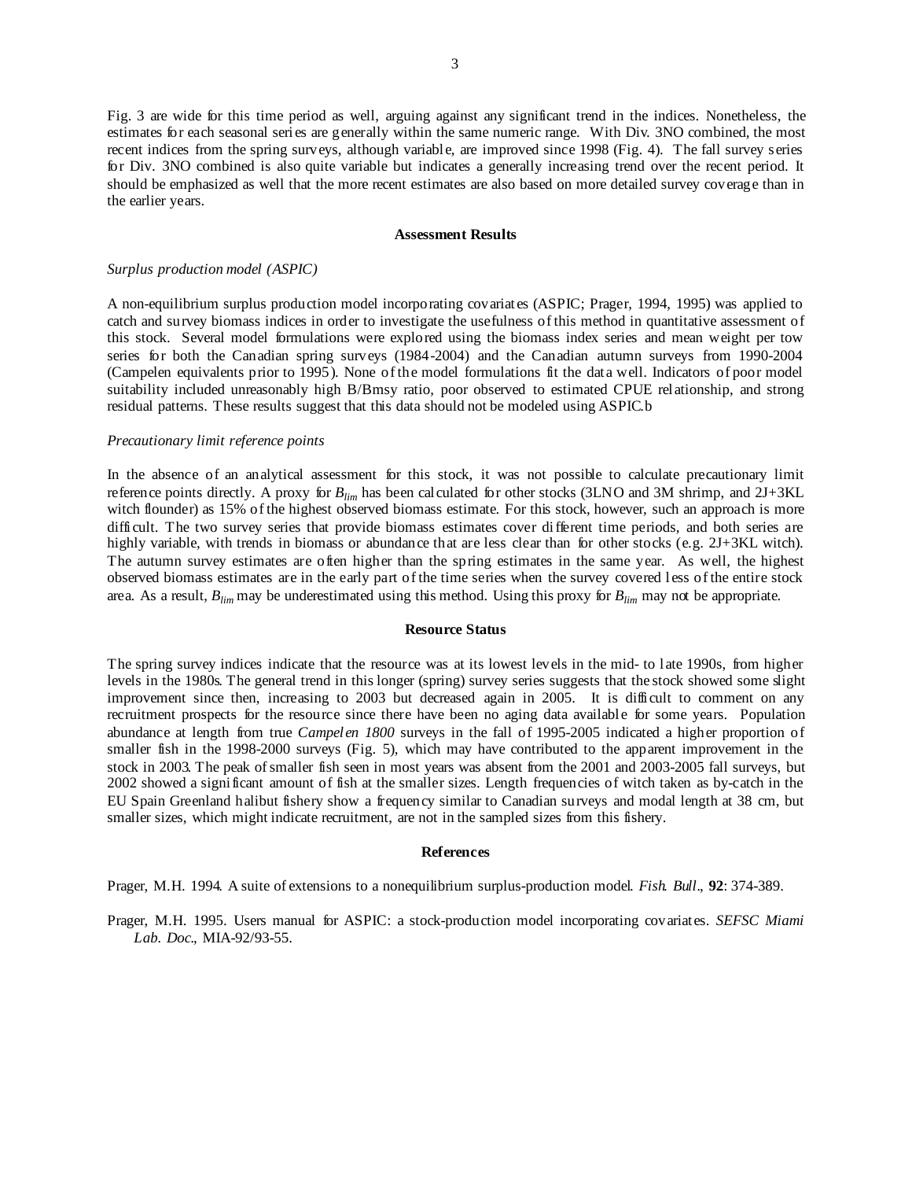Fig. 3 are wide for this time period as well, arguing against any significant trend in the indices. Nonetheless, the estimates for each seasonal series are generally within the same numeric range. With Div. 3NO combined, the most recent indices from the spring surveys, although variable, are improved since 1998 (Fig. 4). The fall survey series for Div. 3NO combined is also quite variable but indicates a generally increasing trend over the recent period. It should be emphasized as well that the more recent estimates are also based on more detailed survey coverage than in the earlier years.

## Assessment Results

*Surplus production model (ASPIC)*

A non-equilibrium surplus production model incorporating covariates (ASPIC; Prager, 1994, 1995) was applied to catch and survey biomass indices in order to investigate the usefulness of this method in quantitative assessment of this stock. Several model formulations were explored using the biomass index series and mean weight per tow series for both the Canadian spring surveys (1984-2004) and the Canadian autumn surveys from 1990-2004 (Campelen equivalents prior to 1995). None of the model formulations fit the data well. Indicators of poor model suitability included unreasonably high B/Bmsy ratio, poor observed to estimated CPUE relationship, and strong residual patterns. These results suggest that this data should not be modeled using ASPIC.b

*Precautionary limit reference points*

In the absence of an analytical assessment for this stock, it was not possible to calculate precautionary limit reference points directly. A proxy for $B_{lim}$ has been calculated for other stocks (3LNO and 3M shrimp, and 2J+3KL witch flounder) as 15% of the highest observed biomass estimate. For this stock, however, such an approach is more difficult. The two survey series that provide biomass estimates cover different time periods, and both series are highly variable, with trends in biomass or abundance that are less clear than for other stocks (e.g. 2J+3KL witch). The autumn survey estimates are often higher than the spring estimates in the same year. As well, the highest observed biomass estimates are in the early part of the time series when the survey covered less of the entire stock area. As a result, $B_{lim}$ may be underestimated using this method. Using this proxy for $B_{lim}$ may not be appropriate.

## Resource Status

The spring survey indices indicate that the resource was at its lowest levels in the mid- to late 1990s, from higher levels in the 1980s. The general trend in this longer (spring) survey series suggests that the stock showed some slight improvement since then, increasing to 2003 but decreased again in 2005. It is difficult to comment on any recruitment prospects for the resource since there have been no aging data available for some years. Population abundance at length from true *Campelen 1800* surveys in the fall of 1995-2005 indicated a higher proportion of smaller fish in the 1998-2000 surveys (Fig. 5), which may have contributed to the apparent improvement in the stock in 2003. The peak of smaller fish seen in most years was absent from the 2001 and 2003-2005 fall surveys, but 2002 showed a significant amount of fish at the smaller sizes. Length frequencies of witch taken as by-catch in the EU Spain Greenland halibut fishery show a frequency similar to Canadian surveys and modal length at 38 cm, but smaller sizes, which might indicate recruitment, are not in the sampled sizes from this fishery.

## References

Prager, M.H. 1994. A suite of extensions to a nonequilibrium surplus-production model. *Fish. Bull*., **92**: 374-389.

Prager, M.H. 1995. Users manual for ASPIC: a stock-production model incorporating covariates. *SEFSC Miami Lab. Doc*., MIA-92/93-55.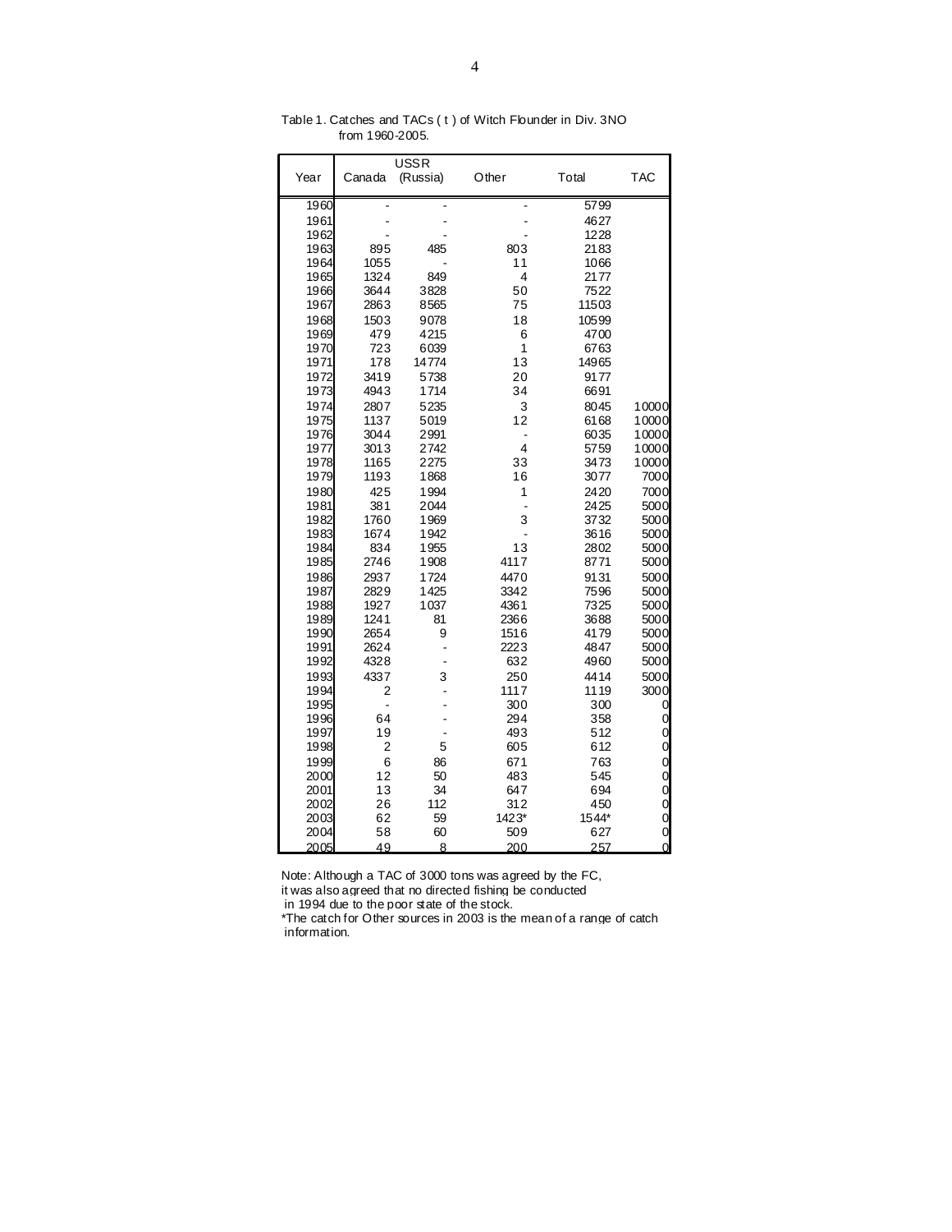Table 1. Catches and TACs ( t ) of Witch Flounder in Div. 3NO from 1960-2005.

| Year | Canada | USSR (Russia) | Other | Total | TAC |
|---|---|---|---|---|---|
| 1960 | - | - | - | 5799 | |
| 1961 | - | - | - | 4627 | |
| 1962 | - | - | - | 1228 | |
| 1963 | 895 | 485 | 803 | 2183 | |
| 1964 | 1055 | - | 11 | 1066 | |
| 1965 | 1324 | 849 | 4 | 2177 | |
| 1966 | 3644 | 3828 | 50 | 7522 | |
| 1967 | 2863 | 8565 | 75 | 11503 | |
| 1968 | 1503 | 9078 | 18 | 10599 | |
| 1969 | 479 | 4215 | 6 | 4700 | |
| 1970 | 723 | 6039 | 1 | 6763 | |
| 1971 | 178 | 14774 | 13 | 14965 | |
| 1972 | 3419 | 5738 | 20 | 9177 | |
| 1973 | 4943 | 1714 | 34 | 6691 | |
| 1974 | 2807 | 5235 | 3 | 8045 | 10000 |
| 1975 | 1137 | 5019 | 12 | 6168 | 10000 |
| 1976 | 3044 | 2991 | - | 6035 | 10000 |
| 1977 | 3013 | 2742 | 4 | 5759 | 10000 |
| 1978 | 1165 | 2275 | 33 | 3473 | 10000 |
| 1979 | 1193 | 1868 | 16 | 3077 | 7000 |
| 1980 | 425 | 1994 | 1 | 2420 | 7000 |
| 1981 | 381 | 2044 | - | 2425 | 5000 |
| 1982 | 1760 | 1969 | 3 | 3732 | 5000 |
| 1983 | 1674 | 1942 | - | 3616 | 5000 |
| 1984 | 834 | 1955 | 13 | 2802 | 5000 |
| 1985 | 2746 | 1908 | 4117 | 8771 | 5000 |
| 1986 | 2937 | 1724 | 4470 | 9131 | 5000 |
| 1987 | 2829 | 1425 | 3342 | 7596 | 5000 |
| 1988 | 1927 | 1037 | 4361 | 7325 | 5000 |
| 1989 | 1241 | 81 | 2366 | 3688 | 5000 |
| 1990 | 2654 | 9 | 1516 | 4179 | 5000 |
| 1991 | 2624 | - | 2223 | 4847 | 5000 |
| 1992 | 4328 | - | 632 | 4960 | 5000 |
| 1993 | 4337 | 3 | 250 | 4414 | 5000 |
| 1994 | 2 | - | 1117 | 1119 | 3000 |
| 1995 | - | - | 300 | 300 | 0 |
| 1996 | 64 | - | 294 | 358 | 0 |
| 1997 | 19 | - | 493 | 512 | 0 |
| 1998 | 2 | 5 | 605 | 612 | 0 |
| 1999 | 6 | 86 | 671 | 763 | 0 |
| 2000 | 12 | 50 | 483 | 545 | 0 |
| 2001 | 13 | 34 | 647 | 694 | 0 |
| 2002 | 26 | 112 | 312 | 450 | 0 |
| 2003 | 62 | 59 | 1423* | 1544* | 0 |
| 2004 | 58 | 60 | 509 | 627 | 0 |
| 2005 | 49 | 8 | 200 | 257 | 0 |

Note: Although a TAC of 3000 tons was agreed by the FC, it was also agreed that no directed fishing be conducted in 1994 due to the poor state of the stock.

*The catch for Other sources in 2003 is the mean of a range of catch information.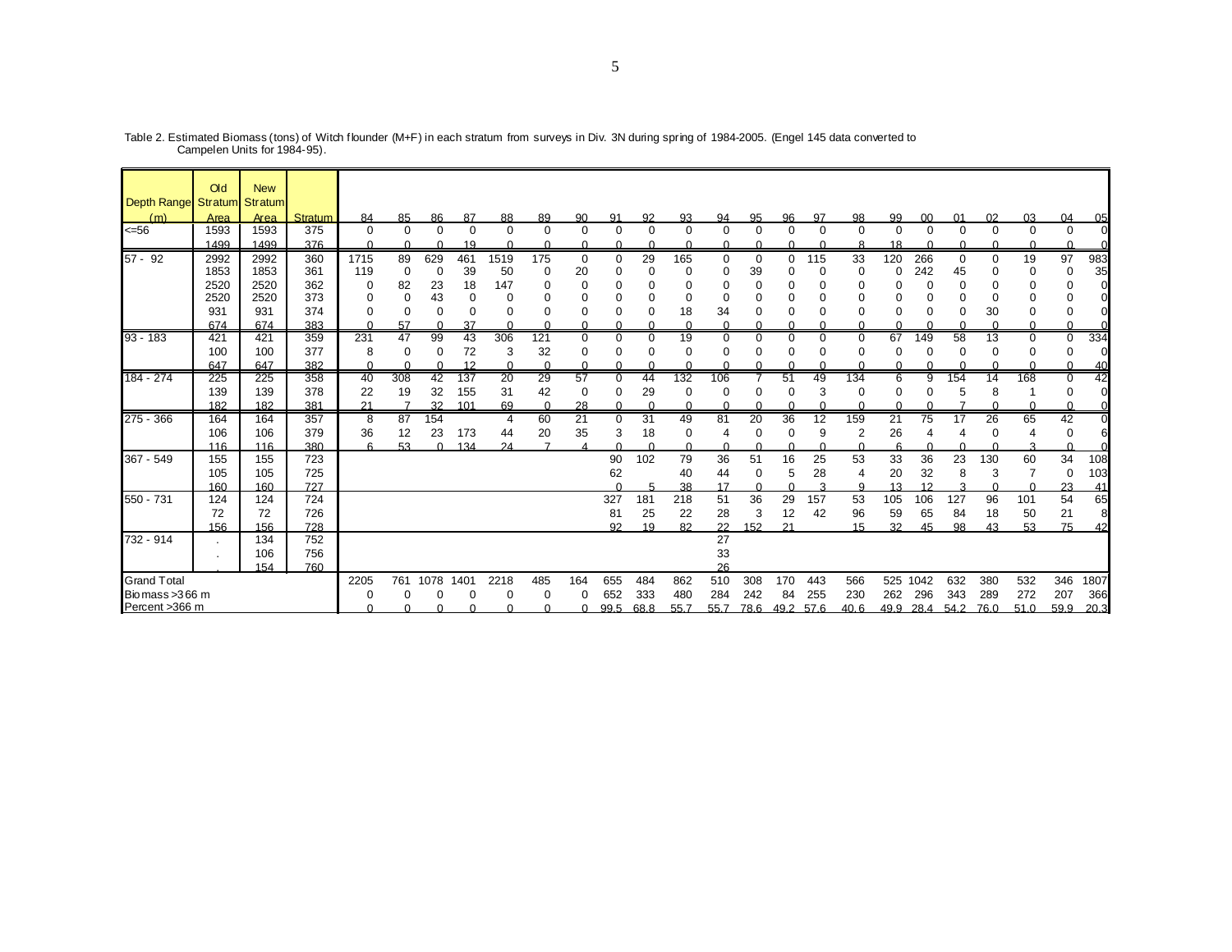Table 2. Estimated Biomass (tons) of Witch flounder (M+F) in each stratum from surveys in Div. 3N during spring of 1984-2005. (Engel 145 data converted to Campelen Units for 1984-95).

| Depth Range (m) | Old Stratum Area | New Stratum Area | Stratum | 84 | 85 | 86 | 87 | 88 | 89 | 90 | 91 | 92 | 93 | 94 | 95 | 96 | 97 | 98 | 99 | 00 | 01 | 02 | 03 | 04 | 05 |
|---|---|---|---|---|---|---|---|---|---|---|---|---|---|---|---|---|---|---|---|---|---|---|---|---|---|
| <=56 | 1593 | 1593 | 375 | 0 | 0 | 0 | 0 | 0 | 0 | 0 | 0 | 0 | 0 | 0 | 0 | 0 | 0 | 0 | 0 | 0 | 0 | 0 | 0 | 0 | 0 |
| | 1499 | 1499 | 376 | 0 | 0 | 0 | 19 | 0 | 0 | 0 | 0 | 0 | 0 | 0 | 0 | 0 | 0 | 8 | 18 | 0 | 0 | 0 | 0 | 0 | 0 |
| 57 - 92 | 2992 | 2992 | 360 | 1715 | 89 | 629 | 461 | 1519 | 175 | 0 | 0 | 29 | 165 | 0 | 0 | 0 | 115 | 33 | 120 | 266 | 0 | 0 | 19 | 97 | 983 |
| | 1853 | 1853 | 361 | 119 | 0 | 0 | 39 | 50 | 0 | 20 | 0 | 0 | 0 | 0 | 39 | 0 | 0 | 0 | 0 | 242 | 45 | 0 | 0 | 0 | 35 |
| | 2520 | 2520 | 362 | 0 | 82 | 23 | 18 | 147 | 0 | 0 | 0 | 0 | 0 | 0 | 0 | 0 | 0 | 0 | 0 | 0 | 0 | 0 | 0 | 0 | 0 |
| | 2520 | 2520 | 373 | 0 | 0 | 43 | 0 | 0 | 0 | 0 | 0 | 0 | 0 | 0 | 0 | 0 | 0 | 0 | 0 | 0 | 0 | 0 | 0 | 0 | 0 |
| | 931 | 931 | 374 | 0 | 0 | 0 | 0 | 0 | 0 | 0 | 0 | 0 | 18 | 34 | 0 | 0 | 0 | 0 | 0 | 0 | 0 | 30 | 0 | 0 | 0 |
| | 674 | 674 | 383 | 0 | 57 | 0 | 37 | 0 | 0 | 0 | 0 | 0 | 0 | 0 | 0 | 0 | 0 | 0 | 0 | 0 | 0 | 0 | 0 | 0 | 0 |
| 93 - 183 | 421 | 421 | 359 | 231 | 47 | 99 | 43 | 306 | 121 | 0 | 0 | 0 | 19 | 0 | 0 | 0 | 0 | 0 | 67 | 149 | 58 | 13 | 0 | 0 | 334 |
| | 100 | 100 | 377 | 8 | 0 | 0 | 72 | 3 | 32 | 0 | 0 | 0 | 0 | 0 | 0 | 0 | 0 | 0 | 0 | 0 | 0 | 0 | 0 | 0 | 0 |
| | 647 | 647 | 382 | 0 | 0 | 0 | 12 | 0 | 0 | 0 | 0 | 0 | 0 | 0 | 0 | 0 | 0 | 0 | 0 | 0 | 0 | 0 | 0 | 0 | 40 |
| 184 - 274 | 225 | 225 | 358 | 40 | 308 | 42 | 137 | 20 | 29 | 57 | 0 | 44 | 132 | 106 | 7 | 51 | 49 | 134 | 6 | 9 | 154 | 14 | 168 | 0 | 42 |
| | 139 | 139 | 378 | 22 | 19 | 32 | 155 | 31 | 42 | 0 | 0 | 29 | 0 | 0 | 0 | 0 | 3 | 0 | 0 | 0 | 5 | 8 | 1 | 0 | 0 |
| | 182 | 182 | 381 | 21 | 7 | 32 | 101 | 69 | 0 | 28 | 0 | 0 | 0 | 0 | 0 | 0 | 0 | 0 | 0 | 0 | 7 | 0 | 0 | 0 | 0 |
| 275 - 366 | 164 | 164 | 357 | 8 | 87 | 154 | | 4 | 60 | 21 | 0 | 31 | 49 | 81 | 20 | 36 | 12 | 159 | 21 | 75 | 17 | 26 | 65 | 42 | 0 |
| | 106 | 106 | 379 | 36 | 12 | 23 | 173 | 44 | 20 | 35 | 3 | 18 | 0 | 4 | 0 | 0 | 9 | 2 | 26 | 4 | 4 | 0 | 4 | 0 | 6 |
| | 116 | 116 | 380 | 6 | 53 | 0 | 134 | 24 | 7 | 4 | 0 | 0 | 0 | 0 | 0 | 0 | 0 | 0 | 6 | 0 | 0 | 0 | 3 | 0 | 0 |
| 367 - 549 | 155 | 155 | 723 | | | | | | | | 90 | 102 | 79 | 36 | 51 | 16 | 25 | 53 | 33 | 36 | 23 | 130 | 60 | 34 | 108 |
| | 105 | 105 | 725 | | | | | | | | 62 | | 40 | 44 | 0 | 5 | 28 | 4 | 20 | 32 | 8 | 3 | 7 | 0 | 103 |
| | 160 | 160 | 727 | | | | | | | | 0 | 5 | 38 | 17 | 0 | 0 | 3 | 9 | 13 | 12 | 3 | 0 | 0 | 23 | 41 |
| 550 - 731 | 124 | 124 | 724 | | | | | | | | 327 | 181 | 218 | 51 | 36 | 29 | 157 | 53 | 105 | 106 | 127 | 96 | 101 | 54 | 65 |
| | 72 | 72 | 726 | | | | | | | | 81 | 25 | 22 | 28 | 3 | 12 | 42 | 96 | 59 | 65 | 84 | 18 | 50 | 21 | 8 |
| | 156 | 156 | 728 | | | | | | | | 92 | 19 | 82 | 22 | 152 | 21 | | 15 | 32 | 45 | 98 | 43 | 53 | 75 | 42 |
| 732 - 914 | . | 134 | 752 | | | | | | | | | | | 27 | | | | | | | | | | | |
| | . | 106 | 756 | | | | | | | | | | | 33 | | | | | | | | | | | |
| | . | 154 | 760 | | | | | | | | | | | 26 | | | | | | | | | | | |
| Grand Total | | | | 2205 | 761 | 1078 | 1401 | 2218 | 485 | 164 | 655 | 484 | 862 | 510 | 308 | 170 | 443 | 566 | 525 | 1042 | 632 | 380 | 532 | 346 | 1807 |
| Biomass >366 m | | | | 0 | 0 | 0 | 0 | 0 | 0 | 0 | 652 | 333 | 480 | 284 | 242 | 84 | 255 | 230 | 262 | 296 | 343 | 289 | 272 | 207 | 366 |
| Percent >366 m | | | | 0 | 0 | 0 | 0 | 0 | 0 | 0 | 99.5 | 68.8 | 55.7 | 55.7 | 78.6 | 49.2 | 57.6 | 40.6 | 49.9 | 28.4 | 54.2 | 76.0 | 51.0 | 59.9 | 20.3 |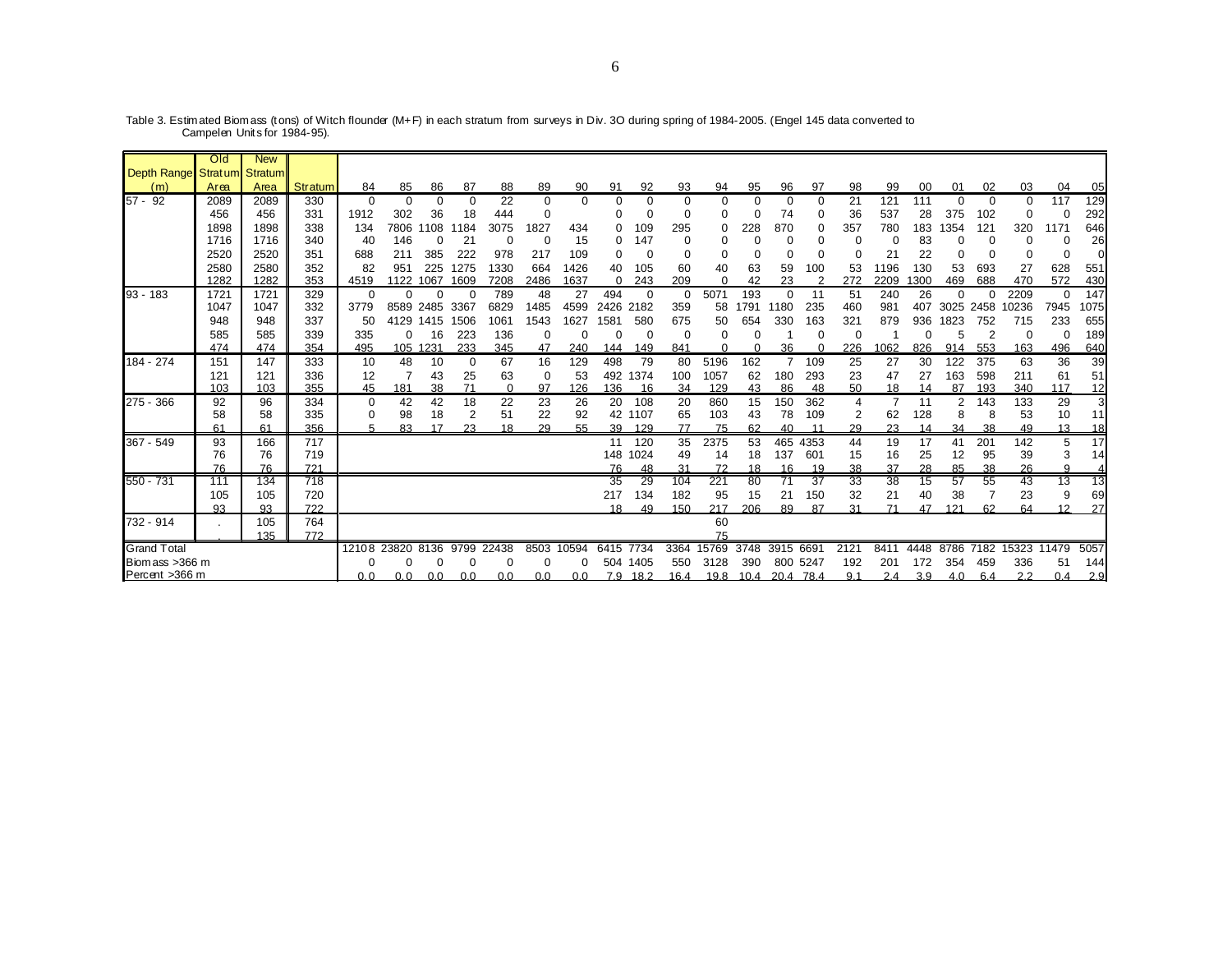Table 3. Estimated Biomass (tons) of Witch flounder (M+F) in each stratum from surveys in Div. 3O during spring of 1984-2005. (Engel 145 data converted to Campelen Units for 1984-95).

| Depth Range (m) | Old Stratum Area | New Stratum Area | Stratum | 84 | 85 | 86 | 87 | 88 | 89 | 90 | 91 | 92 | 93 | 94 | 95 | 96 | 97 | 98 | 99 | 00 | 01 | 02 | 03 | 04 | 05 |
|---|---|---|---|---|---|---|---|---|---|---|---|---|---|---|---|---|---|---|---|---|---|---|---|---|---|
| 57 - 92 | 2089 | 2089 | 330 | 0 | 0 | 0 | 0 | 22 | 0 | 0 | 0 | 0 | 0 | 0 | 0 | 0 | 0 | 21 | 121 | 111 | 0 | 0 | 0 | 117 | 129 |
| | 456 | 456 | 331 | 1912 | 302 | 36 | 18 | 444 | 0 | | 0 | 0 | 0 | 0 | 0 | 74 | 0 | 36 | 537 | 28 | 375 | 102 | 0 | 0 | 292 |
| | 1898 | 1898 | 338 | 134 | 7806 | 1108 | 1184 | 3075 | 1827 | 434 | 0 | 109 | 295 | 0 | 228 | 870 | 0 | 357 | 780 | 183 | 1354 | 121 | 320 | 1171 | 646 |
| | 1716 | 1716 | 340 | 40 | 146 | 0 | 21 | 0 | 0 | 15 | 0 | 147 | 0 | 0 | 0 | 0 | 0 | 0 | 0 | 83 | 0 | 0 | 0 | 0 | 26 |
| | 2520 | 2520 | 351 | 688 | 211 | 385 | 222 | 978 | 217 | 109 | 0 | 0 | 0 | 0 | 0 | 0 | 0 | 0 | 21 | 22 | 0 | 0 | 0 | 0 | 0 |
| | 2580 | 2580 | 352 | 82 | 951 | 225 | 1275 | 1330 | 664 | 1426 | 40 | 105 | 60 | 40 | 63 | 59 | 100 | 53 | 1196 | 130 | 53 | 693 | 27 | 628 | 551 |
| | 1282 | 1282 | 353 | 4519 | 1122 | 1067 | 1609 | 7208 | 2486 | 1637 | 0 | 243 | 209 | 0 | 42 | 23 | 2 | 272 | 2209 | 1300 | 469 | 688 | 470 | 572 | 430 |
| 93 - 183 | 1721 | 1721 | 329 | 0 | 0 | 0 | 0 | 789 | 48 | 27 | 494 | 0 | 0 | 5071 | 193 | 0 | 11 | 51 | 240 | 26 | 0 | 0 | 2209 | 0 | 147 |
| | 1047 | 1047 | 332 | 3779 | 8589 | 2485 | 3367 | 6829 | 1485 | 4599 | 2426 | 2182 | 359 | 58 | 1791 | 1180 | 235 | 460 | 981 | 407 | 3025 | 2458 | 10236 | 7945 | 1075 |
| | 948 | 948 | 337 | 50 | 4129 | 1415 | 1506 | 1061 | 1543 | 1627 | 1581 | 580 | 675 | 50 | 654 | 330 | 163 | 321 | 879 | 936 | 1823 | 752 | 715 | 233 | 655 |
| | 585 | 585 | 339 | 335 | 0 | 16 | 223 | 136 | 0 | 0 | 0 | 0 | 0 | 0 | 0 | 1 | 0 | 0 | 1 | 0 | 5 | 2 | 0 | 0 | 189 |
| | 474 | 474 | 354 | 495 | 105 | 1231 | 233 | 345 | 47 | 240 | 144 | 149 | 841 | 0 | 0 | 36 | 0 | 226 | 1062 | 826 | 914 | 553 | 163 | 496 | 640 |
| 184 - 274 | 151 | 147 | 333 | 10 | 48 | 10 | 0 | 67 | 16 | 129 | 498 | 79 | 80 | 5196 | 162 | 7 | 109 | 25 | 27 | 30 | 122 | 375 | 63 | 36 | 39 |
| | 121 | 121 | 336 | 12 | 7 | 43 | 25 | 63 | 0 | 53 | 492 | 1374 | 100 | 1057 | 62 | 180 | 293 | 23 | 47 | 27 | 163 | 598 | 211 | 61 | 51 |
| | 103 | 103 | 355 | 45 | 181 | 38 | 71 | 0 | 97 | 126 | 136 | 16 | 34 | 129 | 43 | 86 | 48 | 50 | 18 | 14 | 87 | 193 | 340 | 117 | 12 |
| 275 - 366 | 92 | 96 | 334 | 0 | 42 | 42 | 18 | 22 | 23 | 26 | 20 | 108 | 20 | 860 | 15 | 150 | 362 | 4 | 7 | 11 | 2 | 143 | 133 | 29 | 3 |
| | 58 | 58 | 335 | 0 | 98 | 18 | 2 | 51 | 22 | 92 | 42 | 1107 | 65 | 103 | 43 | 78 | 109 | 2 | 62 | 128 | 8 | 8 | 53 | 10 | 11 |
| | 61 | 61 | 356 | 5 | 83 | 17 | 23 | 18 | 29 | 55 | 39 | 129 | 77 | 75 | 62 | 40 | 11 | 29 | 23 | 14 | 34 | 38 | 49 | 13 | 18 |
| 367 - 549 | 93 | 166 | 717 | | | | | | | | 11 | 120 | 35 | 2375 | 53 | 465 | 4353 | 44 | 19 | 17 | 41 | 201 | 142 | 5 | 17 |
| | 76 | 76 | 719 | | | | | | | | 148 | 1024 | 49 | 14 | 18 | 137 | 601 | 15 | 16 | 25 | 12 | 95 | 39 | 3 | 14 |
| | 76 | 76 | 721 | | | | | | | | 76 | 48 | 31 | 72 | 18 | 16 | 19 | 38 | 37 | 28 | 85 | 38 | 26 | 9 | 4 |
| 550 - 731 | 111 | 134 | 718 | | | | | | | | 35 | 29 | 104 | 221 | 80 | 71 | 37 | 33 | 38 | 15 | 57 | 55 | 43 | 13 | 13 |
| | 105 | 105 | 720 | | | | | | | | 217 | 134 | 182 | 95 | 15 | 21 | 150 | 32 | 21 | 40 | 38 | 7 | 23 | 9 | 69 |
| | 93 | 93 | 722 | | | | | | | | 18 | 49 | 150 | 217 | 206 | 89 | 87 | 31 | 71 | 47 | 121 | 62 | 64 | 12 | 27 |
| 732 - 914 | . | 105 | 764 | | | | | | | | | | | 60 | | | | | | | | | | | |
| | . | 135 | 772 | | | | | | | | | | | 75 | | | | | | | | | | | |
| Grand Total | | | | 12108 | 23820 | 8136 | 9799 | 22438 | 8503 | 10594 | 6415 | 7734 | 3364 | 15769 | 3748 | 3915 | 6691 | 2121 | 8411 | 4448 | 8786 | 7182 | 15323 | 11479 | 5057 |
| Biomass >366 m | | | | 0 | 0 | 0 | 0 | 0 | 0 | 0 | 504 | 1405 | 550 | 3128 | 390 | 800 | 5247 | 192 | 201 | 172 | 354 | 459 | 336 | 51 | 144 |
| Percent >366 m | | | | 0.0 | 0.0 | 0.0 | 0.0 | 0.0 | 0.0 | 0.0 | 7.9 | 18.2 | 16.4 | 19.8 | 10.4 | 20.4 | 78.4 | 9.1 | 2.4 | 3.9 | 4.0 | 6.4 | 2.2 | 0.4 | 2.9 |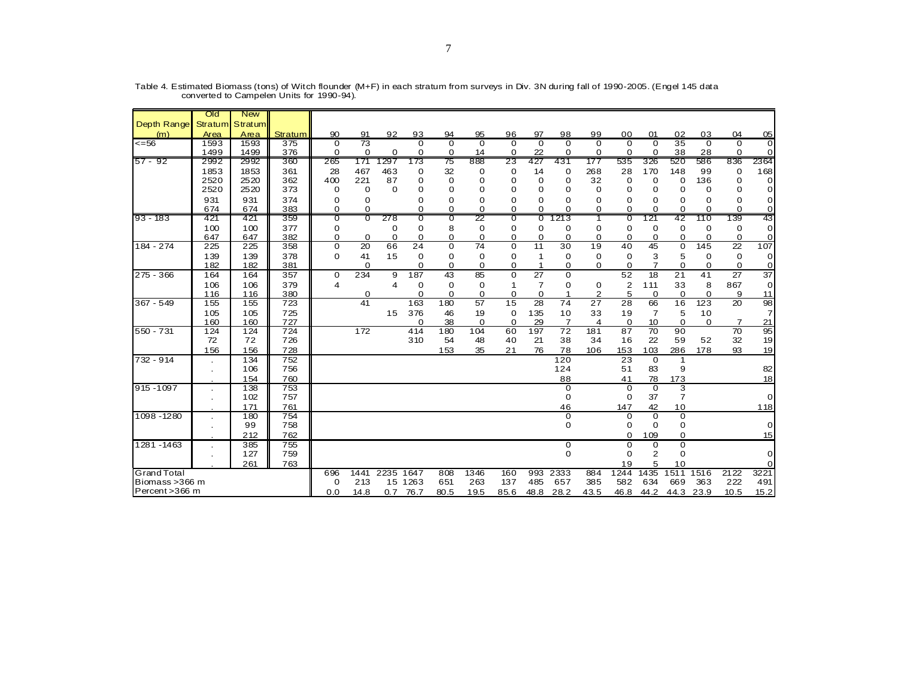Table 4. Estimated Biomass (tons) of Witch flounder (M+F) in each stratum from surveys in Div. 3N during fall of 1990-2005. (Engel 145 data converted to Campelen Units for 1990-94).

| Depth Range (m) | Old Stratum Area | New Stratum Area | Stratum | 90 | 91 | 92 | 93 | 94 | 95 | 96 | 97 | 98 | 99 | 00 | 01 | 02 | 03 | 04 | 05 |
|---|---|---|---|---|---|---|---|---|---|---|---|---|---|---|---|---|---|---|---|
| <=56 | 1593 | 1593 | 375 | 0 | 73 | | 0 | 0 | 0 | 0 | 0 | 0 | 0 | 0 | 0 | 35 | 0 | 0 | 0 |
| | 1499 | 1499 | 376 | 0 | 0 | 0 | 0 | 0 | 14 | 0 | 22 | 0 | 0 | 0 | 0 | 38 | 28 | 0 | 0 |
| 57 - 92 | 2992 | 2992 | 360 | 265 | 171 | 1297 | 173 | 75 | 888 | 23 | 427 | 431 | 177 | 535 | 326 | 520 | 586 | 836 | 2364 |
| | 1853 | 1853 | 361 | 28 | 467 | 463 | 0 | 32 | 0 | 0 | 14 | 0 | 268 | 28 | 170 | 148 | 99 | 0 | 168 |
| | 2520 | 2520 | 362 | 400 | 221 | 87 | 0 | 0 | 0 | 0 | 0 | 0 | 32 | 0 | 0 | 0 | 136 | 0 | 0 |
| | 2520 | 2520 | 373 | 0 | 0 | 0 | 0 | 0 | 0 | 0 | 0 | 0 | 0 | 0 | 0 | 0 | 0 | 0 | 0 |
| | 931 | 931 | 374 | 0 | 0 | | 0 | 0 | 0 | 0 | 0 | 0 | 0 | 0 | 0 | 0 | 0 | 0 | 0 |
| | 674 | 674 | 383 | 0 | 0 | | 0 | 0 | 0 | 0 | 0 | 0 | 0 | 0 | 0 | 0 | 0 | 0 | 0 |
| 93 - 183 | 421 | 421 | 359 | 0 | 0 | 278 | 0 | 0 | 22 | 0 | 0 | 1213 | 1 | 0 | 121 | 42 | 110 | 139 | 43 |
| | 100 | 100 | 377 | 0 | | 0 | 0 | 8 | 0 | 0 | 0 | 0 | 0 | 0 | 0 | 0 | 0 | 0 | 0 |
| | 647 | 647 | 382 | 0 | 0 | 0 | 0 | 0 | 0 | 0 | 0 | 0 | 0 | 0 | 0 | 0 | 0 | 0 | 0 |
| 184 - 274 | 225 | 225 | 358 | 0 | 20 | 66 | 24 | 0 | 74 | 0 | 11 | 30 | 19 | 40 | 45 | 0 | 145 | 22 | 107 |
| | 139 | 139 | 378 | 0 | 41 | 15 | 0 | 0 | 0 | 0 | 1 | 0 | 0 | 0 | 3 | 5 | 0 | 0 | 0 |
| | 182 | 182 | 381 | | 0 | | 0 | 0 | 0 | 0 | 1 | 0 | 0 | 0 | 7 | 0 | 0 | 0 | 0 |
| 275 - 366 | 164 | 164 | 357 | 0 | 234 | 9 | 187 | 43 | 85 | 0 | 27 | 0 | | 52 | 18 | 21 | 41 | 27 | 37 |
| | 106 | 106 | 379 | 4 | | 4 | 0 | 0 | 0 | 1 | 7 | 0 | 0 | 2 | 111 | 33 | 8 | 867 | 0 |
| | 116 | 116 | 380 | | 0 | | 0 | 0 | 0 | 0 | 0 | 1 | 2 | 5 | 0 | 0 | 0 | 9 | 11 |
| 367 - 549 | 155 | 155 | 723 | | 41 | | 163 | 180 | 57 | 15 | 28 | 74 | 27 | 28 | 66 | 16 | 123 | 20 | 98 |
| | 105 | 105 | 725 | | | 15 | 376 | 46 | 19 | 0 | 135 | 10 | 33 | 19 | 7 | 5 | 10 | | 7 |
| | 160 | 160 | 727 | | | | 0 | 38 | 0 | 0 | 29 | 7 | 4 | 0 | 10 | 0 | 0 | 7 | 21 |
| 550 - 731 | 124 | 124 | 724 | | 172 | | 414 | 180 | 104 | 60 | 197 | 72 | 181 | 87 | 70 | 90 | | 70 | 95 |
| | 72 | 72 | 726 | | | | 310 | 54 | 48 | 40 | 21 | 38 | 34 | 16 | 22 | 59 | 52 | 32 | 19 |
| | 156 | 156 | 728 | | | | | 153 | 35 | 21 | 76 | 78 | 106 | 153 | 103 | 286 | 178 | 93 | 19 |
| 732 - 914 | . | 134 | 752 | | | | | | | | | 120 | | 23 | 0 | 1 | | | |
| | . | 106 | 756 | | | | | | | | | 124 | | 51 | 83 | 9 | | | 82 |
| | . | 154 | 760 | | | | | | | | | 88 | | 41 | 78 | 173 | | | 18 |
| 915 -1097 | . | 138 | 753 | | | | | | | | | 0 | | 0 | 0 | 3 | | | |
| | . | 102 | 757 | | | | | | | | | 0 | | 0 | 37 | 7 | | | 0 |
| | . | 171 | 761 | | | | | | | | | 46 | | 147 | 42 | 10 | | | 118 |
| 1098 -1280 | . | 180 | 754 | | | | | | | | | 0 | | 0 | 0 | 0 | | | |
| | . | 99 | 758 | | | | | | | | | 0 | | 0 | 0 | 0 | | | 0 |
| | . | 212 | 762 | | | | | | | | | | | 0 | 109 | 0 | | | 15 |
| 1281 -1463 | . | 385 | 755 | | | | | | | | | 0 | | 0 | 0 | 0 | | | |
| | . | 127 | 759 | | | | | | | | | 0 | | 0 | 2 | 0 | | | 0 |
| | . | 261 | 763 | | | | | | | | | | | 19 | 5 | 10 | | | 0 |
| Grand Total | | | | 696 | 1441 | 2235 | 1647 | 808 | 1346 | 160 | 993 | 2333 | 884 | 1244 | 1435 | 1511 | 1516 | 2122 | 3221 |
| Biomass >366 m | | | | 0 | 213 | 15 | 1263 | 651 | 263 | 137 | 485 | 657 | 385 | 582 | 634 | 669 | 363 | 222 | 491 |
| Percent >366 m | | | | 0.0 | 14.8 | 0.7 | 76.7 | 80.5 | 19.5 | 85.6 | 48.8 | 28.2 | 43.5 | 46.8 | 44.2 | 44.3 | 23.9 | 10.5 | 15.2 |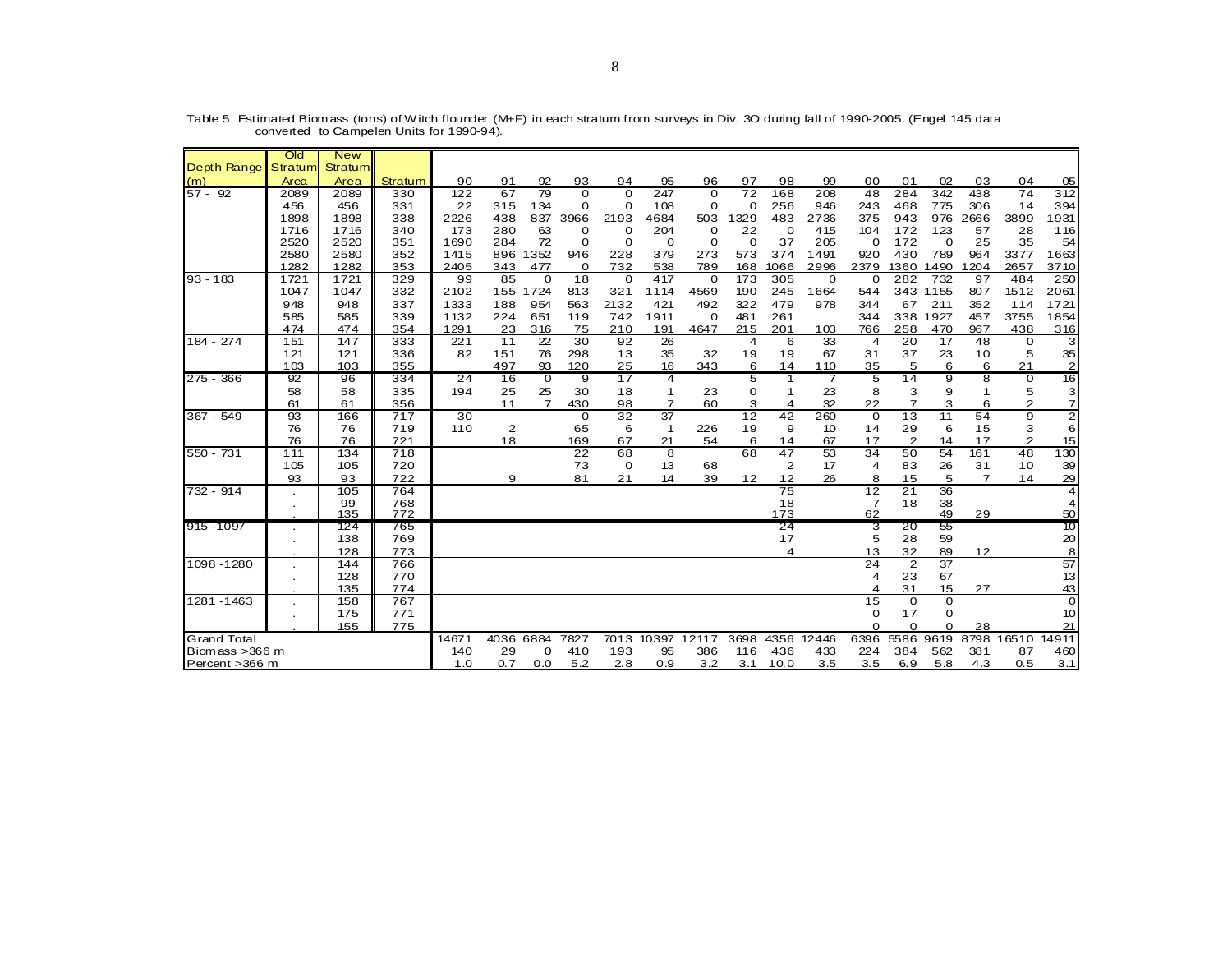Table 5. Estimated Biomass (tons) of Witch flounder (M+F) in each stratum from surveys in Div. 3O during fall of 1990-2005. (Engel 145 data converted to Campelen Units for 1990-94).

| Depth Range (m) | Old Stratum Area | New Stratum Area | Stratum | 90 | 91 | 92 | 93 | 94 | 95 | 96 | 97 | 98 | 99 | 00 | 01 | 02 | 03 | 04 | 05 |
|---|---|---|---|---|---|---|---|---|---|---|---|---|---|---|---|---|---|---|---|
| 57 - 92 | 2089 | 2089 | 330 | 122 | 67 | 79 | 0 | 0 | 247 | 0 | 72 | 168 | 208 | 48 | 284 | 342 | 438 | 74 | 312 |
| | 456 | 456 | 331 | 22 | 315 | 134 | 0 | 0 | 108 | 0 | 0 | 256 | 946 | 243 | 468 | 775 | 306 | 14 | 394 |
| | 1898 | 1898 | 338 | 2226 | 438 | 837 | 3966 | 2193 | 4684 | 503 | 1329 | 483 | 2736 | 375 | 943 | 976 | 2666 | 3899 | 1931 |
| | 1716 | 1716 | 340 | 173 | 280 | 63 | 0 | 0 | 204 | 0 | 22 | 0 | 415 | 104 | 172 | 123 | 57 | 28 | 116 |
| | 2520 | 2520 | 351 | 1690 | 284 | 72 | 0 | 0 | 0 | 0 | 0 | 37 | 205 | 0 | 172 | 0 | 25 | 35 | 54 |
| | 2580 | 2580 | 352 | 1415 | 896 | 1352 | 946 | 228 | 379 | 273 | 573 | 374 | 1491 | 920 | 430 | 789 | 964 | 3377 | 1663 |
| | 1282 | 1282 | 353 | 2405 | 343 | 477 | 0 | 732 | 538 | 789 | 168 | 1066 | 2996 | 2379 | 1360 | 1490 | 1204 | 2657 | 3710 |
| 93 - 183 | 1721 | 1721 | 329 | 99 | 85 | 0 | 18 | 0 | 417 | 0 | 173 | 305 | 0 | 0 | 282 | 732 | 97 | 484 | 250 |
| | 1047 | 1047 | 332 | 2102 | 155 | 1724 | 813 | 321 | 1114 | 4569 | 190 | 245 | 1664 | 544 | 343 | 1155 | 807 | 1512 | 2061 |
| | 948 | 948 | 337 | 1333 | 188 | 954 | 563 | 2132 | 421 | 492 | 322 | 479 | 978 | 344 | 67 | 211 | 352 | 114 | 1721 |
| | 585 | 585 | 339 | 1132 | 224 | 651 | 119 | 742 | 1911 | 0 | 481 | 261 | | 344 | 338 | 1927 | 457 | 3755 | 1854 |
| | 474 | 474 | 354 | 1291 | 23 | 316 | 75 | 210 | 191 | 4647 | 215 | 201 | 103 | 766 | 258 | 470 | 967 | 438 | 316 |
| 184 - 274 | 151 | 147 | 333 | 221 | 11 | 22 | 30 | 92 | 26 | | 4 | 6 | 33 | 4 | 20 | 17 | 48 | 0 | 3 |
| | 121 | 121 | 336 | 82 | 151 | 76 | 298 | 13 | 35 | 32 | 19 | 19 | 67 | 31 | 37 | 23 | 10 | 5 | 35 |
| | 103 | 103 | 355 | | 497 | 93 | 120 | 25 | 16 | 343 | 6 | 14 | 110 | 35 | 5 | 6 | 6 | 21 | 2 |
| 275 - 366 | 92 | 96 | 334 | 24 | 16 | 0 | 9 | 17 | 4 | | 5 | 1 | 7 | 5 | 14 | 9 | 8 | 0 | 16 |
| | 58 | 58 | 335 | 194 | 25 | 25 | 30 | 18 | 1 | 23 | 0 | 1 | 23 | 8 | 3 | 9 | 1 | 5 | 3 |
| | 61 | 61 | 356 | | 11 | 7 | 430 | 98 | 7 | 60 | 3 | 4 | 32 | 22 | 7 | 3 | 6 | 2 | 7 |
| 367 - 549 | 93 | 166 | 717 | 30 | | | 0 | 32 | 37 | | 12 | 42 | 260 | 0 | 13 | 11 | 54 | 9 | 2 |
| | 76 | 76 | 719 | 110 | 2 | | 65 | 6 | 1 | 226 | 19 | 9 | 10 | 14 | 29 | 6 | 15 | 3 | 6 |
| | 76 | 76 | 721 | | 18 | | 169 | 67 | 21 | 54 | 6 | 14 | 67 | 17 | 2 | 14 | 17 | 2 | 15 |
| 550 - 731 | 111 | 134 | 718 | | | | 22 | 68 | 8 | | 68 | 47 | 53 | 34 | 50 | 54 | 161 | 48 | 130 |
| | 105 | 105 | 720 | | | | 73 | 0 | 13 | 68 | | 2 | 17 | 4 | 83 | 26 | 31 | 10 | 39 |
| | 93 | 93 | 722 | | 9 | | 81 | 21 | 14 | 39 | 12 | 12 | 26 | 8 | 15 | 5 | 7 | 14 | 29 |
| 732 - 914 | . | 105 | 764 | | | | | | | | | 75 | | 12 | 21 | 36 | | | 4 |
| | . | 99 | 768 | | | | | | | | | 18 | | 7 | 18 | 38 | | | 4 |
| | . | 135 | 772 | | | | | | | | | 173 | | 62 | | 49 | 29 | | 50 |
| 915 -1097 | . | 124 | 765 | | | | | | | | | 24 | | 3 | 20 | 55 | | | 10 |
| | . | 138 | 769 | | | | | | | | | 17 | | 5 | 28 | 59 | | | 20 |
| | . | 128 | 773 | | | | | | | | | 4 | | 13 | 32 | 89 | 12 | | 8 |
| 1098 -1280 | . | 144 | 766 | | | | | | | | | | | 24 | 2 | 37 | | | 57 |
| | . | 128 | 770 | | | | | | | | | | | 4 | 23 | 67 | | | 13 |
| | . | 135 | 774 | | | | | | | | | | | 4 | 31 | 15 | 27 | | 43 |
| 1281 -1463 | . | 158 | 767 | | | | | | | | | | | 15 | 0 | 0 | | | 0 |
| | . | 175 | 771 | | | | | | | | | | | 0 | 17 | 0 | | | 10 |
| | . | 155 | 775 | | | | | | | | | | | 0 | 0 | 0 | 28 | | 21 |
| Grand Total | | | | 14671 | 4036 | 6884 | 7827 | 7013 | 10397 | 12117 | 3698 | 4356 | 12446 | 6396 | 5586 | 9619 | 8798 | 16510 | 14911 |
| Biomass >366 m | | | | 140 | 29 | 0 | 410 | 193 | 95 | 386 | 116 | 436 | 433 | 224 | 384 | 562 | 381 | 87 | 460 |
| Percent >366 m | | | | 1.0 | 0.7 | 0.0 | 5.2 | 2.8 | 0.9 | 3.2 | 3.1 | 10.0 | 3.5 | 3.5 | 6.9 | 5.8 | 4.3 | 0.5 | 3.1 |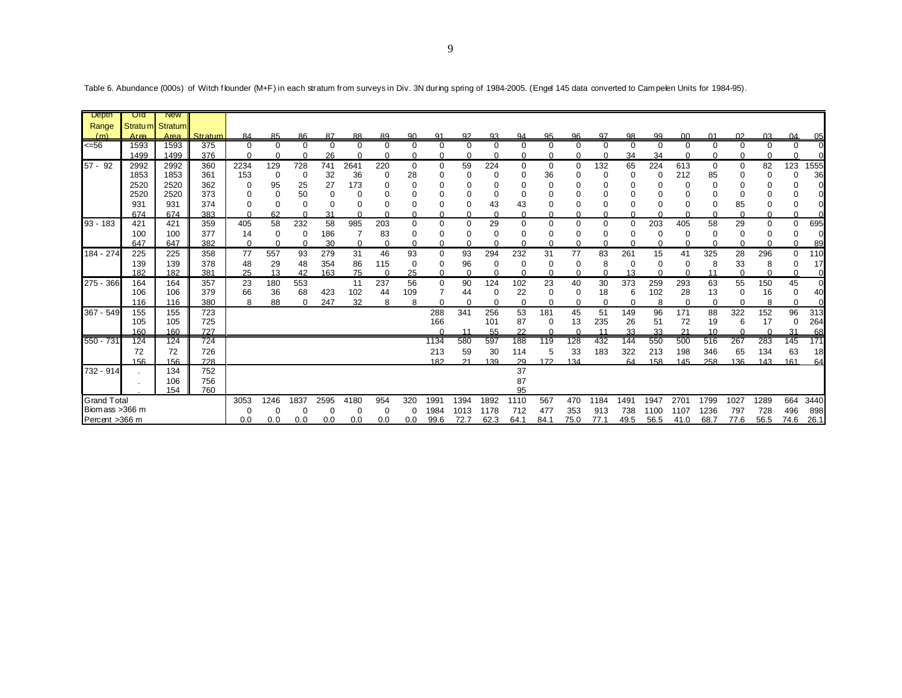Table 6. Abundance (000s) of Witch flounder (M+F) in each stratum from surveys in Div. 3N during spring of 1984-2005. (Engel 145 data converted to Campelen Units for 1984-95).

| Depth Range (m) | Old Stratum Area | New Stratum Area | Stratum | 84 | 85 | 86 | 87 | 88 | 89 | 90 | 91 | 92 | 93 | 94 | 95 | 96 | 97 | 98 | 99 | 00 | 01 | 02 | 03 | 04 | 05 |
|---|---|---|---|---|---|---|---|---|---|---|---|---|---|---|---|---|---|---|---|---|---|---|---|---|---|
| <=56 | 1593 | 1593 | 375 | 0 | 0 | 0 | 0 | 0 | 0 | 0 | 0 | 0 | 0 | 0 | 0 | 0 | 0 | 0 | 0 | 0 | 0 | 0 | 0 | 0 | 0 |
| | 1499 | 1499 | 376 | 0 | 0 | 0 | 26 | 0 | 0 | 0 | 0 | 0 | 0 | 0 | 0 | 0 | 0 | 34 | 34 | 0 | 0 | 0 | 0 | 0 | 0 |
| 57 - 92 | 2992 | 2992 | 360 | 2234 | 129 | 728 | 741 | 2641 | 220 | 0 | 0 | 59 | 224 | 0 | 0 | 0 | 132 | 65 | 224 | 613 | 0 | 0 | 82 | 123 | 1555 |
| | 1853 | 1853 | 361 | 153 | 0 | 0 | 32 | 36 | 0 | 28 | 0 | 0 | 0 | 0 | 36 | 0 | 0 | 0 | 0 | 212 | 85 | 0 | 0 | 0 | 36 |
| | 2520 | 2520 | 362 | 0 | 95 | 25 | 27 | 173 | 0 | 0 | 0 | 0 | 0 | 0 | 0 | 0 | 0 | 0 | 0 | 0 | 0 | 0 | 0 | 0 | 0 |
| | 2520 | 2520 | 373 | 0 | 0 | 50 | 0 | 0 | 0 | 0 | 0 | 0 | 0 | 0 | 0 | 0 | 0 | 0 | 0 | 0 | 0 | 0 | 0 | 0 | 0 |
| | 931 | 931 | 374 | 0 | 0 | 0 | 0 | 0 | 0 | 0 | 0 | 0 | 43 | 43 | 0 | 0 | 0 | 0 | 0 | 0 | 0 | 85 | 0 | 0 | 0 |
| | 674 | 674 | 383 | 0 | 62 | 0 | 31 | 0 | 0 | 0 | 0 | 0 | 0 | 0 | 0 | 0 | 0 | 0 | 0 | 0 | 0 | 0 | 0 | 0 | 0 |
| 93 - 183 | 421 | 421 | 359 | 405 | 58 | 232 | 58 | 985 | 203 | 0 | 0 | 0 | 29 | 0 | 0 | 0 | 0 | 0 | 203 | 405 | 58 | 29 | 0 | 0 | 695 |
| | 100 | 100 | 377 | 14 | 0 | 0 | 186 | 7 | 83 | 0 | 0 | 0 | 0 | 0 | 0 | 0 | 0 | 0 | 0 | 0 | 0 | 0 | 0 | 0 | 0 |
| | 647 | 647 | 382 | 0 | 0 | 0 | 30 | 0 | 0 | 0 | 0 | 0 | 0 | 0 | 0 | 0 | 0 | 0 | 0 | 0 | 0 | 0 | 0 | 0 | 89 |
| 184 - 274 | 225 | 225 | 358 | 77 | 557 | 93 | 279 | 31 | 46 | 93 | 0 | 93 | 294 | 232 | 31 | 77 | 83 | 261 | 15 | 41 | 325 | 28 | 296 | 0 | 110 |
| | 139 | 139 | 378 | 48 | 29 | 48 | 354 | 86 | 115 | 0 | 0 | 96 | 0 | 0 | 0 | 0 | 8 | 0 | 0 | 0 | 8 | 33 | 8 | 0 | 17 |
| | 182 | 182 | 381 | 25 | 13 | 42 | 163 | 75 | 0 | 25 | 0 | 0 | 0 | 0 | 0 | 0 | 0 | 13 | 0 | 0 | 11 | 0 | 0 | 0 | 0 |
| 275 - 366 | 164 | 164 | 357 | 23 | 180 | 553 | | 11 | 237 | 56 | 0 | 90 | 124 | 102 | 23 | 40 | 30 | 373 | 259 | 293 | 63 | 55 | 150 | 45 | 0 |
| | 106 | 106 | 379 | 66 | 36 | 68 | 423 | 102 | 44 | 109 | 7 | 44 | 0 | 22 | 0 | 0 | 18 | 6 | 102 | 28 | 13 | 0 | 16 | 0 | 40 |
| | 116 | 116 | 380 | 8 | 88 | 0 | 247 | 32 | 8 | 8 | 0 | 0 | 0 | 0 | 0 | 0 | 0 | 0 | 8 | 0 | 0 | 0 | 8 | 0 | 0 |
| 367 - 549 | 155 | 155 | 723 | | | | | | | | 288 | 341 | 256 | 53 | 181 | 45 | 51 | 149 | 96 | 171 | 88 | 322 | 152 | 96 | 313 |
| | 105 | 105 | 725 | | | | | | | | 166 | | 101 | 87 | 0 | 13 | 235 | 26 | 51 | 72 | 19 | 6 | 17 | 0 | 264 |
| | 160 | 160 | 727 | | | | | | | | 0 | 11 | 55 | 22 | 0 | 0 | 11 | 33 | 33 | 21 | 10 | 0 | 0 | 31 | 68 |
| 550 - 731 | 124 | 124 | 724 | | | | | | | | 1134 | 580 | 597 | 188 | 119 | 128 | 432 | 144 | 550 | 500 | 516 | 267 | 283 | 145 | 171 |
| | 72 | 72 | 726 | | | | | | | | 213 | 59 | 30 | 114 | 5 | 33 | 183 | 322 | 213 | 198 | 346 | 65 | 134 | 63 | 18 |
| | 156 | 156 | 728 | | | | | | | | 182 | 21 | 139 | 29 | 172 | 134 | | 64 | 158 | 145 | 258 | 136 | 143 | 161 | 64 |
| 732 - 914 | . | 134 | 752 | | | | | | | | | | | 37 | | | | | | | | | | | |
| | . | 106 | 756 | | | | | | | | | | | 87 | | | | | | | | | | | |
| | . | 154 | 760 | | | | | | | | | | | 95 | | | | | | | | | | | |
| Grand Total | | | | 3053 | 1246 | 1837 | 2595 | 4180 | 954 | 320 | 1991 | 1394 | 1892 | 1110 | 567 | 470 | 1184 | 1491 | 1947 | 2701 | 1799 | 1027 | 1289 | 664 | 3440 |
| Biomass >366 m | | | | 0 | 0 | 0 | 0 | 0 | 0 | 0 | 1984 | 1013 | 1178 | 712 | 477 | 353 | 913 | 738 | 1100 | 1107 | 1236 | 797 | 728 | 496 | 898 |
| Percent >366 m | | | | 0.0 | 0.0 | 0.0 | 0.0 | 0.0 | 0.0 | 0.0 | 99.6 | 72.7 | 62.3 | 64.1 | 84.1 | 75.0 | 77.1 | 49.5 | 56.5 | 41.0 | 68.7 | 77.6 | 56.5 | 74.6 | 26.1 |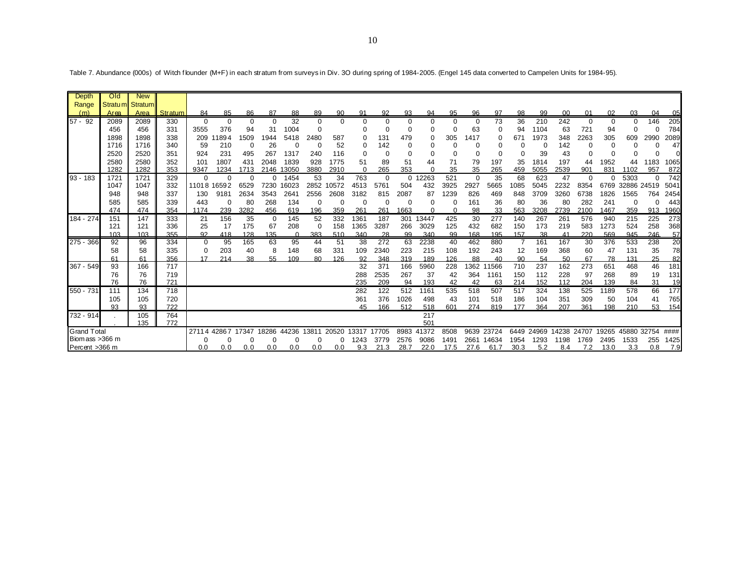Table 7. Abundance (000s) of Witch flounder (M+F) in each stratum from surveys in Div. 3O during spring of 1984-2005. (Engel 145 data converted to Campelen Units for 1984-95).

| Depth Range (m) | Old Stratum Area | New Stratum Area | Stratum | 84 | 85 | 86 | 87 | 88 | 89 | 90 | 91 | 92 | 93 | 94 | 95 | 96 | 97 | 98 | 99 | 00 | 01 | 02 | 03 | 04 | 05 |
|---|---|---|---|---|---|---|---|---|---|---|---|---|---|---|---|---|---|---|---|---|---|---|---|---|---|
| 57 - 92 | 2089 | 2089 | 330 | 0 | 0 | 0 | 0 | 32 | 0 | 0 | 0 | 0 | 0 | 0 | 0 | 0 | 73 | 36 | 210 | 242 | 0 | 0 | 0 | 146 | 205 |
| | 456 | 456 | 331 | 3555 | 376 | 94 | 31 | 1004 | 0 | | 0 | 0 | 0 | 0 | 0 | 63 | 0 | 94 | 1104 | 63 | 721 | 94 | 0 | 0 | 784 |
| | 1898 | 1898 | 338 | 209 | 11894 | 1509 | 1944 | 5418 | 2480 | 587 | 0 | 131 | 479 | 0 | 305 | 1417 | 0 | 671 | 1973 | 348 | 2263 | 305 | 609 | 2990 | 2089 |
| | 1716 | 1716 | 340 | 59 | 210 | 0 | 26 | 0 | 0 | 52 | 0 | 142 | 0 | 0 | 0 | 0 | 0 | 0 | 0 | 142 | 0 | 0 | 0 | 0 | 47 |
| | 2520 | 2520 | 351 | 924 | 231 | 495 | 267 | 1317 | 240 | 116 | 0 | 0 | 0 | 0 | 0 | 0 | 0 | 0 | 39 | 43 | 0 | 0 | 0 | 0 | 0 |
| | 2580 | 2580 | 352 | 101 | 1807 | 431 | 2048 | 1839 | 928 | 1775 | 51 | 89 | 51 | 44 | 71 | 79 | 197 | 35 | 1814 | 197 | 44 | 1952 | 44 | 1183 | 1065 |
| | 1282 | 1282 | 353 | 9347 | 1234 | 1713 | 2146 | 13050 | 3880 | 2910 | 0 | 265 | 353 | 0 | 35 | 35 | 265 | 459 | 5055 | 2539 | 901 | 831 | 1102 | 957 | 872 |
| 93 - 183 | 1721 | 1721 | 329 | 0 | 0 | 0 | 0 | 1454 | 53 | 34 | 763 | 0 | 0 | 12263 | 521 | 0 | 35 | 68 | 623 | 47 | 0 | 0 | 5303 | 0 | 742 |
| | 1047 | 1047 | 332 | 11018 | 16592 | 6529 | 7230 | 16023 | 2852 | 10572 | 4513 | 5761 | 504 | 432 | 3925 | 2927 | 5665 | 1085 | 5045 | 2232 | 8354 | 6769 | 32886 | 24519 | 5041 |
| | 948 | 948 | 337 | 130 | 9181 | 2634 | 3543 | 2641 | 2556 | 2608 | 3182 | 815 | 2087 | 87 | 1239 | 826 | 469 | 848 | 3709 | 3260 | 6738 | 1826 | 1565 | 764 | 2454 |
| | 585 | 585 | 339 | 443 | 0 | 80 | 268 | 134 | 0 | 0 | 0 | 0 | 0 | 0 | 0 | 161 | 36 | 80 | 36 | 80 | 282 | 241 | 0 | 0 | 443 |
| | 474 | 474 | 354 | 1174 | 239 | 3282 | 456 | 619 | 196 | 359 | 261 | 261 | 1663 | 0 | 0 | 98 | 33 | 563 | 3208 | 2739 | 2100 | 1467 | 359 | 913 | 1960 |
| 184 - 274 | 151 | 147 | 333 | 21 | 156 | 35 | 0 | 145 | 52 | 332 | 1361 | 187 | 301 | 13447 | 425 | 30 | 277 | 140 | 267 | 261 | 576 | 940 | 215 | 225 | 273 |
| | 121 | 121 | 336 | 25 | 17 | 175 | 67 | 208 | 0 | 158 | 1365 | 3287 | 266 | 3029 | 125 | 432 | 682 | 150 | 173 | 219 | 583 | 1273 | 524 | 258 | 368 |
| | 103 | 103 | 355 | 92 | 418 | 128 | 135 | 0 | 383 | 510 | 340 | 28 | 99 | 340 | 99 | 168 | 195 | 157 | 38 | 41 | 220 | 569 | 945 | 246 | 57 |
| 275 - 366 | 92 | 96 | 334 | 0 | 95 | 165 | 63 | 95 | 44 | 51 | 38 | 272 | 63 | 2238 | 40 | 462 | 880 | 7 | 161 | 167 | 30 | 376 | 533 | 238 | 20 |
| | 58 | 58 | 335 | 0 | 203 | 40 | 8 | 148 | 68 | 331 | 109 | 2340 | 223 | 215 | 108 | 192 | 243 | 12 | 169 | 368 | 60 | 47 | 131 | 35 | 78 |
| | 61 | 61 | 356 | 17 | 214 | 38 | 55 | 109 | 80 | 126 | 92 | 348 | 319 | 189 | 126 | 88 | 40 | 90 | 54 | 50 | 67 | 78 | 131 | 25 | 82 |
| 367 - 549 | 93 | 166 | 717 | | | | | | | | 32 | 371 | 166 | 5960 | 228 | 1362 | 11566 | 710 | 237 | 162 | 273 | 651 | 468 | 46 | 181 |
| | 76 | 76 | 719 | | | | | | | | 288 | 2535 | 267 | 37 | 42 | 364 | 1161 | 150 | 112 | 228 | 97 | 268 | 89 | 19 | 131 |
| | 76 | 76 | 721 | | | | | | | | 235 | 209 | 94 | 193 | 42 | 42 | 63 | 214 | 152 | 112 | 204 | 139 | 84 | 31 | 19 |
| 550 - 731 | 111 | 134 | 718 | | | | | | | | 282 | 122 | 512 | 1161 | 535 | 518 | 507 | 517 | 324 | 138 | 525 | 1189 | 578 | 66 | 177 |
| | 105 | 105 | 720 | | | | | | | | 361 | 376 | 1026 | 498 | 43 | 101 | 518 | 186 | 104 | 351 | 309 | 50 | 104 | 41 | 765 |
| | 93 | 93 | 722 | | | | | | | | 45 | 166 | 512 | 518 | 601 | 274 | 819 | 177 | 364 | 207 | 361 | 198 | 210 | 53 | 154 |
| 732 - 914 | . | 105 | 764 | | | | | | | | | | | 217 | | | | | | | | | | | |
| | . | 135 | 772 | | | | | | | | | | | 501 | | | | | | | | | | | |
| Grand Total | | | | 27114 | 42867 | 17347 | 18286 | 44236 | 13811 | 20520 | 13317 | 17705 | 8983 | 41372 | 8508 | 9639 | 23724 | 6449 | 24969 | 14238 | 24707 | 19265 | 45880 | 32754 | #### |
| Biomass >366 m | | | | 0 | 0 | 0 | 0 | 0 | 0 | 0 | 1243 | 3779 | 2576 | 9086 | 1491 | 2661 | 14634 | 1954 | 1293 | 1198 | 1769 | 2495 | 1533 | 255 | 1425 |
| Percent >366 m | | | | 0.0 | 0.0 | 0.0 | 0.0 | 0.0 | 0.0 | 0.0 | 9.3 | 21.3 | 28.7 | 22.0 | 17.5 | 27.6 | 61.7 | 30.3 | 5.2 | 8.4 | 7.2 | 13.0 | 3.3 | 0.8 | 7.9 |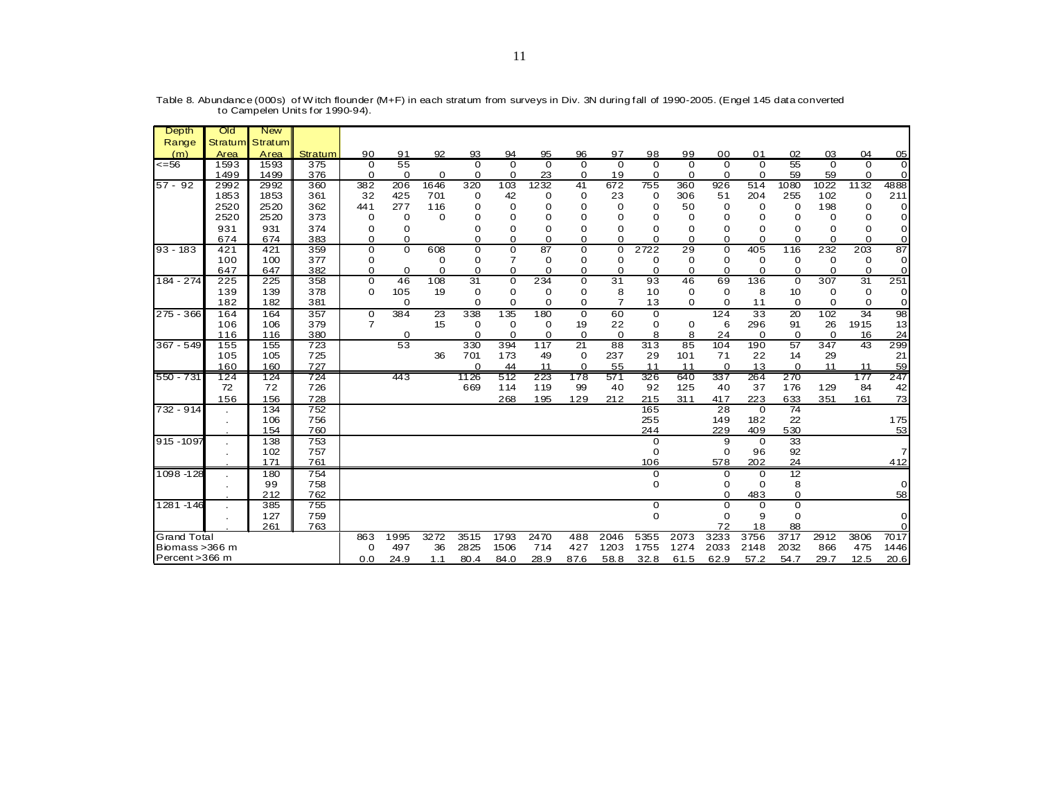Table 8. Abundance (000s) of Witch flounder (M+F) in each stratum from surveys in Div. 3N during fall of 1990-2005. (Engel 145 data converted to Campelen Units for 1990-94).

| Depth Range (m) | Old Stratum Area | New Stratum Area | Stratum | 90 | 91 | 92 | 93 | 94 | 95 | 96 | 97 | 98 | 99 | 00 | 01 | 02 | 03 | 04 | 05 |
|---|---|---|---|---|---|---|---|---|---|---|---|---|---|---|---|---|---|---|---|
| <=56 | 1593 | 1593 | 375 | 0 | 55 | | 0 | 0 | 0 | 0 | 0 | 0 | 0 | 0 | 0 | 55 | 0 | 0 | 0 |
| | 1499 | 1499 | 376 | 0 | 0 | 0 | 0 | 0 | 23 | 0 | 19 | 0 | 0 | 0 | 0 | 59 | 59 | 0 | 0 |
| 57 - 92 | 2992 | 2992 | 360 | 382 | 206 | 1646 | 320 | 103 | 1232 | 41 | 672 | 755 | 360 | 926 | 514 | 1080 | 1022 | 1132 | 4888 |
| | 1853 | 1853 | 361 | 32 | 425 | 701 | 0 | 42 | 0 | 0 | 23 | 0 | 306 | 51 | 204 | 255 | 102 | 0 | 211 |
| | 2520 | 2520 | 362 | 441 | 277 | 116 | 0 | 0 | 0 | 0 | 0 | 0 | 50 | 0 | 0 | 0 | 198 | 0 | 0 |
| | 2520 | 2520 | 373 | 0 | 0 | 0 | 0 | 0 | 0 | 0 | 0 | 0 | 0 | 0 | 0 | 0 | 0 | 0 | 0 |
| | 931 | 931 | 374 | 0 | 0 | | 0 | 0 | 0 | 0 | 0 | 0 | 0 | 0 | 0 | 0 | 0 | 0 | 0 |
| | 674 | 674 | 383 | 0 | 0 | | 0 | 0 | 0 | 0 | 0 | 0 | 0 | 0 | 0 | 0 | 0 | 0 | 0 |
| 93 - 183 | 421 | 421 | 359 | 0 | 0 | 608 | 0 | 0 | 87 | 0 | 0 | 2722 | 29 | 0 | 405 | 116 | 232 | 203 | 87 |
| | 100 | 100 | 377 | 0 | | 0 | 0 | 7 | 0 | 0 | 0 | 0 | 0 | 0 | 0 | 0 | 0 | 0 | 0 |
| | 647 | 647 | 382 | 0 | 0 | 0 | 0 | 0 | 0 | 0 | 0 | 0 | 0 | 0 | 0 | 0 | 0 | 0 | 0 |
| 184 - 274 | 225 | 225 | 358 | 0 | 46 | 108 | 31 | 0 | 234 | 0 | 31 | 93 | 46 | 69 | 136 | 0 | 307 | 31 | 251 |
| | 139 | 139 | 378 | 0 | 105 | 19 | 0 | 0 | 0 | 0 | 8 | 10 | 0 | 0 | 8 | 10 | 0 | 0 | 0 |
| | 182 | 182 | 381 | | 0 | | 0 | 0 | 0 | 0 | 7 | 13 | 0 | 0 | 11 | 0 | 0 | 0 | 0 |
| 275 - 366 | 164 | 164 | 357 | 0 | 384 | 23 | 338 | 135 | 180 | 0 | 60 | 0 | | 124 | 33 | 20 | 102 | 34 | 98 |
| | 106 | 106 | 379 | 7 | | 15 | 0 | 0 | 0 | 19 | 22 | 0 | 0 | 6 | 296 | 91 | 26 | 1915 | 13 |
| | 116 | 116 | 380 | | 0 | | 0 | 0 | 0 | 0 | 0 | 8 | 8 | 24 | 0 | 0 | 0 | 16 | 24 |
| 367 - 549 | 155 | 155 | 723 | | 53 | | 330 | 394 | 117 | 21 | 88 | 313 | 85 | 104 | 190 | 57 | 347 | 43 | 299 |
| | 105 | 105 | 725 | | | 36 | 701 | 173 | 49 | 0 | 237 | 29 | 101 | 71 | 22 | 14 | 29 | | 21 |
| | 160 | 160 | 727 | | | | 0 | 44 | 11 | 0 | 55 | 11 | 11 | 0 | 13 | 0 | 11 | 11 | 59 |
| 550 - 731 | 124 | 124 | 724 | | 443 | | 1126 | 512 | 223 | 178 | 571 | 326 | 640 | 337 | 264 | 270 | | 177 | 247 |
| | 72 | 72 | 726 | | | | 669 | 114 | 119 | 99 | 40 | 92 | 125 | 40 | 37 | 176 | 129 | 84 | 42 |
| | 156 | 156 | 728 | | | | | 268 | 195 | 129 | 212 | 215 | 311 | 417 | 223 | 633 | 351 | 161 | 73 |
| 732 - 914 | . | 134 | 752 | | | | | | | | | 165 | | 28 | 0 | 74 | | | |
| | . | 106 | 756 | | | | | | | | | 255 | | 149 | 182 | 22 | | | 175 |
| | . | 154 | 760 | | | | | | | | | 244 | | 229 | 409 | 530 | | | 53 |
| 915 -1097 | . | 138 | 753 | | | | | | | | | 0 | | 9 | 0 | 33 | | | |
| | . | 102 | 757 | | | | | | | | | 0 | | 0 | 96 | 92 | | | 7 |
| | . | 171 | 761 | | | | | | | | | 106 | | 578 | 202 | 24 | | | 412 |
| 1098 -128 | . | 180 | 754 | | | | | | | | | 0 | | 0 | 0 | 12 | | | |
| | . | 99 | 758 | | | | | | | | | 0 | | 0 | 0 | 8 | | | 0 |
| | . | 212 | 762 | | | | | | | | | | | 0 | 483 | 0 | | | 58 |
| 1281 -146 | . | 385 | 755 | | | | | | | | | 0 | | 0 | 0 | 0 | | | |
| | . | 127 | 759 | | | | | | | | | 0 | | 0 | 9 | 0 | | | 0 |
| | . | 261 | 763 | | | | | | | | | | | 72 | 18 | 88 | | | 0 |
| Grand Total | | | | 863 | 1995 | 3272 | 3515 | 1793 | 2470 | 488 | 2046 | 5355 | 2073 | 3233 | 3756 | 3717 | 2912 | 3806 | 7017 |
| Biomass >366 m | | | | 0 | 497 | 36 | 2825 | 1506 | 714 | 427 | 1203 | 1755 | 1274 | 2033 | 2148 | 2032 | 866 | 475 | 1446 |
| Percent >366 m | | | | 0.0 | 24.9 | 1.1 | 80.4 | 84.0 | 28.9 | 87.6 | 58.8 | 32.8 | 61.5 | 62.9 | 57.2 | 54.7 | 29.7 | 12.5 | 20.6 |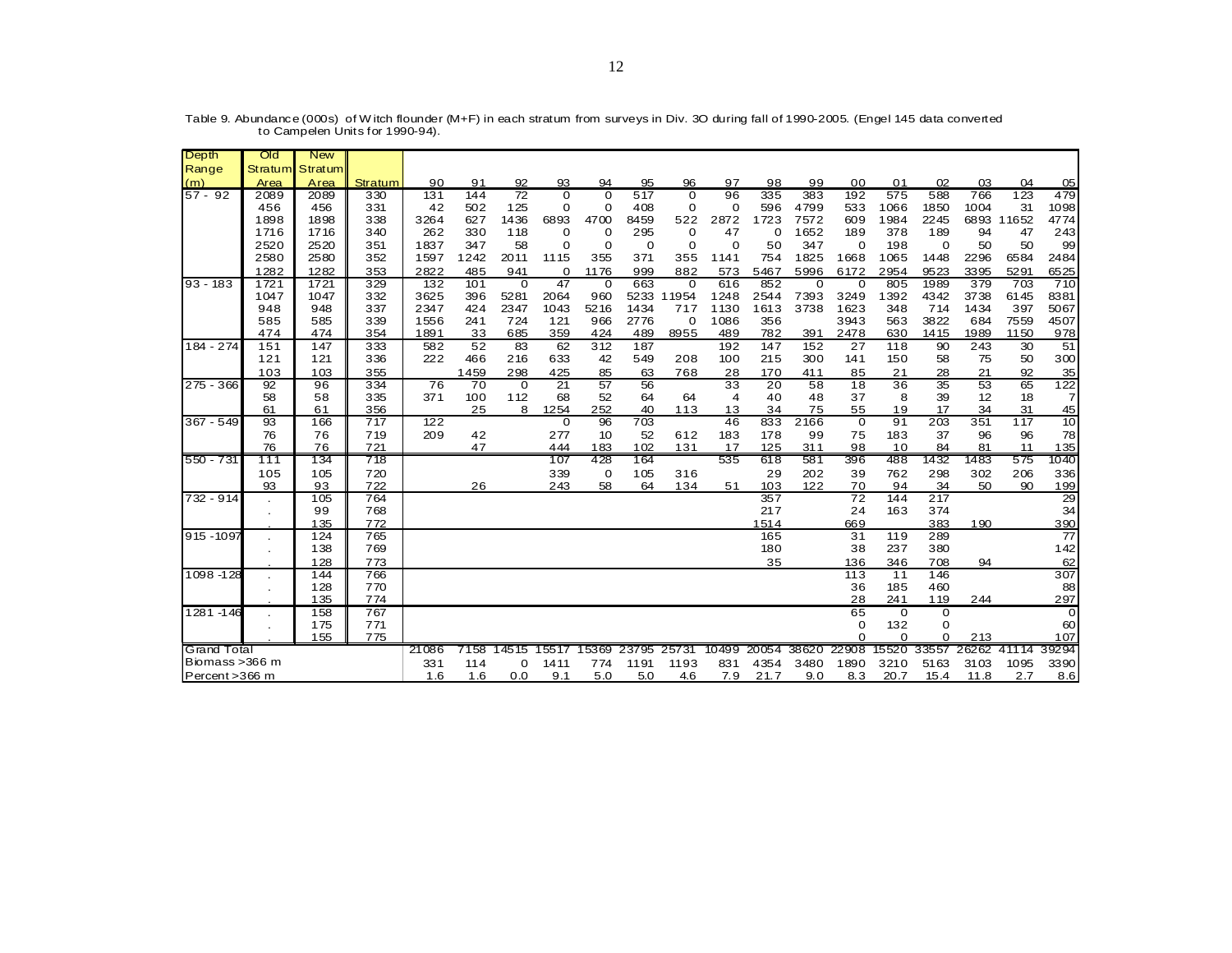Table 9. Abundance (000s) of Witch flounder (M+F) in each stratum from surveys in Div. 3O during fall of 1990-2005. (Engel 145 data converted to Campelen Units for 1990-94).

| Depth Range (m) | Old Stratum Area | New Stratum Area | Stratum | 90 | 91 | 92 | 93 | 94 | 95 | 96 | 97 | 98 | 99 | 00 | 01 | 02 | 03 | 04 | 05 |
|---|---|---|---|---|---|---|---|---|---|---|---|---|---|---|---|---|---|---|---|
| 57 - 92 | 2089 | 2089 | 330 | 131 | 144 | 72 | 0 | 0 | 517 | 0 | 96 | 335 | 383 | 192 | 575 | 588 | 766 | 123 | 479 |
| | 456 | 456 | 331 | 42 | 502 | 125 | 0 | 0 | 408 | 0 | 0 | 596 | 4799 | 533 | 1066 | 1850 | 1004 | 31 | 1098 |
| | 1898 | 1898 | 338 | 3264 | 627 | 1436 | 6893 | 4700 | 8459 | 522 | 2872 | 1723 | 7572 | 609 | 1984 | 2245 | 6893 | 11652 | 4774 |
| | 1716 | 1716 | 340 | 262 | 330 | 118 | 0 | 0 | 295 | 0 | 47 | 0 | 1652 | 189 | 378 | 189 | 94 | 47 | 243 |
| | 2520 | 2520 | 351 | 1837 | 347 | 58 | 0 | 0 | 0 | 0 | 0 | 50 | 347 | 0 | 198 | 0 | 50 | 50 | 99 |
| | 2580 | 2580 | 352 | 1597 | 1242 | 2011 | 1115 | 355 | 371 | 355 | 1141 | 754 | 1825 | 1668 | 1065 | 1448 | 2296 | 6584 | 2484 |
| | 1282 | 1282 | 353 | 2822 | 485 | 941 | 0 | 1176 | 999 | 882 | 573 | 5467 | 5996 | 6172 | 2954 | 9523 | 3395 | 5291 | 6525 |
| 93 - 183 | 1721 | 1721 | 329 | 132 | 101 | 0 | 47 | 0 | 663 | 0 | 616 | 852 | 0 | 0 | 805 | 1989 | 379 | 703 | 710 |
| | 1047 | 1047 | 332 | 3625 | 396 | 5281 | 2064 | 960 | 5233 | 11954 | 1248 | 2544 | 7393 | 3249 | 1392 | 4342 | 3738 | 6145 | 8381 |
| | 948 | 948 | 337 | 2347 | 424 | 2347 | 1043 | 5216 | 1434 | 717 | 1130 | 1613 | 3738 | 1623 | 348 | 714 | 1434 | 397 | 5067 |
| | 585 | 585 | 339 | 1556 | 241 | 724 | 121 | 966 | 2776 | 0 | 1086 | 356 | | 3943 | 563 | 3822 | 684 | 7559 | 4507 |
| | 474 | 474 | 354 | 1891 | 33 | 685 | 359 | 424 | 489 | 8955 | 489 | 782 | 391 | 2478 | 630 | 1415 | 1989 | 1150 | 978 |
| 184 - 274 | 151 | 147 | 333 | 582 | 52 | 83 | 62 | 312 | 187 | | 192 | 147 | 152 | 27 | 118 | 90 | 243 | 30 | 51 |
| | 121 | 121 | 336 | 222 | 466 | 216 | 633 | 42 | 549 | 208 | 100 | 215 | 300 | 141 | 150 | 58 | 75 | 50 | 300 |
| | 103 | 103 | 355 | | 1459 | 298 | 425 | 85 | 63 | 768 | 28 | 170 | 411 | 85 | 21 | 28 | 21 | 92 | 35 |
| 275 - 366 | 92 | 96 | 334 | 76 | 70 | 0 | 21 | 57 | 56 | | 33 | 20 | 58 | 18 | 36 | 35 | 53 | 65 | 122 |
| | 58 | 58 | 335 | 371 | 100 | 112 | 68 | 52 | 64 | 64 | 4 | 40 | 48 | 37 | 8 | 39 | 12 | 18 | 7 |
| | 61 | 61 | 356 | | 25 | 8 | 1254 | 252 | 40 | 113 | 13 | 34 | 75 | 55 | 19 | 17 | 34 | 31 | 45 |
| 367 - 549 | 93 | 166 | 717 | 122 | | | 0 | 96 | 703 | | 46 | 833 | 2166 | 0 | 91 | 203 | 351 | 117 | 10 |
| | 76 | 76 | 719 | 209 | 42 | | 277 | 10 | 52 | 612 | 183 | 178 | 99 | 75 | 183 | 37 | 96 | 96 | 78 |
| | 76 | 76 | 721 | | 47 | | 444 | 183 | 102 | 131 | 17 | 125 | 311 | 98 | 10 | 84 | 81 | 11 | 135 |
| 550 - 731 | 111 | 134 | 718 | | | | 107 | 428 | 164 | | 535 | 618 | 581 | 396 | 488 | 1432 | 1483 | 575 | 1040 |
| | 105 | 105 | 720 | | | | 339 | 0 | 105 | 316 | | 29 | 202 | 39 | 762 | 298 | 302 | 206 | 336 |
| | 93 | 93 | 722 | | 26 | | 243 | 58 | 64 | 134 | 51 | 103 | 122 | 70 | 94 | 34 | 50 | 90 | 199 |
| 732 - 914 | . | 105 | 764 | | | | | | | | | 357 | | 72 | 144 | 217 | | | 29 |
| | . | 99 | 768 | | | | | | | | | 217 | | 24 | 163 | 374 | | | 34 |
| | . | 135 | 772 | | | | | | | | | 1514 | | 669 | | 383 | 190 | | 390 |
| 915 -1097 | . | 124 | 765 | | | | | | | | | 165 | | 31 | 119 | 289 | | | 77 |
| | . | 138 | 769 | | | | | | | | | 180 | | 38 | 237 | 380 | | | 142 |
| | . | 128 | 773 | | | | | | | | | 35 | | 136 | 346 | 708 | 94 | | 62 |
| 1098 -128 | . | 144 | 766 | | | | | | | | | | | 113 | 11 | 146 | | | 307 |
| | . | 128 | 770 | | | | | | | | | | | 36 | 185 | 460 | | | 88 |
| | . | 135 | 774 | | | | | | | | | | | 28 | 241 | 119 | 244 | | 297 |
| 1281 -146 | . | 158 | 767 | | | | | | | | | | | 65 | 0 | 0 | | | 0 |
| | . | 175 | 771 | | | | | | | | | | | 0 | 132 | 0 | | | 60 |
| | . | 155 | 775 | | | | | | | | | | | 0 | 0 | 0 | 213 | | 107 |
| Grand Total | | | | 21086 | 7158 | 14515 | 15517 | 15369 | 23795 | 25731 | 10499 | 20054 | 38620 | 22908 | 15520 | 33557 | 26262 | 41114 | 39294 |
| Biomass >366 m | | | | 331 | 114 | 0 | 1411 | 774 | 1191 | 1193 | 831 | 4354 | 3480 | 1890 | 3210 | 5163 | 3103 | 1095 | 3390 |
| Percent >366 m | | | | 1.6 | 1.6 | 0.0 | 9.1 | 5.0 | 5.0 | 4.6 | 7.9 | 21.7 | 9.0 | 8.3 | 20.7 | 15.4 | 11.8 | 2.7 | 8.6 |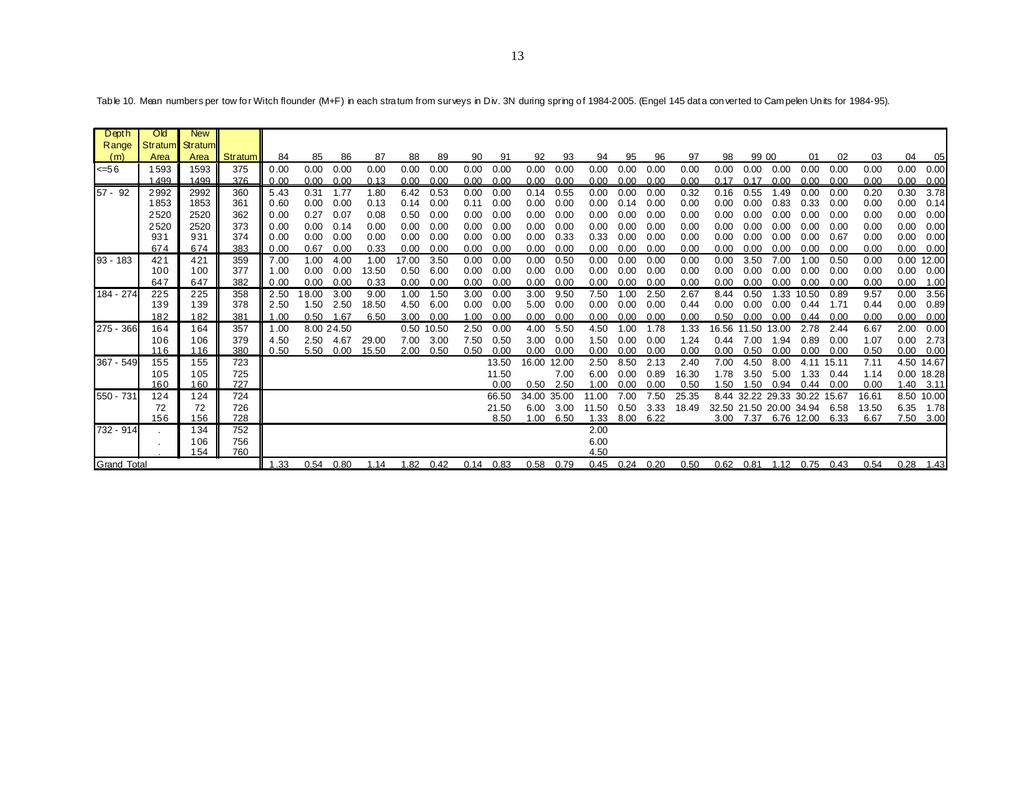Table 10. Mean numbers per tow for Witch flounder (M+F) in each stratum from surveys in Div. 3N during spring of 1984-2005. (Engel 145 data converted to Campelen Units for 1984-95).

| Depth Range (m) | Old Stratum Area | New Stratum Area | Stratum | 84 | 85 | 86 | 87 | 88 | 89 | 90 | 91 | 92 | 93 | 94 | 95 | 96 | 97 | 98 | 99 | 00 | 01 | 02 | 03 | 04 | 05 |
|---|---|---|---|---|---|---|---|---|---|---|---|---|---|---|---|---|---|---|---|---|---|---|---|---|---|
| <=56 | 1593 | 1593 | 375 | 0.00 | 0.00 | 0.00 | 0.00 | 0.00 | 0.00 | 0.00 | 0.00 | 0.00 | 0.00 | 0.00 | 0.00 | 0.00 | 0.00 | 0.00 | 0.00 | 0.00 | 0.00 | 0.00 | 0.00 | 0.00 | 0.00 |
| | 1499 | 1499 | 376 | 0.00 | 0.00 | 0.00 | 0.13 | 0.00 | 0.00 | 0.00 | 0.00 | 0.00 | 0.00 | 0.00 | 0.00 | 0.00 | 0.00 | 0.17 | 0.17 | 0.00 | 0.00 | 0.00 | 0.00 | 0.00 | 0.00 |
| 57 - 92 | 2992 | 2992 | 360 | 5.43 | 0.31 | 1.77 | 1.80 | 6.42 | 0.53 | 0.00 | 0.00 | 0.14 | 0.55 | 0.00 | 0.00 | 0.00 | 0.32 | 0.16 | 0.55 | 1.49 | 0.00 | 0.00 | 0.20 | 0.30 | 3.78 |
| | 1853 | 1853 | 361 | 0.60 | 0.00 | 0.00 | 0.13 | 0.14 | 0.00 | 0.11 | 0.00 | 0.00 | 0.00 | 0.00 | 0.14 | 0.00 | 0.00 | 0.00 | 0.00 | 0.83 | 0.33 | 0.00 | 0.00 | 0.00 | 0.14 |
| | 2520 | 2520 | 362 | 0.00 | 0.27 | 0.07 | 0.08 | 0.50 | 0.00 | 0.00 | 0.00 | 0.00 | 0.00 | 0.00 | 0.00 | 0.00 | 0.00 | 0.00 | 0.00 | 0.00 | 0.00 | 0.00 | 0.00 | 0.00 | 0.00 |
| | 2520 | 2520 | 373 | 0.00 | 0.00 | 0.14 | 0.00 | 0.00 | 0.00 | 0.00 | 0.00 | 0.00 | 0.00 | 0.00 | 0.00 | 0.00 | 0.00 | 0.00 | 0.00 | 0.00 | 0.00 | 0.00 | 0.00 | 0.00 | 0.00 |
| | 931 | 931 | 374 | 0.00 | 0.00 | 0.00 | 0.00 | 0.00 | 0.00 | 0.00 | 0.00 | 0.00 | 0.33 | 0.33 | 0.00 | 0.00 | 0.00 | 0.00 | 0.00 | 0.00 | 0.00 | 0.67 | 0.00 | 0.00 | 0.00 |
| | 674 | 674 | 383 | 0.00 | 0.67 | 0.00 | 0.33 | 0.00 | 0.00 | 0.00 | 0.00 | 0.00 | 0.00 | 0.00 | 0.00 | 0.00 | 0.00 | 0.00 | 0.00 | 0.00 | 0.00 | 0.00 | 0.00 | 0.00 | 0.00 |
| 93 - 183 | 421 | 421 | 359 | 7.00 | 1.00 | 4.00 | 1.00 | 17.00 | 3.50 | 0.00 | 0.00 | 0.00 | 0.50 | 0.00 | 0.00 | 0.00 | 0.00 | 0.00 | 3.50 | 7.00 | 1.00 | 0.50 | 0.00 | 0.00 | 12.00 |
| | 100 | 100 | 377 | 1.00 | 0.00 | 0.00 | 13.50 | 0.50 | 6.00 | 0.00 | 0.00 | 0.00 | 0.00 | 0.00 | 0.00 | 0.00 | 0.00 | 0.00 | 0.00 | 0.00 | 0.00 | 0.00 | 0.00 | 0.00 | 0.00 |
| | 647 | 647 | 382 | 0.00 | 0.00 | 0.00 | 0.33 | 0.00 | 0.00 | 0.00 | 0.00 | 0.00 | 0.00 | 0.00 | 0.00 | 0.00 | 0.00 | 0.00 | 0.00 | 0.00 | 0.00 | 0.00 | 0.00 | 0.00 | 1.00 |
| 184 - 274 | 225 | 225 | 358 | 2.50 | 18.00 | 3.00 | 9.00 | 1.00 | 1.50 | 3.00 | 0.00 | 3.00 | 9.50 | 7.50 | 1.00 | 2.50 | 2.67 | 8.44 | 0.50 | 1.33 | 10.50 | 0.89 | 9.57 | 0.00 | 3.56 |
| | 139 | 139 | 378 | 2.50 | 1.50 | 2.50 | 18.50 | 4.50 | 6.00 | 0.00 | 0.00 | 5.00 | 0.00 | 0.00 | 0.00 | 0.00 | 0.44 | 0.00 | 0.00 | 0.00 | 0.44 | 1.71 | 0.44 | 0.00 | 0.89 |
| | 182 | 182 | 381 | 1.00 | 0.50 | 1.67 | 6.50 | 3.00 | 0.00 | 1.00 | 0.00 | 0.00 | 0.00 | 0.00 | 0.00 | 0.00 | 0.00 | 0.50 | 0.00 | 0.00 | 0.44 | 0.00 | 0.00 | 0.00 | 0.00 |
| 275 - 366 | 164 | 164 | 357 | 1.00 | 8.00 | 24.50 | | 0.50 | 10.50 | 2.50 | 0.00 | 4.00 | 5.50 | 4.50 | 1.00 | 1.78 | 1.33 | 16.56 | 11.50 | 13.00 | 2.78 | 2.44 | 6.67 | 2.00 | 0.00 |
| | 106 | 106 | 379 | 4.50 | 2.50 | 4.67 | 29.00 | 7.00 | 3.00 | 7.50 | 0.50 | 3.00 | 0.00 | 1.50 | 0.00 | 0.00 | 1.24 | 0.44 | 7.00 | 1.94 | 0.89 | 0.00 | 1.07 | 0.00 | 2.73 |
| | 116 | 116 | 380 | 0.50 | 5.50 | 0.00 | 15.50 | 2.00 | 0.50 | 0.50 | 0.00 | 0.00 | 0.00 | 0.00 | 0.00 | 0.00 | 0.00 | 0.00 | 0.50 | 0.00 | 0.00 | 0.00 | 0.50 | 0.00 | 0.00 |
| 367 - 549 | 155 | 155 | 723 | | | | | | | | 13.50 | 16.00 | 12.00 | 2.50 | 8.50 | 2.13 | 2.40 | 7.00 | 4.50 | 8.00 | 4.11 | 15.11 | 7.11 | 4.50 | 14.67 |
| | 105 | 105 | 725 | | | | | | | | 11.50 | | 7.00 | 6.00 | 0.00 | 0.89 | 16.30 | 1.78 | 3.50 | 5.00 | 1.33 | 0.44 | 1.14 | 0.00 | 18.28 |
| | 160 | 160 | 727 | | | | | | | | 0.00 | 0.50 | 2.50 | 1.00 | 0.00 | 0.00 | 0.50 | 1.50 | 1.50 | 0.94 | 0.44 | 0.00 | 0.00 | 1.40 | 3.11 |
| 550 - 731 | 124 | 124 | 724 | | | | | | | | 66.50 | 34.00 | 35.00 | 11.00 | 7.00 | 7.50 | 25.35 | 8.44 | 32.22 | 29.33 | 30.22 | 15.67 | 16.61 | 8.50 | 10.00 |
| | 72 | 72 | 726 | | | | | | | | 21.50 | 6.00 | 3.00 | 11.50 | 0.50 | 3.33 | 18.49 | 32.50 | 21.50 | 20.00 | 34.94 | 6.58 | 13.50 | 6.35 | 1.78 |
| | 156 | 156 | 728 | | | | | | | | 8.50 | 1.00 | 6.50 | 1.33 | 8.00 | 6.22 | | 3.00 | 7.37 | 6.76 | 12.00 | 6.33 | 6.67 | 7.50 | 3.00 |
| 732 - 914 | . | 134 | 752 | | | | | | | | | | | 2.00 | | | | | | | | | | | |
| | . | 106 | 756 | | | | | | | | | | | 6.00 | | | | | | | | | | | |
| | . | 154 | 760 | | | | | | | | | | | 4.50 | | | | | | | | | | | |
| Grand Total | | | | 1.33 | 0.54 | 0.80 | 1.14 | 1.82 | 0.42 | 0.14 | 0.83 | 0.58 | 0.79 | 0.45 | 0.24 | 0.20 | 0.50 | 0.62 | 0.81 | 1.12 | 0.75 | 0.43 | 0.54 | 0.28 | 1.43 |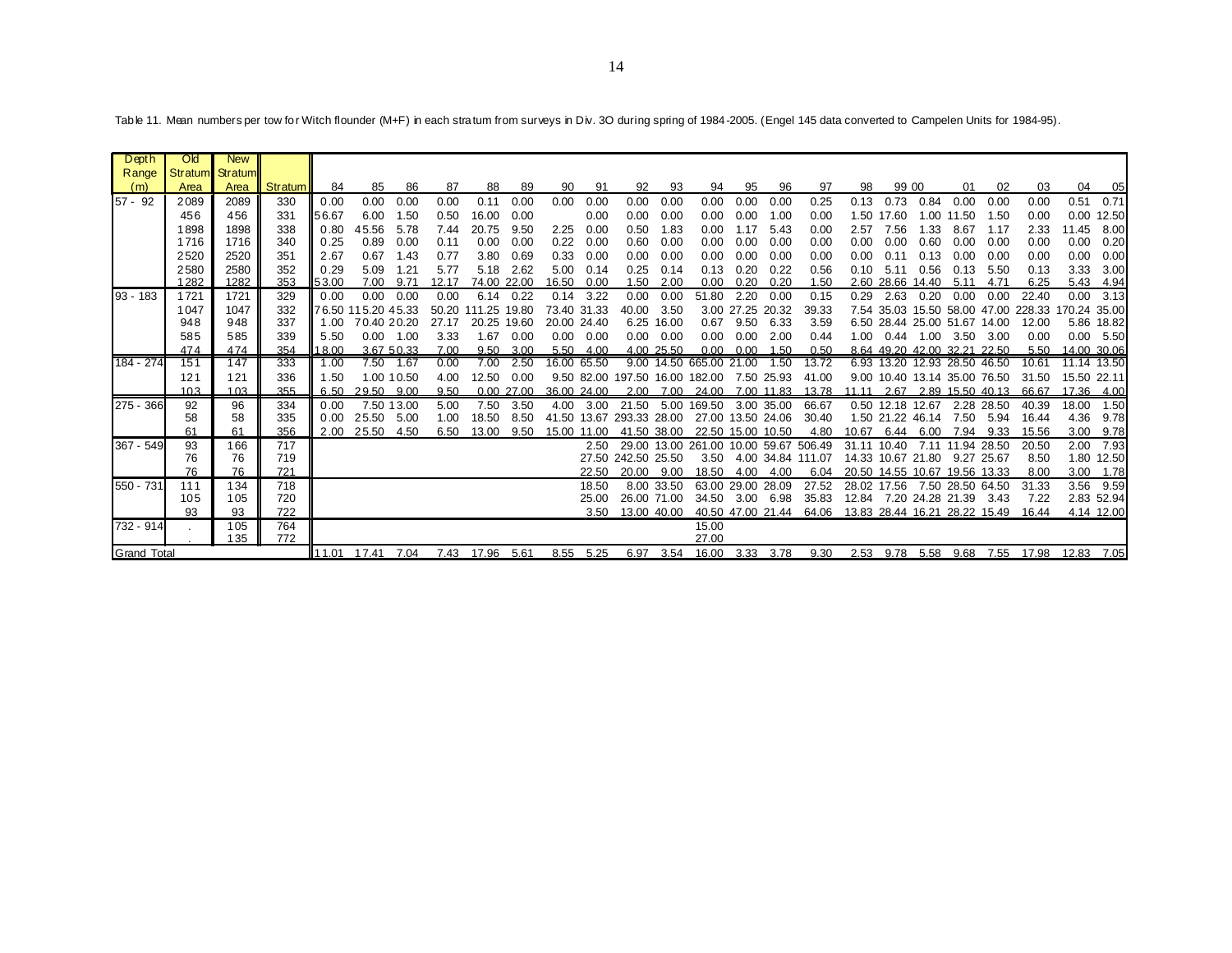Table 11. Mean numbers per tow for Witch flounder (M+F) in each stratum from surveys in Div. 3O during spring of 1984-2005. (Engel 145 data converted to Campelen Units for 1984-95).

| Depth Range (m) | Old Stratum Area | New Stratum Area | Stratum | 84 | 85 | 86 | 87 | 88 | 89 | 90 | 91 | 92 | 93 | 94 | 95 | 96 | 97 | 98 | 99 | 00 | 01 | 02 | 03 | 04 | 05 |
|---|---|---|---|---|---|---|---|---|---|---|---|---|---|---|---|---|---|---|---|---|---|---|---|---|---|
| 57 - 92 | 2089 | 2089 | 330 | 0.00 | 0.00 | 0.00 | 0.00 | 0.11 | 0.00 | 0.00 | 0.00 | 0.00 | 0.00 | 0.00 | 0.00 | 0.00 | 0.25 | 0.13 | 0.73 | 0.84 | 0.00 | 0.00 | 0.00 | 0.51 | 0.71 |
| | 456 | 456 | 331 | 56.67 | 6.00 | 1.50 | 0.50 | 16.00 | 0.00 | | 0.00 | 0.00 | 0.00 | 0.00 | 0.00 | 1.00 | 0.00 | 1.50 | 17.60 | 1.00 | 11.50 | 1.50 | 0.00 | 0.00 | 12.50 |
| | 1898 | 1898 | 338 | 0.80 | 45.56 | 5.78 | 7.44 | 20.75 | 9.50 | 2.25 | 0.00 | 0.50 | 1.83 | 0.00 | 1.17 | 5.43 | 0.00 | 2.57 | 7.56 | 1.33 | 8.67 | 1.17 | 2.33 | 11.45 | 8.00 |
| | 1716 | 1716 | 340 | 0.25 | 0.89 | 0.00 | 0.11 | 0.00 | 0.00 | 0.22 | 0.00 | 0.60 | 0.00 | 0.00 | 0.00 | 0.00 | 0.00 | 0.00 | 0.00 | 0.60 | 0.00 | 0.00 | 0.00 | 0.00 | 0.20 |
| | 2520 | 2520 | 351 | 2.67 | 0.67 | 1.43 | 0.77 | 3.80 | 0.69 | 0.33 | 0.00 | 0.00 | 0.00 | 0.00 | 0.00 | 0.00 | 0.00 | 0.00 | 0.11 | 0.13 | 0.00 | 0.00 | 0.00 | 0.00 | 0.00 |
| | 2580 | 2580 | 352 | 0.29 | 5.09 | 1.21 | 5.77 | 5.18 | 2.62 | 5.00 | 0.14 | 0.25 | 0.14 | 0.13 | 0.20 | 0.22 | 0.56 | 0.10 | 5.11 | 0.56 | 0.13 | 5.50 | 0.13 | 3.33 | 3.00 |
| | 1282 | 1282 | 353 | 53.00 | 7.00 | 9.71 | 12.17 | 74.00 | 22.00 | 16.50 | 0.00 | 1.50 | 2.00 | 0.00 | 0.20 | 0.20 | 1.50 | 2.60 | 28.66 | 14.40 | 5.11 | 4.71 | 6.25 | 5.43 | 4.94 |
| 93 - 183 | 1721 | 1721 | 329 | 0.00 | 0.00 | 0.00 | 0.00 | 6.14 | 0.22 | 0.14 | 3.22 | 0.00 | 0.00 | 51.80 | 2.20 | 0.00 | 0.15 | 0.29 | 2.63 | 0.20 | 0.00 | 0.00 | 22.40 | 0.00 | 3.13 |
| | 1047 | 1047 | 332 | 76.50 | 115.20 | 45.33 | 50.20 | 111.25 | 19.80 | 73.40 | 31.33 | 40.00 | 3.50 | 3.00 | 27.25 | 20.32 | 39.33 | 7.54 | 35.03 | 15.50 | 58.00 | 47.00 | 228.33 | 170.24 | 35.00 |
| | 948 | 948 | 337 | 1.00 | 70.40 | 20.20 | 27.17 | 20.25 | 19.60 | 20.00 | 24.40 | 6.25 | 16.00 | 0.67 | 9.50 | 6.33 | 3.59 | 6.50 | 28.44 | 25.00 | 51.67 | 14.00 | 12.00 | 5.86 | 18.82 |
| | 585 | 585 | 339 | 5.50 | 0.00 | 1.00 | 3.33 | 1.67 | 0.00 | 0.00 | 0.00 | 0.00 | 0.00 | 0.00 | 0.00 | 2.00 | 0.44 | 1.00 | 0.44 | 1.00 | 3.50 | 3.00 | 0.00 | 0.00 | 5.50 |
| | 474 | 474 | 354 | 18.00 | 3.67 | 50.33 | 7.00 | 9.50 | 3.00 | 5.50 | 4.00 | 4.00 | 25.50 | 0.00 | 0.00 | 1.50 | 0.50 | 8.64 | 49.20 | 42.00 | 32.21 | 22.50 | 5.50 | 14.00 | 30.06 |
| 184 - 274 | 151 | 147 | 333 | 1.00 | 7.50 | 1.67 | 0.00 | 7.00 | 2.50 | 16.00 | 65.50 | 9.00 | 14.50 | 665.00 | 21.00 | 1.50 | 13.72 | 6.93 | 13.20 | 12.93 | 28.50 | 46.50 | 10.61 | 11.14 | 13.50 |
| | 121 | 121 | 336 | 1.50 | 1.00 | 10.50 | 4.00 | 12.50 | 0.00 | 9.50 | 82.00 | 197.50 | 16.00 | 182.00 | 7.50 | 25.93 | 41.00 | 9.00 | 10.40 | 13.14 | 35.00 | 76.50 | 31.50 | 15.50 | 22.11 |
| | 103 | 103 | 355 | 6.50 | 29.50 | 9.00 | 9.50 | 0.00 | 27.00 | 36.00 | 24.00 | 2.00 | 7.00 | 24.00 | 7.00 | 11.83 | 13.78 | 11.11 | 2.67 | 2.89 | 15.50 | 40.13 | 66.67 | 17.36 | 4.00 |
| 275 - 366 | 92 | 96 | 334 | 0.00 | 7.50 | 13.00 | 5.00 | 7.50 | 3.50 | 4.00 | 3.00 | 21.50 | 5.00 | 169.50 | 3.00 | 35.00 | 66.67 | 0.50 | 12.18 | 12.67 | 2.28 | 28.50 | 40.39 | 18.00 | 1.50 |
| | 58 | 58 | 335 | 0.00 | 25.50 | 5.00 | 1.00 | 18.50 | 8.50 | 41.50 | 13.67 | 293.33 | 28.00 | 27.00 | 13.50 | 24.06 | 30.40 | 1.50 | 21.22 | 46.14 | 7.50 | 5.94 | 16.44 | 4.36 | 9.78 |
| | 61 | 61 | 356 | 2.00 | 25.50 | 4.50 | 6.50 | 13.00 | 9.50 | 15.00 | 11.00 | 41.50 | 38.00 | 22.50 | 15.00 | 10.50 | 4.80 | 10.67 | 6.44 | 6.00 | 7.94 | 9.33 | 15.56 | 3.00 | 9.78 |
| 367 - 549 | 93 | 166 | 717 | | | | | | | | 2.50 | 29.00 | 13.00 | 261.00 | 10.00 | 59.67 | 506.49 | 31.11 | 10.40 | 7.11 | 11.94 | 28.50 | 20.50 | 2.00 | 7.93 |
| | 76 | 76 | 719 | | | | | | | | 27.50 | 242.50 | 25.50 | 3.50 | 4.00 | 34.84 | 111.07 | 14.33 | 10.67 | 21.80 | 9.27 | 25.67 | 8.50 | 1.80 | 12.50 |
| | 76 | 76 | 721 | | | | | | | | 22.50 | 20.00 | 9.00 | 18.50 | 4.00 | 4.00 | 6.04 | 20.50 | 14.55 | 10.67 | 19.56 | 13.33 | 8.00 | 3.00 | 1.78 |
| 550 - 731 | 111 | 134 | 718 | | | | | | | | 18.50 | 8.00 | 33.50 | 63.00 | 29.00 | 28.09 | 27.52 | 28.02 | 17.56 | 7.50 | 28.50 | 64.50 | 31.33 | 3.56 | 9.59 |
| | 105 | 105 | 720 | | | | | | | | 25.00 | 26.00 | 71.00 | 34.50 | 3.00 | 6.98 | 35.83 | 12.84 | 7.20 | 24.28 | 21.39 | 3.43 | 7.22 | 2.83 | 52.94 |
| | 93 | 93 | 722 | | | | | | | | 3.50 | 13.00 | 40.00 | 40.50 | 47.00 | 21.44 | 64.06 | 13.83 | 28.44 | 16.21 | 28.22 | 15.49 | 16.44 | 4.14 | 12.00 |
| 732 - 914 | . | 105 | 764 | | | | | | | | | | | 15.00 | | | | | | | | | | | |
| | . | 135 | 772 | | | | | | | | | | | 27.00 | | | | | | | | | | | |
| Grand Total | | | | 11.01 | 17.41 | 7.04 | 7.43 | 17.96 | 5.61 | 8.55 | 5.25 | 6.97 | 3.54 | 16.00 | 3.33 | 3.78 | 9.30 | 2.53 | 9.78 | 5.58 | 9.68 | 7.55 | 17.98 | 12.83 | 7.05 |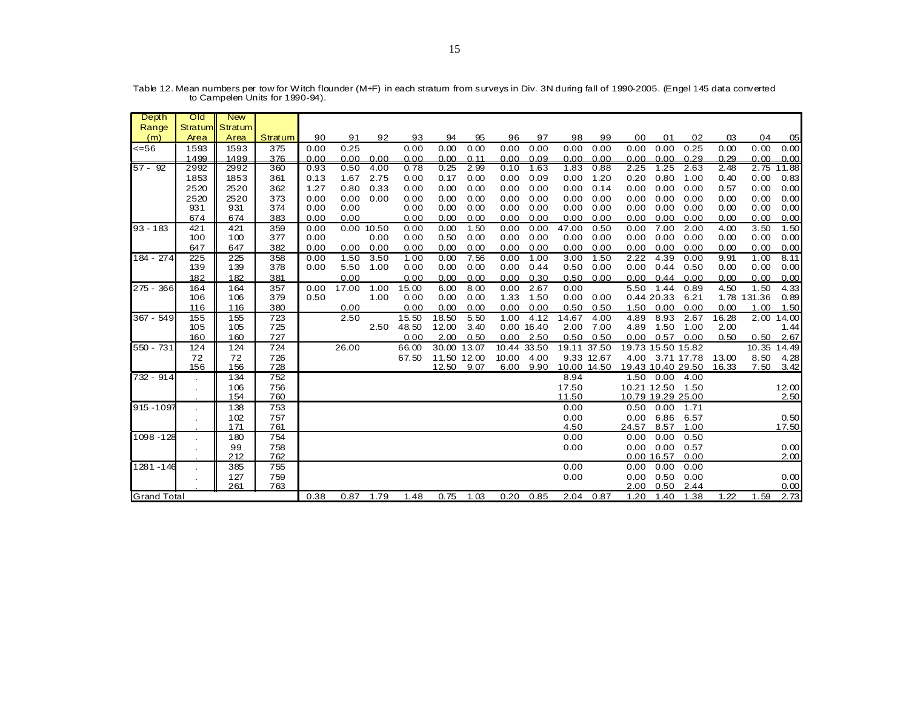Table 12. Mean numbers per tow for Witch flounder (M+F) in each stratum from surveys in Div. 3N during fall of 1990-2005. (Engel 145 data converted to Campelen Units for 1990-94).

| Depth Range (m) | Old Stratum Area | New Stratum Area | Stratum | 90 | 91 | 92 | 93 | 94 | 95 | 96 | 97 | 98 | 99 | 00 | 01 | 02 | 03 | 04 | 05 |
|---|---|---|---|---|---|---|---|---|---|---|---|---|---|---|---|---|---|---|---|
| <=56 | 1593 | 1593 | 375 | 0.00 | 0.25 | | 0.00 | 0.00 | 0.00 | 0.00 | 0.00 | 0.00 | 0.00 | 0.00 | 0.00 | 0.25 | 0.00 | 0.00 | 0.00 |
| | 1499 | 1499 | 376 | 0.00 | 0.00 | 0.00 | 0.00 | 0.00 | 0.11 | 0.00 | 0.09 | 0.00 | 0.00 | 0.00 | 0.00 | 0.29 | 0.29 | 0.00 | 0.00 |
| 57 - 92 | 2992 | 2992 | 360 | 0.93 | 0.50 | 4.00 | 0.78 | 0.25 | 2.99 | 0.10 | 1.63 | 1.83 | 0.88 | 2.25 | 1.25 | 2.63 | 2.48 | 2.75 | 11.88 |
| | 1853 | 1853 | 361 | 0.13 | 1.67 | 2.75 | 0.00 | 0.17 | 0.00 | 0.00 | 0.09 | 0.00 | 1.20 | 0.20 | 0.80 | 1.00 | 0.40 | 0.00 | 0.83 |
| | 2520 | 2520 | 362 | 1.27 | 0.80 | 0.33 | 0.00 | 0.00 | 0.00 | 0.00 | 0.00 | 0.00 | 0.14 | 0.00 | 0.00 | 0.00 | 0.57 | 0.00 | 0.00 |
| | 2520 | 2520 | 373 | 0.00 | 0.00 | 0.00 | 0.00 | 0.00 | 0.00 | 0.00 | 0.00 | 0.00 | 0.00 | 0.00 | 0.00 | 0.00 | 0.00 | 0.00 | 0.00 |
| | 931 | 931 | 374 | 0.00 | 0.00 | | 0.00 | 0.00 | 0.00 | 0.00 | 0.00 | 0.00 | 0.00 | 0.00 | 0.00 | 0.00 | 0.00 | 0.00 | 0.00 |
| | 674 | 674 | 383 | 0.00 | 0.00 | | 0.00 | 0.00 | 0.00 | 0.00 | 0.00 | 0.00 | 0.00 | 0.00 | 0.00 | 0.00 | 0.00 | 0.00 | 0.00 |
| 93 - 183 | 421 | 421 | 359 | 0.00 | 0.00 | 10.50 | 0.00 | 0.00 | 1.50 | 0.00 | 0.00 | 47.00 | 0.50 | 0.00 | 7.00 | 2.00 | 4.00 | 3.50 | 1.50 |
| | 100 | 100 | 377 | 0.00 | | 0.00 | 0.00 | 0.50 | 0.00 | 0.00 | 0.00 | 0.00 | 0.00 | 0.00 | 0.00 | 0.00 | 0.00 | 0.00 | 0.00 |
| | 647 | 647 | 382 | 0.00 | 0.00 | 0.00 | 0.00 | 0.00 | 0.00 | 0.00 | 0.00 | 0.00 | 0.00 | 0.00 | 0.00 | 0.00 | 0.00 | 0.00 | 0.00 |
| 184 - 274 | 225 | 225 | 358 | 0.00 | 1.50 | 3.50 | 1.00 | 0.00 | 7.56 | 0.00 | 1.00 | 3.00 | 1.50 | 2.22 | 4.39 | 0.00 | 9.91 | 1.00 | 8.11 |
| | 139 | 139 | 378 | 0.00 | 5.50 | 1.00 | 0.00 | 0.00 | 0.00 | 0.00 | 0.44 | 0.50 | 0.00 | 0.00 | 0.44 | 0.50 | 0.00 | 0.00 | 0.00 |
| | 182 | 182 | 381 | | 0.00 | | 0.00 | 0.00 | 0.00 | 0.00 | 0.30 | 0.50 | 0.50 | 0.00 | 0.44 | 0.00 | 0.00 | 0.00 | 0.00 |
| 275 - 366 | 164 | 164 | 357 | 0.00 | 17.00 | 1.00 | 15.00 | 6.00 | 8.00 | 0.00 | 2.67 | 0.00 | | 5.50 | 1.44 | 0.89 | 4.50 | 1.50 | 4.33 |
| | 106 | 106 | 379 | 0.50 | | 1.00 | 0.00 | 0.00 | 0.00 | 1.33 | 1.50 | 0.00 | 0.00 | 0.44 | 20.33 | 6.21 | 1.78 | 131.36 | 0.89 |
| | 116 | 116 | 380 | | 0.00 | | 0.00 | 0.00 | 0.00 | 0.00 | 0.00 | 0.50 | 0.50 | 1.50 | 0.00 | 0.00 | 0.00 | 1.00 | 1.50 |
| 367 - 549 | 155 | 155 | 723 | | 2.50 | | 15.50 | 18.50 | 5.50 | 1.00 | 4.12 | 14.67 | 4.00 | 4.89 | 8.93 | 2.67 | 16.28 | 2.00 | 14.00 |
| | 105 | 105 | 725 | | | 2.50 | 48.50 | 12.00 | 3.40 | 0.00 | 16.40 | 2.00 | 7.00 | 4.89 | 1.50 | 1.00 | 2.00 | | 1.44 |
| | 160 | 160 | 727 | | | | 0.00 | 2.00 | 0.50 | 0.00 | 2.50 | 0.50 | 0.50 | 0.00 | 0.57 | 0.00 | 0.50 | 0.50 | 2.67 |
| 550 - 731 | 124 | 124 | 724 | | 26.00 | | 66.00 | 30.00 | 13.07 | 10.44 | 33.50 | 19.11 | 37.50 | 19.73 | 15.50 | 15.82 | | 10.35 | 14.49 |
| | 72 | 72 | 726 | | | | 67.50 | 11.50 | 12.00 | 10.00 | 4.00 | 9.33 | 12.67 | 4.00 | 3.71 | 17.78 | 13.00 | 8.50 | 4.28 |
| | 156 | 156 | 728 | | | | | 12.50 | 9.07 | 6.00 | 9.90 | 10.00 | 14.50 | 19.43 | 10.40 | 29.50 | 16.33 | 7.50 | 3.42 |
| 732 - 914 | . | 134 | 752 | | | | | | | | | 8.94 | | 1.50 | 0.00 | 4.00 | | | |
| | . | 106 | 756 | | | | | | | | | 17.50 | | 10.21 | 12.50 | 1.50 | | | 12.00 |
| | . | 154 | 760 | | | | | | | | | 11.50 | | 10.79 | 19.29 | 25.00 | | | 2.50 |
| 915 -1097 | . | 138 | 753 | | | | | | | | | 0.00 | | 0.50 | 0.00 | 1.71 | | | |
| | . | 102 | 757 | | | | | | | | | 0.00 | | 0.00 | 6.86 | 6.57 | | | 0.50 |
| | . | 171 | 761 | | | | | | | | | 4.50 | | 24.57 | 8.57 | 1.00 | | | 17.50 |
| 1098 -128 | . | 180 | 754 | | | | | | | | | 0.00 | | 0.00 | 0.00 | 0.50 | | | |
| | . | 99 | 758 | | | | | | | | | 0.00 | | 0.00 | 0.00 | 0.57 | | | 0.00 |
| | . | 212 | 762 | | | | | | | | | | | 0.00 | 16.57 | 0.00 | | | 2.00 |
| 1281 -146 | . | 385 | 755 | | | | | | | | | 0.00 | | 0.00 | 0.00 | 0.00 | | | |
| | . | 127 | 759 | | | | | | | | | 0.00 | | 0.00 | 0.50 | 0.00 | | | 0.00 |
| | . | 261 | 763 | | | | | | | | | | | 2.00 | 0.50 | 2.44 | | | 0.00 |
| Grand Total | | | | 0.38 | 0.87 | 1.79 | 1.48 | 0.75 | 1.03 | 0.20 | 0.85 | 2.04 | 0.87 | 1.20 | 1.40 | 1.38 | 1.22 | 1.59 | 2.73 |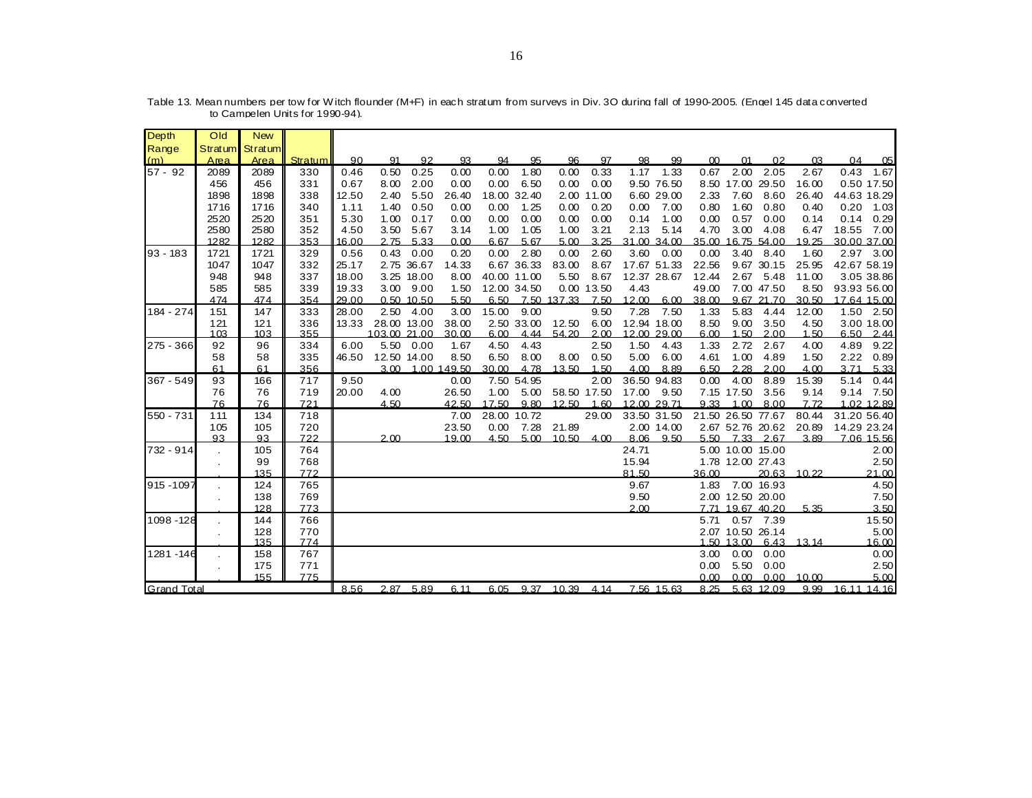Table 13. Mean numbers per tow for Witch flounder (M+F) in each stratum from surveys in Div. 3O during fall of 1990-2005. (Engel 145 data converted to Campelen Units for 1990-94).

| Depth Range (m) | Old Stratum Area | New Stratum Area | Stratum | 90 | 91 | 92 | 93 | 94 | 95 | 96 | 97 | 98 | 99 | 00 | 01 | 02 | 03 | 04 | 05 |
|---|---|---|---|---|---|---|---|---|---|---|---|---|---|---|---|---|---|---|---|
| 57 - 92 | 2089 | 2089 | 330 | 0.46 | 0.50 | 0.25 | 0.00 | 0.00 | 1.80 | 0.00 | 0.33 | 1.17 | 1.33 | 0.67 | 2.00 | 2.05 | 2.67 | 0.43 | 1.67 |
| | 456 | 456 | 331 | 0.67 | 8.00 | 2.00 | 0.00 | 0.00 | 6.50 | 0.00 | 0.00 | 9.50 | 76.50 | 8.50 | 17.00 | 29.50 | 16.00 | 0.50 | 17.50 |
| | 1898 | 1898 | 338 | 12.50 | 2.40 | 5.50 | 26.40 | 18.00 | 32.40 | 2.00 | 11.00 | 6.60 | 29.00 | 2.33 | 7.60 | 8.60 | 26.40 | 44.63 | 18.29 |
| | 1716 | 1716 | 340 | 1.11 | 1.40 | 0.50 | 0.00 | 0.00 | 1.25 | 0.00 | 0.20 | 0.00 | 7.00 | 0.80 | 1.60 | 0.80 | 0.40 | 0.20 | 1.03 |
| | 2520 | 2520 | 351 | 5.30 | 1.00 | 0.17 | 0.00 | 0.00 | 0.00 | 0.00 | 0.00 | 0.14 | 1.00 | 0.00 | 0.57 | 0.00 | 0.14 | 0.14 | 0.29 |
| | 2580 | 2580 | 352 | 4.50 | 3.50 | 5.67 | 3.14 | 1.00 | 1.05 | 1.00 | 3.21 | 2.13 | 5.14 | 4.70 | 3.00 | 4.08 | 6.47 | 18.55 | 7.00 |
| | 1282 | 1282 | 353 | 16.00 | 2.75 | 5.33 | 0.00 | 6.67 | 5.67 | 5.00 | 3.25 | 31.00 | 34.00 | 35.00 | 16.75 | 54.00 | 19.25 | 30.00 | 37.00 |
| 93 - 183 | 1721 | 1721 | 329 | 0.56 | 0.43 | 0.00 | 0.20 | 0.00 | 2.80 | 0.00 | 2.60 | 3.60 | 0.00 | 0.00 | 3.40 | 8.40 | 1.60 | 2.97 | 3.00 |
| | 1047 | 1047 | 332 | 25.17 | 2.75 | 36.67 | 14.33 | 6.67 | 36.33 | 83.00 | 8.67 | 17.67 | 51.33 | 22.56 | 9.67 | 30.15 | 25.95 | 42.67 | 58.19 |
| | 948 | 948 | 337 | 18.00 | 3.25 | 18.00 | 8.00 | 40.00 | 11.00 | 5.50 | 8.67 | 12.37 | 28.67 | 12.44 | 2.67 | 5.48 | 11.00 | 3.05 | 38.86 |
| | 585 | 585 | 339 | 19.33 | 3.00 | 9.00 | 1.50 | 12.00 | 34.50 | 0.00 | 13.50 | 4.43 | | 49.00 | 7.00 | 47.50 | 8.50 | 93.93 | 56.00 |
| | 474 | 474 | 354 | 29.00 | 0.50 | 10.50 | 5.50 | 6.50 | 7.50 | 137.33 | 7.50 | 12.00 | 6.00 | 38.00 | 9.67 | 21.70 | 30.50 | 17.64 | 15.00 |
| 184 - 274 | 151 | 147 | 333 | 28.00 | 2.50 | 4.00 | 3.00 | 15.00 | 9.00 | | 9.50 | 7.28 | 7.50 | 1.33 | 5.83 | 4.44 | 12.00 | 1.50 | 2.50 |
| | 121 | 121 | 336 | 13.33 | 28.00 | 13.00 | 38.00 | 2.50 | 33.00 | 12.50 | 6.00 | 12.94 | 18.00 | 8.50 | 9.00 | 3.50 | 4.50 | 3.00 | 18.00 |
| | 103 | 103 | 355 | | 103.00 | 21.00 | 30.00 | 6.00 | 4.44 | 54.20 | 2.00 | 12.00 | 29.00 | 6.00 | 1.50 | 2.00 | 1.50 | 6.50 | 2.44 |
| 275 - 366 | 92 | 96 | 334 | 6.00 | 5.50 | 0.00 | 1.67 | 4.50 | 4.43 | | 2.50 | 1.50 | 4.43 | 1.33 | 2.72 | 2.67 | 4.00 | 4.89 | 9.22 |
| | 58 | 58 | 335 | 46.50 | 12.50 | 14.00 | 8.50 | 6.50 | 8.00 | 8.00 | 0.50 | 5.00 | 6.00 | 4.61 | 1.00 | 4.89 | 1.50 | 2.22 | 0.89 |
| | 61 | 61 | 356 | | 3.00 | 1.00 | 149.50 | 30.00 | 4.78 | 13.50 | 1.50 | 4.00 | 8.89 | 6.50 | 2.28 | 2.00 | 4.00 | 3.71 | 5.33 |
| 367 - 549 | 93 | 166 | 717 | 9.50 | | | 0.00 | 7.50 | 54.95 | | 2.00 | 36.50 | 94.83 | 0.00 | 4.00 | 8.89 | 15.39 | 5.14 | 0.44 |
| | 76 | 76 | 719 | 20.00 | 4.00 | | 26.50 | 1.00 | 5.00 | 58.50 | 17.50 | 17.00 | 9.50 | 7.15 | 17.50 | 3.56 | 9.14 | 9.14 | 7.50 |
| | 76 | 76 | 721 | | 4.50 | | 42.50 | 17.50 | 9.80 | 12.50 | 1.60 | 12.00 | 29.71 | 9.33 | 1.00 | 8.00 | 7.72 | 1.02 | 12.89 |
| 550 - 731 | 111 | 134 | 718 | | | | 7.00 | 28.00 | 10.72 | | 29.00 | 33.50 | 31.50 | 21.50 | 26.50 | 77.67 | 80.44 | 31.20 | 56.40 |
| | 105 | 105 | 720 | | | | 23.50 | 0.00 | 7.28 | 21.89 | | 2.00 | 14.00 | 2.67 | 52.76 | 20.62 | 20.89 | 14.29 | 23.24 |
| | 93 | 93 | 722 | | 2.00 | | 19.00 | 4.50 | 5.00 | 10.50 | 4.00 | 8.06 | 9.50 | 5.50 | 7.33 | 2.67 | 3.89 | 7.06 | 15.56 |
| 732 - 914 | . | 105 | 764 | | | | | | | | | 24.71 | | 5.00 | 10.00 | 15.00 | | | 2.00 |
| | . | 99 | 768 | | | | | | | | | 15.94 | | 1.78 | 12.00 | 27.43 | | | 2.50 |
| | . | 135 | 772 | | | | | | | | | 81.50 | | 36.00 | | 20.63 | 10.22 | | 21.00 |
| 915 -1097 | . | 124 | 765 | | | | | | | | | 9.67 | | 1.83 | 7.00 | 16.93 | | | 4.50 |
| | . | 138 | 769 | | | | | | | | | 9.50 | | 2.00 | 12.50 | 20.00 | | | 7.50 |
| | . | 128 | 773 | | | | | | | | | 2.00 | | 7.71 | 19.67 | 40.20 | 5.35 | | 3.50 |
| 1098 -128 | . | 144 | 766 | | | | | | | | | | | 5.71 | 0.57 | 7.39 | | | 15.50 |
| | . | 128 | 770 | | | | | | | | | | | 2.07 | 10.50 | 26.14 | | | 5.00 |
| | . | 135 | 774 | | | | | | | | | | | 1.50 | 13.00 | 6.43 | 13.14 | | 16.00 |
| 1281 -146 | . | 158 | 767 | | | | | | | | | | | 3.00 | 0.00 | 0.00 | | | 0.00 |
| | . | 175 | 771 | | | | | | | | | | | 0.00 | 5.50 | 0.00 | | | 2.50 |
| | . | 155 | 775 | | | | | | | | | | | 0.00 | 0.00 | 0.00 | 10.00 | | 5.00 |
| Grand Total | | | | 8.56 | 2.87 | 5.89 | 6.11 | 6.05 | 9.37 | 10.39 | 4.14 | 7.56 | 15.63 | 8.25 | 5.63 | 12.09 | 9.99 | 16.11 | 14.16 |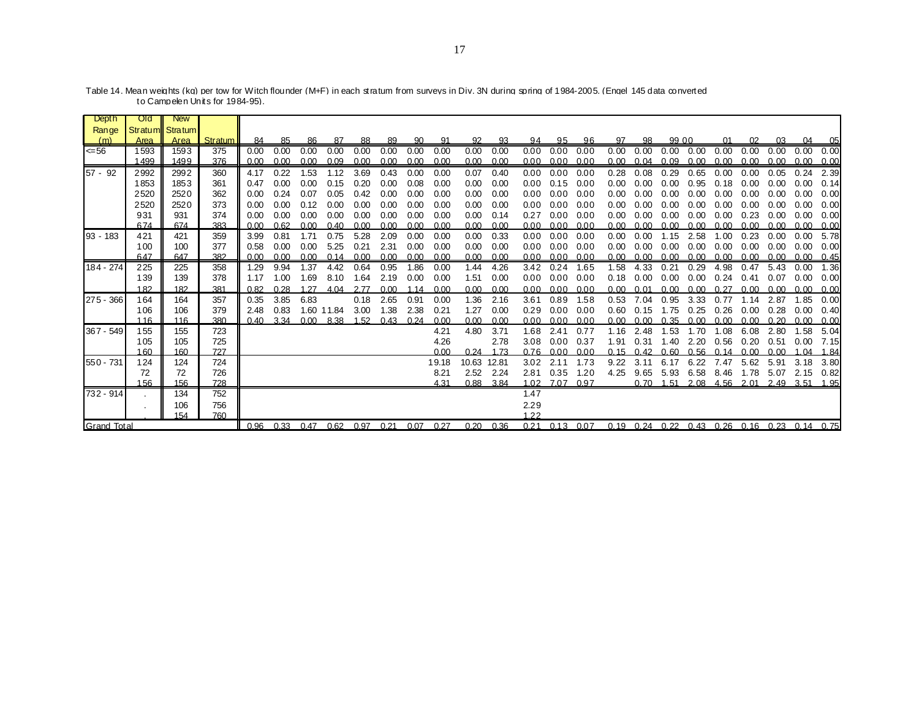Table 14. Mean weights (kg) per tow for Witch flounder (M+F) in each stratum from surveys in Div. 3N during spring of 1984-2005. (Engel 145 data converted to Campelen Units for 1984-95).

| Depth Range (m) | Old Stratum Area | New Stratum Area | Stratum | 84 | 85 | 86 | 87 | 88 | 89 | 90 | 91 | 92 | 93 | 94 | 95 | 96 | 97 | 98 | 99 | 00 | 01 | 02 | 03 | 04 | 05 |
|---|---|---|---|---|---|---|---|---|---|---|---|---|---|---|---|---|---|---|---|---|---|---|---|---|---|
| <=56 | 1593 | 1593 | 375 | 0.00 | 0.00 | 0.00 | 0.00 | 0.00 | 0.00 | 0.00 | 0.00 | 0.00 | 0.00 | 0.00 | 0.00 | 0.00 | 0.00 | 0.00 | 0.00 | 0.00 | 0.00 | 0.00 | 0.00 | 0.00 | 0.00 |
| | 1499 | 1499 | 376 | 0.00 | 0.00 | 0.00 | 0.09 | 0.00 | 0.00 | 0.00 | 0.00 | 0.00 | 0.00 | 0.00 | 0.00 | 0.00 | 0.00 | 0.04 | 0.09 | 0.00 | 0.00 | 0.00 | 0.00 | 0.00 | 0.00 |
| 57 - 92 | 2992 | 2992 | 360 | 4.17 | 0.22 | 1.53 | 1.12 | 3.69 | 0.43 | 0.00 | 0.00 | 0.07 | 0.40 | 0.00 | 0.00 | 0.00 | 0.28 | 0.08 | 0.29 | 0.65 | 0.00 | 0.00 | 0.05 | 0.24 | 2.39 |
| | 1853 | 1853 | 361 | 0.47 | 0.00 | 0.00 | 0.15 | 0.20 | 0.00 | 0.08 | 0.00 | 0.00 | 0.00 | 0.00 | 0.15 | 0.00 | 0.00 | 0.00 | 0.00 | 0.95 | 0.18 | 0.00 | 0.00 | 0.00 | 0.14 |
| | 2520 | 2520 | 362 | 0.00 | 0.24 | 0.07 | 0.05 | 0.42 | 0.00 | 0.00 | 0.00 | 0.00 | 0.00 | 0.00 | 0.00 | 0.00 | 0.00 | 0.00 | 0.00 | 0.00 | 0.00 | 0.00 | 0.00 | 0.00 | 0.00 |
| | 2520 | 2520 | 373 | 0.00 | 0.00 | 0.12 | 0.00 | 0.00 | 0.00 | 0.00 | 0.00 | 0.00 | 0.00 | 0.00 | 0.00 | 0.00 | 0.00 | 0.00 | 0.00 | 0.00 | 0.00 | 0.00 | 0.00 | 0.00 | 0.00 |
| | 931 | 931 | 374 | 0.00 | 0.00 | 0.00 | 0.00 | 0.00 | 0.00 | 0.00 | 0.00 | 0.00 | 0.14 | 0.27 | 0.00 | 0.00 | 0.00 | 0.00 | 0.00 | 0.00 | 0.00 | 0.23 | 0.00 | 0.00 | 0.00 |
| | 674 | 674 | 383 | 0.00 | 0.62 | 0.00 | 0.40 | 0.00 | 0.00 | 0.00 | 0.00 | 0.00 | 0.00 | 0.00 | 0.00 | 0.00 | 0.00 | 0.00 | 0.00 | 0.00 | 0.00 | 0.00 | 0.00 | 0.00 | 0.00 |
| 93 - 183 | 421 | 421 | 359 | 3.99 | 0.81 | 1.71 | 0.75 | 5.28 | 2.09 | 0.00 | 0.00 | 0.00 | 0.33 | 0.00 | 0.00 | 0.00 | 0.00 | 0.00 | 1.15 | 2.58 | 1.00 | 0.23 | 0.00 | 0.00 | 5.78 |
| | 100 | 100 | 377 | 0.58 | 0.00 | 0.00 | 5.25 | 0.21 | 2.31 | 0.00 | 0.00 | 0.00 | 0.00 | 0.00 | 0.00 | 0.00 | 0.00 | 0.00 | 0.00 | 0.00 | 0.00 | 0.00 | 0.00 | 0.00 | 0.00 |
| | 647 | 647 | 382 | 0.00 | 0.00 | 0.00 | 0.14 | 0.00 | 0.00 | 0.00 | 0.00 | 0.00 | 0.00 | 0.00 | 0.00 | 0.00 | 0.00 | 0.00 | 0.00 | 0.00 | 0.00 | 0.00 | 0.00 | 0.00 | 0.45 |
| 184 - 274 | 225 | 225 | 358 | 1.29 | 9.94 | 1.37 | 4.42 | 0.64 | 0.95 | 1.86 | 0.00 | 1.44 | 4.26 | 3.42 | 0.24 | 1.65 | 1.58 | 4.33 | 0.21 | 0.29 | 4.98 | 0.47 | 5.43 | 0.00 | 1.36 |
| | 139 | 139 | 378 | 1.17 | 1.00 | 1.69 | 8.10 | 1.64 | 2.19 | 0.00 | 0.00 | 1.51 | 0.00 | 0.00 | 0.00 | 0.00 | 0.18 | 0.00 | 0.00 | 0.00 | 0.24 | 0.41 | 0.07 | 0.00 | 0.00 |
| | 182 | 182 | 381 | 0.82 | 0.28 | 1.27 | 4.04 | 2.77 | 0.00 | 1.14 | 0.00 | 0.00 | 0.00 | 0.00 | 0.00 | 0.00 | 0.00 | 0.01 | 0.00 | 0.00 | 0.27 | 0.00 | 0.00 | 0.00 | 0.00 |
| 275 - 366 | 164 | 164 | 357 | 0.35 | 3.85 | 6.83 | | 0.18 | 2.65 | 0.91 | 0.00 | 1.36 | 2.16 | 3.61 | 0.89 | 1.58 | 0.53 | 7.04 | 0.95 | 3.33 | 0.77 | 1.14 | 2.87 | 1.85 | 0.00 |
| | 106 | 106 | 379 | 2.48 | 0.83 | 1.60 | 11.84 | 3.00 | 1.38 | 2.38 | 0.21 | 1.27 | 0.00 | 0.29 | 0.00 | 0.00 | 0.60 | 0.15 | 1.75 | 0.25 | 0.26 | 0.00 | 0.28 | 0.00 | 0.40 |
| | 116 | 116 | 380 | 0.40 | 3.34 | 0.00 | 8.38 | 1.52 | 0.43 | 0.24 | 0.00 | 0.00 | 0.00 | 0.00 | 0.00 | 0.00 | 0.00 | 0.00 | 0.35 | 0.00 | 0.00 | 0.00 | 0.20 | 0.00 | 0.00 |
| 367 - 549 | 155 | 155 | 723 | | | | | | | | 4.21 | 4.80 | 3.71 | 1.68 | 2.41 | 0.77 | 1.16 | 2.48 | 1.53 | 1.70 | 1.08 | 6.08 | 2.80 | 1.58 | 5.04 |
| | 105 | 105 | 725 | | | | | | | | 4.26 | | 2.78 | 3.08 | 0.00 | 0.37 | 1.91 | 0.31 | 1.40 | 2.20 | 0.56 | 0.20 | 0.51 | 0.00 | 7.15 |
| | 160 | 160 | 727 | | | | | | | | 0.00 | 0.24 | 1.73 | 0.76 | 0.00 | 0.00 | 0.15 | 0.42 | 0.60 | 0.56 | 0.14 | 0.00 | 0.00 | 1.04 | 1.84 |
| 550 - 731 | 124 | 124 | 724 | | | | | | | | 19.18 | 10.63 | 12.81 | 3.02 | 2.11 | 1.73 | 9.22 | 3.11 | 6.17 | 6.22 | 7.47 | 5.62 | 5.91 | 3.18 | 3.80 |
| | 72 | 72 | 726 | | | | | | | | 8.21 | 2.52 | 2.24 | 2.81 | 0.35 | 1.20 | 4.25 | 9.65 | 5.93 | 6.58 | 8.46 | 1.78 | 5.07 | 2.15 | 0.82 |
| | 156 | 156 | 728 | | | | | | | | 4.31 | 0.88 | 3.84 | 1.02 | 7.07 | 0.97 | | 0.70 | 1.51 | 2.08 | 4.56 | 2.01 | 2.49 | 3.51 | 1.95 |
| 732 - 914 | . | 134 | 752 | | | | | | | | | | | 1.47 | | | | | | | | | | | |
| | . | 106 | 756 | | | | | | | | | | | 2.29 | | | | | | | | | | | |
| | . | 154 | 760 | | | | | | | | | | | 1.22 | | | | | | | | | | | |
| Grand Total | | | | 0.96 | 0.33 | 0.47 | 0.62 | 0.97 | 0.21 | 0.07 | 0.27 | 0.20 | 0.36 | 0.21 | 0.13 | 0.07 | 0.19 | 0.24 | 0.22 | 0.43 | 0.26 | 0.16 | 0.23 | 0.14 | 0.75 |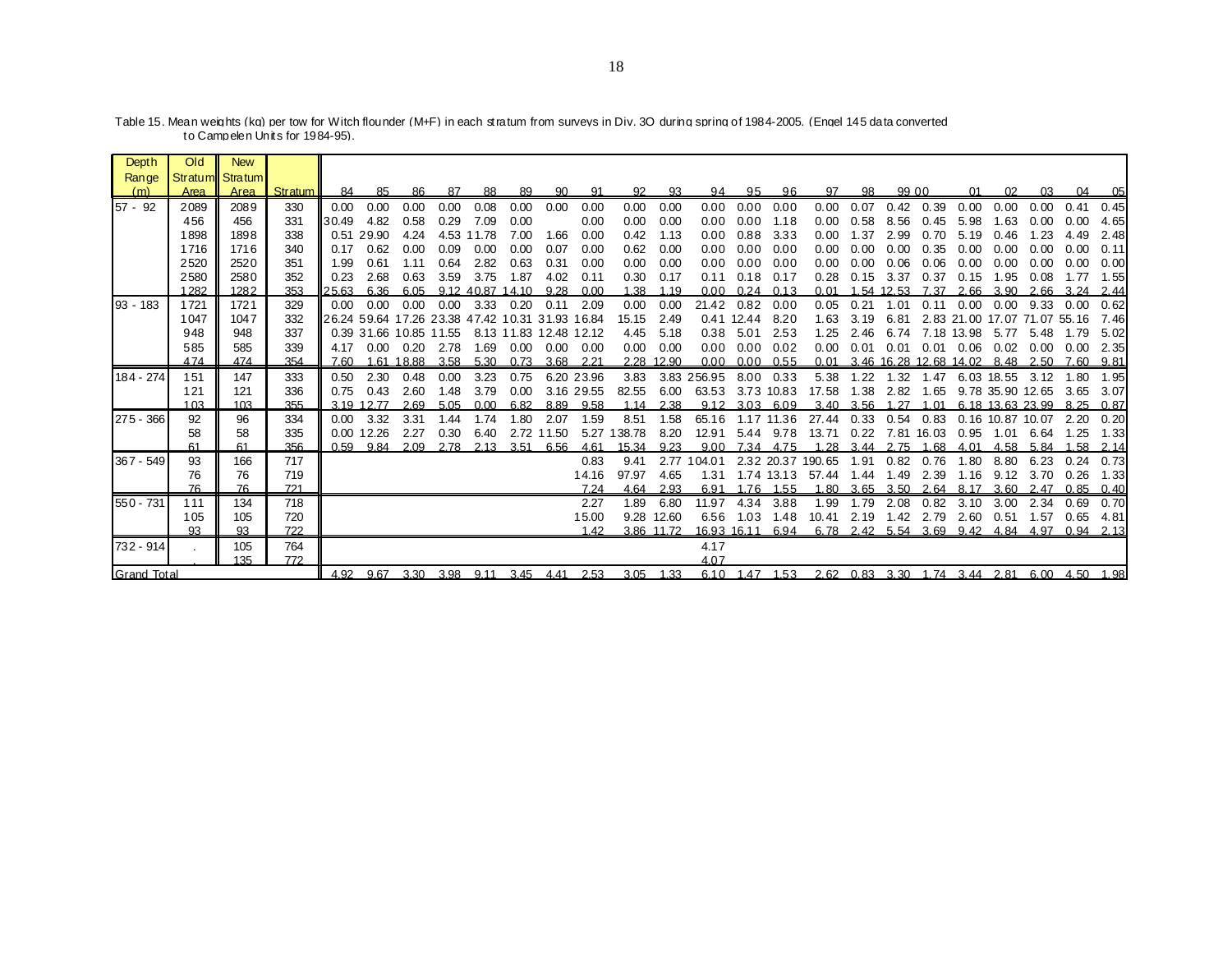Table 15. Mean weights (kg) per tow for Witch flounder (M+F) in each stratum from surveys in Div. 3O during spring of 1984-2005. (Engel 145 data converted to Campelen Units for 1984-95).

| Depth Range (m) | Old Stratum Area | New Stratum Area | Stratum | 84 | 85 | 86 | 87 | 88 | 89 | 90 | 91 | 92 | 93 | 94 | 95 | 96 | 97 | 98 | 99 | 00 | 01 | 02 | 03 | 04 | 05 |
|---|---|---|---|---|---|---|---|---|---|---|---|---|---|---|---|---|---|---|---|---|---|---|---|---|---|
| 57 - 92 | 2089 | 2089 | 330 | 0.00 | 0.00 | 0.00 | 0.00 | 0.08 | 0.00 | 0.00 | 0.00 | 0.00 | 0.00 | 0.00 | 0.00 | 0.00 | 0.00 | 0.07 | 0.42 | 0.39 | 0.00 | 0.00 | 0.00 | 0.41 | 0.45 |
| | 456 | 456 | 331 | 30.49 | 4.82 | 0.58 | 0.29 | 7.09 | 0.00 | | 0.00 | 0.00 | 0.00 | 0.00 | 0.00 | 1.18 | 0.00 | 0.58 | 8.56 | 0.45 | 5.98 | 1.63 | 0.00 | 0.00 | 4.65 |
| | 1898 | 1898 | 338 | 0.51 | 29.90 | 4.24 | 4.53 | 11.78 | 7.00 | 1.66 | 0.00 | 0.42 | 1.13 | 0.00 | 0.88 | 3.33 | 0.00 | 1.37 | 2.99 | 0.70 | 5.19 | 0.46 | 1.23 | 4.49 | 2.48 |
| | 1716 | 1716 | 340 | 0.17 | 0.62 | 0.00 | 0.09 | 0.00 | 0.00 | 0.07 | 0.00 | 0.62 | 0.00 | 0.00 | 0.00 | 0.00 | 0.00 | 0.00 | 0.00 | 0.35 | 0.00 | 0.00 | 0.00 | 0.00 | 0.11 |
| | 2520 | 2520 | 351 | 1.99 | 0.61 | 1.11 | 0.64 | 2.82 | 0.63 | 0.31 | 0.00 | 0.00 | 0.00 | 0.00 | 0.00 | 0.00 | 0.00 | 0.00 | 0.06 | 0.06 | 0.00 | 0.00 | 0.00 | 0.00 | 0.00 |
| | 2580 | 2580 | 352 | 0.23 | 2.68 | 0.63 | 3.59 | 3.75 | 1.87 | 4.02 | 0.11 | 0.30 | 0.17 | 0.11 | 0.18 | 0.17 | 0.28 | 0.15 | 3.37 | 0.37 | 0.15 | 1.95 | 0.08 | 1.77 | 1.55 |
| | 1282 | 1282 | 353 | 25.63 | 6.36 | 6.05 | 9.12 | 40.87 | 14.10 | 9.28 | 0.00 | 1.38 | 1.19 | 0.00 | 0.24 | 0.13 | 0.01 | 1.54 | 12.53 | 7.37 | 2.66 | 3.90 | 2.66 | 3.24 | 2.44 |
| 93 - 183 | 1721 | 1721 | 329 | 0.00 | 0.00 | 0.00 | 0.00 | 3.33 | 0.20 | 0.11 | 2.09 | 0.00 | 0.00 | 21.42 | 0.82 | 0.00 | 0.05 | 0.21 | 1.01 | 0.11 | 0.00 | 0.00 | 9.33 | 0.00 | 0.62 |
| | 1047 | 1047 | 332 | 26.24 | 59.64 | 17.26 | 23.38 | 47.42 | 10.31 | 31.93 | 16.84 | 15.15 | 2.49 | 0.41 | 12.44 | 8.20 | 1.63 | 3.19 | 6.81 | 2.83 | 21.00 | 17.07 | 71.07 | 55.16 | 7.46 |
| | 948 | 948 | 337 | 0.39 | 31.66 | 10.85 | 11.55 | 8.13 | 11.83 | 12.48 | 12.12 | 4.45 | 5.18 | 0.38 | 5.01 | 2.53 | 1.25 | 2.46 | 6.74 | 7.18 | 13.98 | 5.77 | 5.48 | 1.79 | 5.02 |
| | 585 | 585 | 339 | 4.17 | 0.00 | 0.20 | 2.78 | 1.69 | 0.00 | 0.00 | 0.00 | 0.00 | 0.00 | 0.00 | 0.00 | 0.02 | 0.00 | 0.01 | 0.01 | 0.01 | 0.06 | 0.02 | 0.00 | 0.00 | 2.35 |
| | 474 | 474 | 354 | 7.60 | 1.61 | 18.88 | 3.58 | 5.30 | 0.73 | 3.68 | 2.21 | 2.28 | 12.90 | 0.00 | 0.00 | 0.55 | 0.01 | 3.46 | 16.28 | 12.68 | 14.02 | 8.48 | 2.50 | 7.60 | 9.81 |
| 184 - 274 | 151 | 147 | 333 | 0.50 | 2.30 | 0.48 | 0.00 | 3.23 | 0.75 | 6.20 | 23.96 | 3.83 | 3.83 | 256.95 | 8.00 | 0.33 | 5.38 | 1.22 | 1.32 | 1.47 | 6.03 | 18.55 | 3.12 | 1.80 | 1.95 |
| | 121 | 121 | 336 | 0.75 | 0.43 | 2.60 | 1.48 | 3.79 | 0.00 | 3.16 | 29.55 | 82.55 | 6.00 | 63.53 | 3.73 | 10.83 | 17.58 | 1.38 | 2.82 | 1.65 | 9.78 | 35.90 | 12.65 | 3.65 | 3.07 |
| | 103 | 103 | 355 | 3.19 | 12.77 | 2.69 | 5.05 | 0.00 | 6.82 | 8.89 | 9.58 | 1.14 | 2.38 | 9.12 | 3.03 | 6.09 | 3.40 | 3.56 | 1.27 | 1.01 | 6.18 | 13.63 | 23.99 | 8.25 | 0.87 |
| 275 - 366 | 92 | 96 | 334 | 0.00 | 3.32 | 3.31 | 1.44 | 1.74 | 1.80 | 2.07 | 1.59 | 8.51 | 1.58 | 65.16 | 1.17 | 11.36 | 27.44 | 0.33 | 0.54 | 0.83 | 0.16 | 10.87 | 10.07 | 2.20 | 0.20 |
| | 58 | 58 | 335 | 0.00 | 12.26 | 2.27 | 0.30 | 6.40 | 2.72 | 11.50 | 5.27 | 138.78 | 8.20 | 12.91 | 5.44 | 9.78 | 13.71 | 0.22 | 7.81 | 16.03 | 0.95 | 1.01 | 6.64 | 1.25 | 1.33 |
| | 61 | 61 | 356 | 0.59 | 9.84 | 2.09 | 2.78 | 2.13 | 3.51 | 6.56 | 4.61 | 15.34 | 9.23 | 9.00 | 7.34 | 4.75 | 1.28 | 3.44 | 2.75 | 1.68 | 4.01 | 4.58 | 5.84 | 1.58 | 2.14 |
| 367 - 549 | 93 | 166 | 717 | | | | | | | | 0.83 | 9.41 | 2.77 | 104.01 | 2.32 | 20.37 | 190.65 | 1.91 | 0.82 | 0.76 | 1.80 | 8.80 | 6.23 | 0.24 | 0.73 |
| | 76 | 76 | 719 | | | | | | | | 14.16 | 97.97 | 4.65 | 1.31 | 1.74 | 13.13 | 57.44 | 1.44 | 1.49 | 2.39 | 1.16 | 9.12 | 3.70 | 0.26 | 1.33 |
| | 76 | 76 | 721 | | | | | | | | 7.24 | 4.64 | 2.93 | 6.91 | 1.76 | 1.55 | 1.80 | 3.65 | 3.50 | 2.64 | 8.17 | 3.60 | 2.47 | 0.85 | 0.40 |
| 550 - 731 | 111 | 134 | 718 | | | | | | | | 2.27 | 1.89 | 6.80 | 11.97 | 4.34 | 3.88 | 1.99 | 1.79 | 2.08 | 0.82 | 3.10 | 3.00 | 2.34 | 0.69 | 0.70 |
| | 105 | 105 | 720 | | | | | | | | 15.00 | 9.28 | 12.60 | 6.56 | 1.03 | 1.48 | 10.41 | 2.19 | 1.42 | 2.79 | 2.60 | 0.51 | 1.57 | 0.65 | 4.81 |
| | 93 | 93 | 722 | | | | | | | | 1.42 | 3.86 | 11.72 | 16.93 | 16.11 | 6.94 | 6.78 | 2.42 | 5.54 | 3.69 | 9.42 | 4.84 | 4.97 | 0.94 | 2.13 |
| 732 - 914 | . | 105 | 764 | | | | | | | | | | | 4.17 | | | | | | | | | | | |
| | . | 135 | 772 | | | | | | | | | | | 4.07 | | | | | | | | | | | |
| Grand Total | | | | 4.92 | 9.67 | 3.30 | 3.98 | 9.11 | 3.45 | 4.41 | 2.53 | 3.05 | 1.33 | 6.10 | 1.47 | 1.53 | 2.62 | 0.83 | 3.30 | 1.74 | 3.44 | 2.81 | 6.00 | 4.50 | 1.98 |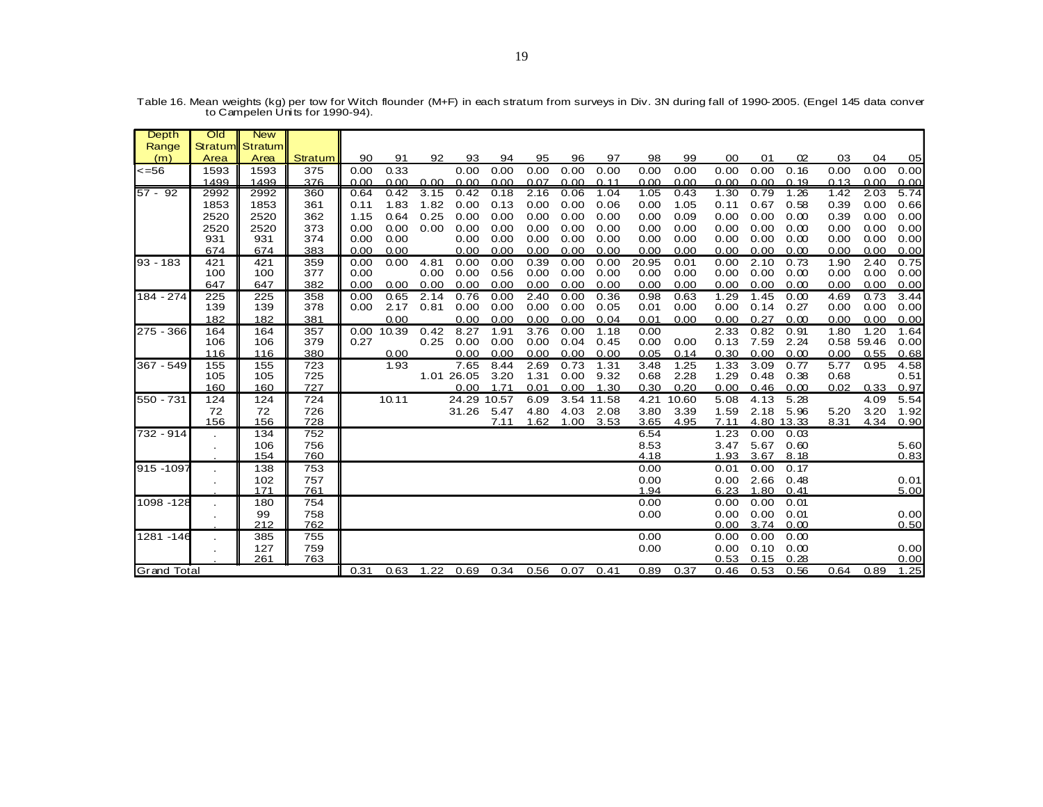Table 16. Mean weights (kg) per tow for Witch flounder (M+F) in each stratum from surveys in Div. 3N during fall of 1990-2005. (Engel 145 data conver to Campelen Units for 1990-94).

| Depth Range (m) | Old Stratum Area | New Stratum Area | Stratum | 90 | 91 | 92 | 93 | 94 | 95 | 96 | 97 | 98 | 99 | 00 | 01 | 02 | 03 | 04 | 05 |
|---|---|---|---|---|---|---|---|---|---|---|---|---|---|---|---|---|---|---|---|
| <=56 | 1593 | 1593 | 375 | 0.00 | 0.33 | | 0.00 | 0.00 | 0.00 | 0.00 | 0.00 | 0.00 | 0.00 | 0.00 | 0.00 | 0.16 | 0.00 | 0.00 | 0.00 |
| | 1499 | 1499 | 376 | 0.00 | 0.00 | 0.00 | 0.00 | 0.00 | 0.07 | 0.00 | 0.11 | 0.00 | 0.00 | 0.00 | 0.00 | 0.19 | 0.13 | 0.00 | 0.00 |
| 57 - 92 | 2992 | 2992 | 360 | 0.64 | 0.42 | 3.15 | 0.42 | 0.18 | 2.16 | 0.06 | 1.04 | 1.05 | 0.43 | 1.30 | 0.79 | 1.26 | 1.42 | 2.03 | 5.74 |
| | 1853 | 1853 | 361 | 0.11 | 1.83 | 1.82 | 0.00 | 0.13 | 0.00 | 0.00 | 0.06 | 0.00 | 1.05 | 0.11 | 0.67 | 0.58 | 0.39 | 0.00 | 0.66 |
| | 2520 | 2520 | 362 | 1.15 | 0.64 | 0.25 | 0.00 | 0.00 | 0.00 | 0.00 | 0.00 | 0.00 | 0.09 | 0.00 | 0.00 | 0.00 | 0.39 | 0.00 | 0.00 |
| | 2520 | 2520 | 373 | 0.00 | 0.00 | 0.00 | 0.00 | 0.00 | 0.00 | 0.00 | 0.00 | 0.00 | 0.00 | 0.00 | 0.00 | 0.00 | 0.00 | 0.00 | 0.00 |
| | 931 | 931 | 374 | 0.00 | 0.00 | | 0.00 | 0.00 | 0.00 | 0.00 | 0.00 | 0.00 | 0.00 | 0.00 | 0.00 | 0.00 | 0.00 | 0.00 | 0.00 |
| | 674 | 674 | 383 | 0.00 | 0.00 | | 0.00 | 0.00 | 0.00 | 0.00 | 0.00 | 0.00 | 0.00 | 0.00 | 0.00 | 0.00 | 0.00 | 0.00 | 0.00 |
| 93 - 183 | 421 | 421 | 359 | 0.00 | 0.00 | 4.81 | 0.00 | 0.00 | 0.39 | 0.00 | 0.00 | 20.95 | 0.01 | 0.00 | 2.10 | 0.73 | 1.90 | 2.40 | 0.75 |
| | 100 | 100 | 377 | 0.00 | | 0.00 | 0.00 | 0.56 | 0.00 | 0.00 | 0.00 | 0.00 | 0.00 | 0.00 | 0.00 | 0.00 | 0.00 | 0.00 | 0.00 |
| | 647 | 647 | 382 | 0.00 | 0.00 | 0.00 | 0.00 | 0.00 | 0.00 | 0.00 | 0.00 | 0.00 | 0.00 | 0.00 | 0.00 | 0.00 | 0.00 | 0.00 | 0.00 |
| 184 - 274 | 225 | 225 | 358 | 0.00 | 0.65 | 2.14 | 0.76 | 0.00 | 2.40 | 0.00 | 0.36 | 0.98 | 0.63 | 1.29 | 1.45 | 0.00 | 4.69 | 0.73 | 3.44 |
| | 139 | 139 | 378 | 0.00 | 2.17 | 0.81 | 0.00 | 0.00 | 0.00 | 0.00 | 0.05 | 0.01 | 0.00 | 0.00 | 0.14 | 0.27 | 0.00 | 0.00 | 0.00 |
| | 182 | 182 | 381 | | 0.00 | | 0.00 | 0.00 | 0.00 | 0.00 | 0.04 | 0.01 | 0.00 | 0.00 | 0.27 | 0.00 | 0.00 | 0.00 | 0.00 |
| 275 - 366 | 164 | 164 | 357 | 0.00 | 10.39 | 0.42 | 8.27 | 1.91 | 3.76 | 0.00 | 1.18 | 0.00 | | 2.33 | 0.82 | 0.91 | 1.80 | 1.20 | 1.64 |
| | 106 | 106 | 379 | 0.27 | | 0.25 | 0.00 | 0.00 | 0.00 | 0.04 | 0.45 | 0.00 | 0.00 | 0.13 | 7.59 | 2.24 | 0.58 | 59.46 | 0.00 |
| | 116 | 116 | 380 | | 0.00 | | 0.00 | 0.00 | 0.00 | 0.00 | 0.00 | 0.05 | 0.14 | 0.30 | 0.00 | 0.00 | 0.00 | 0.55 | 0.68 |
| 367 - 549 | 155 | 155 | 723 | | 1.93 | | 7.65 | 8.44 | 2.69 | 0.73 | 1.31 | 3.48 | 1.25 | 1.33 | 3.09 | 0.77 | 5.77 | 0.95 | 4.58 |
| | 105 | 105 | 725 | | | 1.01 | 26.05 | 3.20 | 1.31 | 0.00 | 9.32 | 0.68 | 2.28 | 1.29 | 0.48 | 0.38 | 0.68 | | 0.51 |
| | 160 | 160 | 727 | | | | 0.00 | 1.71 | 0.01 | 0.00 | 1.30 | 0.30 | 0.20 | 0.00 | 0.46 | 0.00 | 0.02 | 0.33 | 0.97 |
| 550 - 731 | 124 | 124 | 724 | | 10.11 | | 24.29 | 10.57 | 6.09 | 3.54 | 11.58 | 4.21 | 10.60 | 5.08 | 4.13 | 5.28 | | 4.09 | 5.54 |
| | 72 | 72 | 726 | | | | 31.26 | 5.47 | 4.80 | 4.03 | 2.08 | 3.80 | 3.39 | 1.59 | 2.18 | 5.96 | 5.20 | 3.20 | 1.92 |
| | 156 | 156 | 728 | | | | | 7.11 | 1.62 | 1.00 | 3.53 | 3.65 | 4.95 | 7.11 | 4.80 | 13.33 | 8.31 | 4.34 | 0.90 |
| 732 - 914 | . | 134 | 752 | | | | | | | | | 6.54 | | 1.23 | 0.00 | 0.03 | | | |
| | . | 106 | 756 | | | | | | | | | 8.53 | | 3.47 | 5.67 | 0.60 | | | 5.60 |
| | . | 154 | 760 | | | | | | | | | 4.18 | | 1.93 | 3.67 | 8.18 | | | 0.83 |
| 915 -1097 | . | 138 | 753 | | | | | | | | | 0.00 | | 0.01 | 0.00 | 0.17 | | | |
| | . | 102 | 757 | | | | | | | | | 0.00 | | 0.00 | 2.66 | 0.48 | | | 0.01 |
| | . | 171 | 761 | | | | | | | | | 1.94 | | 6.23 | 1.80 | 0.41 | | | 5.00 |
| 1098 -128 | . | 180 | 754 | | | | | | | | | 0.00 | | 0.00 | 0.00 | 0.01 | | | |
| | . | 99 | 758 | | | | | | | | | 0.00 | | 0.00 | 0.00 | 0.01 | | | 0.00 |
| | . | 212 | 762 | | | | | | | | | | | 0.00 | 3.74 | 0.00 | | | 0.50 |
| 1281 -146 | . | 385 | 755 | | | | | | | | | 0.00 | | 0.00 | 0.00 | 0.00 | | | |
| | . | 127 | 759 | | | | | | | | | 0.00 | | 0.00 | 0.10 | 0.00 | | | 0.00 |
| | . | 261 | 763 | | | | | | | | | | | 0.53 | 0.15 | 0.28 | | | 0.00 |
| Grand Total | | | | 0.31 | 0.63 | 1.22 | 0.69 | 0.34 | 0.56 | 0.07 | 0.41 | 0.89 | 0.37 | 0.46 | 0.53 | 0.56 | 0.64 | 0.89 | 1.25 |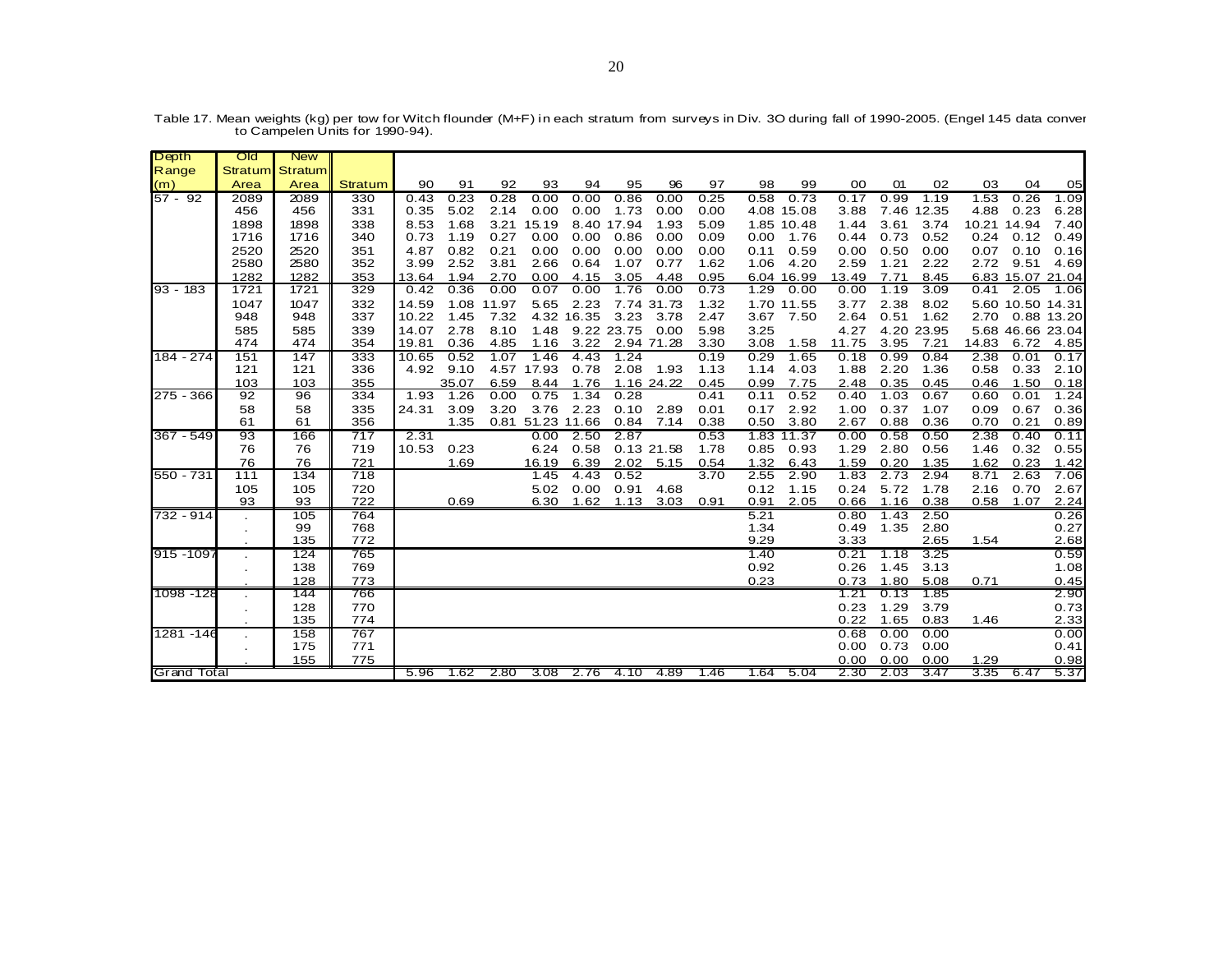Table 17. Mean weights (kg) per tow for Witch flounder (M+F) in each stratum from surveys in Div. 3O during fall of 1990-2005. (Engel 145 data conver to Campelen Units for 1990-94).

| Depth Range (m) | Old Stratum Area | New Stratum Area | Stratum | 90 | 91 | 92 | 93 | 94 | 95 | 96 | 97 | 98 | 99 | 00 | 01 | 02 | 03 | 04 | 05 |
|---|---|---|---|---|---|---|---|---|---|---|---|---|---|---|---|---|---|---|---|
| 57 - 92 | 2089 | 2089 | 330 | 0.43 | 0.23 | 0.28 | 0.00 | 0.00 | 0.86 | 0.00 | 0.25 | 0.58 | 0.73 | 0.17 | 0.99 | 1.19 | 1.53 | 0.26 | 1.09 |
| | 456 | 456 | 331 | 0.35 | 5.02 | 2.14 | 0.00 | 0.00 | 1.73 | 0.00 | 0.00 | 4.08 | 15.08 | 3.88 | 7.46 | 12.35 | 4.88 | 0.23 | 6.28 |
| | 1898 | 1898 | 338 | 8.53 | 1.68 | 3.21 | 15.19 | 8.40 | 17.94 | 1.93 | 5.09 | 1.85 | 10.48 | 1.44 | 3.61 | 3.74 | 10.21 | 14.94 | 7.40 |
| | 1716 | 1716 | 340 | 0.73 | 1.19 | 0.27 | 0.00 | 0.00 | 0.86 | 0.00 | 0.09 | 0.00 | 1.76 | 0.44 | 0.73 | 0.52 | 0.24 | 0.12 | 0.49 |
| | 2520 | 2520 | 351 | 4.87 | 0.82 | 0.21 | 0.00 | 0.00 | 0.00 | 0.00 | 0.00 | 0.11 | 0.59 | 0.00 | 0.50 | 0.00 | 0.07 | 0.10 | 0.16 |
| | 2580 | 2580 | 352 | 3.99 | 2.52 | 3.81 | 2.66 | 0.64 | 1.07 | 0.77 | 1.62 | 1.06 | 4.20 | 2.59 | 1.21 | 2.22 | 2.72 | 9.51 | 4.69 |
| | 1282 | 1282 | 353 | 13.64 | 1.94 | 2.70 | 0.00 | 4.15 | 3.05 | 4.48 | 0.95 | 6.04 | 16.99 | 13.49 | 7.71 | 8.45 | 6.83 | 15.07 | 21.04 |
| 93 - 183 | 1721 | 1721 | 329 | 0.42 | 0.36 | 0.00 | 0.07 | 0.00 | 1.76 | 0.00 | 0.73 | 1.29 | 0.00 | 0.00 | 1.19 | 3.09 | 0.41 | 2.05 | 1.06 |
| | 1047 | 1047 | 332 | 14.59 | 1.08 | 11.97 | 5.65 | 2.23 | 7.74 | 31.73 | 1.32 | 1.70 | 11.55 | 3.77 | 2.38 | 8.02 | 5.60 | 10.50 | 14.31 |
| | 948 | 948 | 337 | 10.22 | 1.45 | 7.32 | 4.32 | 16.35 | 3.23 | 3.78 | 2.47 | 3.67 | 7.50 | 2.64 | 0.51 | 1.62 | 2.70 | 0.88 | 13.20 |
| | 585 | 585 | 339 | 14.07 | 2.78 | 8.10 | 1.48 | 9.22 | 23.75 | 0.00 | 5.98 | 3.25 | | 4.27 | 4.20 | 23.95 | 5.68 | 46.66 | 23.04 |
| | 474 | 474 | 354 | 19.81 | 0.36 | 4.85 | 1.16 | 3.22 | 2.94 | 71.28 | 3.30 | 3.08 | 1.58 | 11.75 | 3.95 | 7.21 | 14.83 | 6.72 | 4.85 |
| 184 - 274 | 151 | 147 | 333 | 10.65 | 0.52 | 1.07 | 1.46 | 4.43 | 1.24 | | 0.19 | 0.29 | 1.65 | 0.18 | 0.99 | 0.84 | 2.38 | 0.01 | 0.17 |
| | 121 | 121 | 336 | 4.92 | 9.10 | 4.57 | 17.93 | 0.78 | 2.08 | 1.93 | 1.13 | 1.14 | 4.03 | 1.88 | 2.20 | 1.36 | 0.58 | 0.33 | 2.10 |
| | 103 | 103 | 355 | | 35.07 | 6.59 | 8.44 | 1.76 | 1.16 | 24.22 | 0.45 | 0.99 | 7.75 | 2.48 | 0.35 | 0.45 | 0.46 | 1.50 | 0.18 |
| 275 - 366 | 92 | 96 | 334 | 1.93 | 1.26 | 0.00 | 0.75 | 1.34 | 0.28 | | 0.41 | 0.11 | 0.52 | 0.40 | 1.03 | 0.67 | 0.60 | 0.01 | 1.24 |
| | 58 | 58 | 335 | 24.31 | 3.09 | 3.20 | 3.76 | 2.23 | 0.10 | 2.89 | 0.01 | 0.17 | 2.92 | 1.00 | 0.37 | 1.07 | 0.09 | 0.67 | 0.36 |
| | 61 | 61 | 356 | | 1.35 | 0.81 | 51.23 | 11.66 | 0.84 | 7.14 | 0.38 | 0.50 | 3.80 | 2.67 | 0.88 | 0.36 | 0.70 | 0.21 | 0.89 |
| 367 - 549 | 93 | 166 | 717 | 2.31 | | | 0.00 | 2.50 | 2.87 | | 0.53 | 1.83 | 11.37 | 0.00 | 0.58 | 0.50 | 2.38 | 0.40 | 0.11 |
| | 76 | 76 | 719 | 10.53 | 0.23 | | 6.24 | 0.58 | 0.13 | 21.58 | 1.78 | 0.85 | 0.93 | 1.29 | 2.80 | 0.56 | 1.46 | 0.32 | 0.55 |
| | 76 | 76 | 721 | | 1.69 | | 16.19 | 6.39 | 2.02 | 5.15 | 0.54 | 1.32 | 6.43 | 1.59 | 0.20 | 1.35 | 1.62 | 0.23 | 1.42 |
| 550 - 731 | 111 | 134 | 718 | | | | 1.45 | 4.43 | 0.52 | | 3.70 | 2.55 | 2.90 | 1.83 | 2.73 | 2.94 | 8.71 | 2.63 | 7.06 |
| | 105 | 105 | 720 | | | | 5.02 | 0.00 | 0.91 | 4.68 | | 0.12 | 1.15 | 0.24 | 5.72 | 1.78 | 2.16 | 0.70 | 2.67 |
| | 93 | 93 | 722 | | 0.69 | | 6.30 | 1.62 | 1.13 | 3.03 | 0.91 | 0.91 | 2.05 | 0.66 | 1.16 | 0.38 | 0.58 | 1.07 | 2.24 |
| 732 - 914 | . | 105 | 764 | | | | | | | | | 5.21 | | 0.80 | 1.43 | 2.50 | | | 0.26 |
| | . | 99 | 768 | | | | | | | | | 1.34 | | 0.49 | 1.35 | 2.80 | | | 0.27 |
| | . | 135 | 772 | | | | | | | | | 9.29 | | 3.33 | | 2.65 | 1.54 | | 2.68 |
| 915 -1097 | . | 124 | 765 | | | | | | | | | 1.40 | | 0.21 | 1.18 | 3.25 | | | 0.59 |
| | . | 138 | 769 | | | | | | | | | 0.92 | | 0.26 | 1.45 | 3.13 | | | 1.08 |
| | . | 128 | 773 | | | | | | | | | 0.23 | | 0.73 | 1.80 | 5.08 | 0.71 | | 0.45 |
| 1098 -128 | . | 144 | 766 | | | | | | | | | | | 1.21 | 0.13 | 1.85 | | | 2.90 |
| | . | 128 | 770 | | | | | | | | | | | 0.23 | 1.29 | 3.79 | | | 0.73 |
| | . | 135 | 774 | | | | | | | | | | | 0.22 | 1.65 | 0.83 | 1.46 | | 2.33 |
| 1281 -146 | . | 158 | 767 | | | | | | | | | | | 0.68 | 0.00 | 0.00 | | | 0.00 |
| | . | 175 | 771 | | | | | | | | | | | 0.00 | 0.73 | 0.00 | | | 0.41 |
| | . | 155 | 775 | | | | | | | | | | | 0.00 | 0.00 | 0.00 | 1.29 | | 0.98 |
| Grand Total | | | | 5.96 | 1.62 | 2.80 | 3.08 | 2.76 | 4.10 | 4.89 | 1.46 | 1.64 | 5.04 | 2.30 | 2.03 | 3.47 | 3.35 | 6.47 | 5.37 |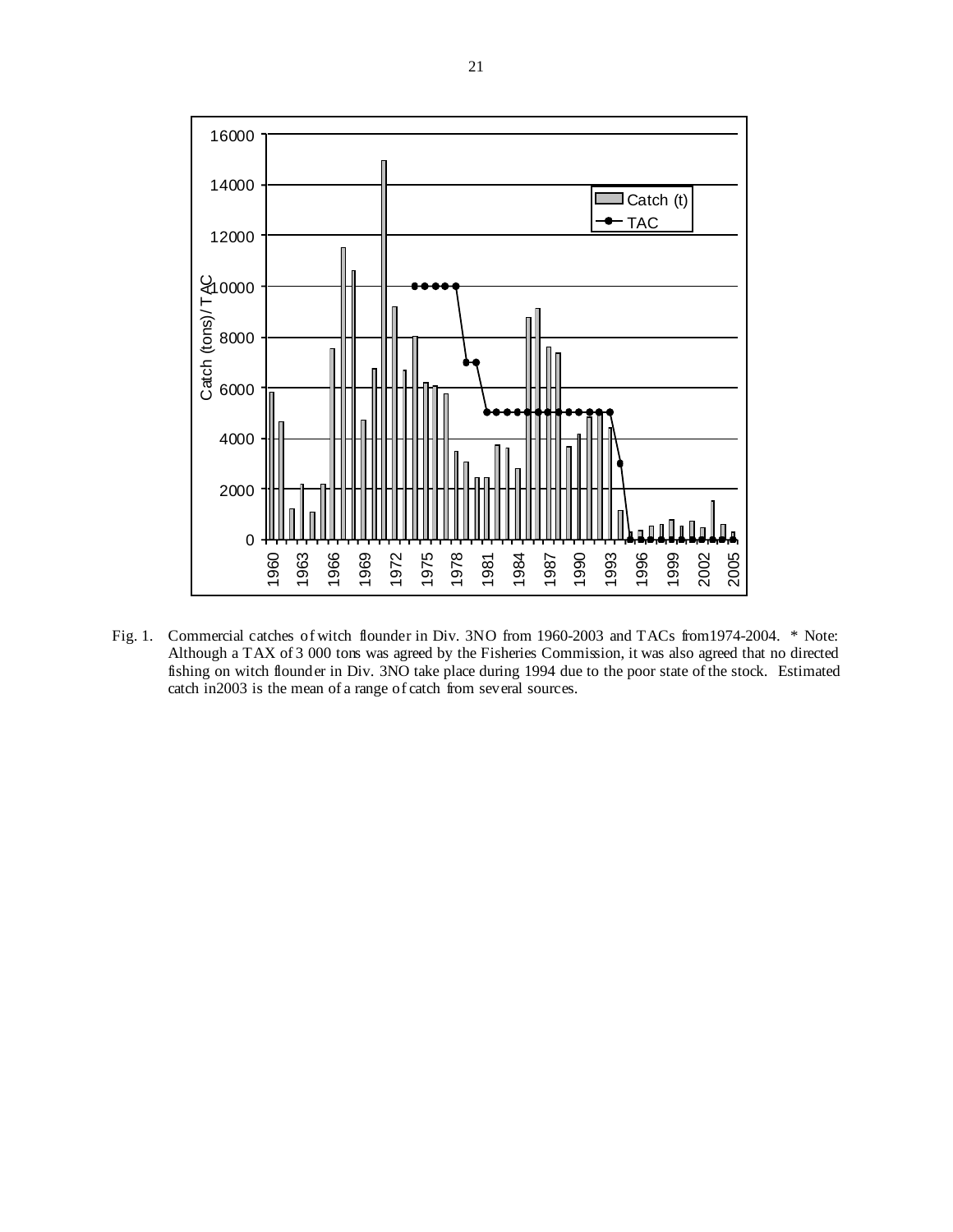Fig. 1. Commercial catches of witch flounder in Div. 3NO from 1960-2003 and TACs from1974-2004. * Note: Although a TAX of 3 000 tons was agreed by the Fisheries Commission, it was also agreed that no directed fishing on witch flounder in Div. 3NO take place during 1994 due to the poor state of the stock. Estimated catch in2003 is the mean of a range of catch from several sources.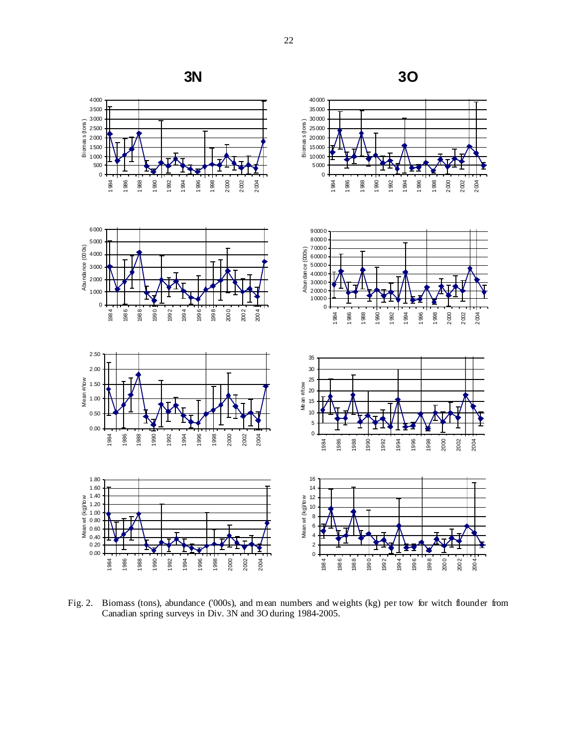Fig. 2. Biomass (tons), abundance ('000s), and mean numbers and weights (kg) per tow for witch flounder from Canadian spring surveys in Div. 3N and 3O during 1984-2005.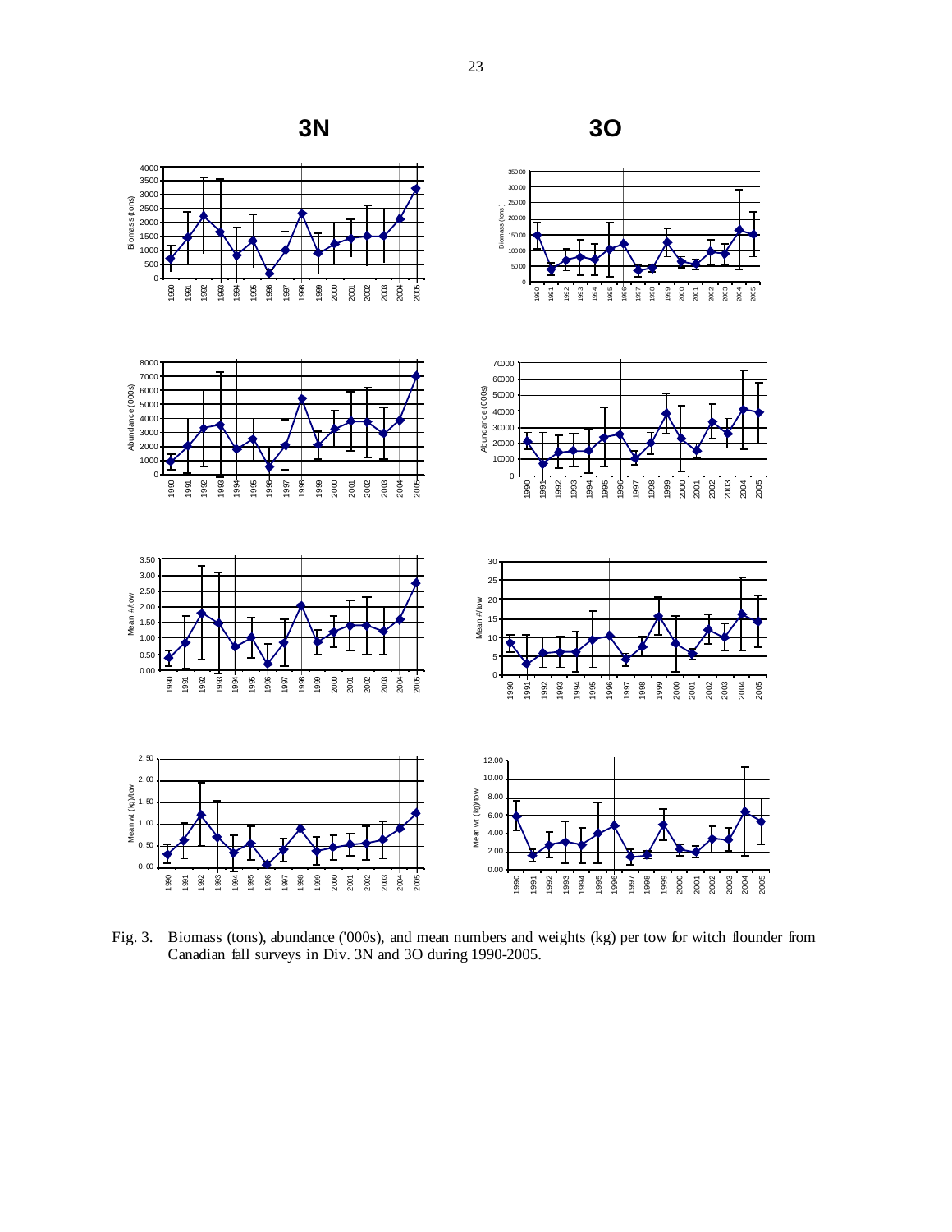**3N** **3O**

Fig. 3. Biomass (tons), abundance ('000s), and mean numbers and weights (kg) per tow for witch flounder from Canadian fall surveys in Div. 3N and 3O during 1990-2005.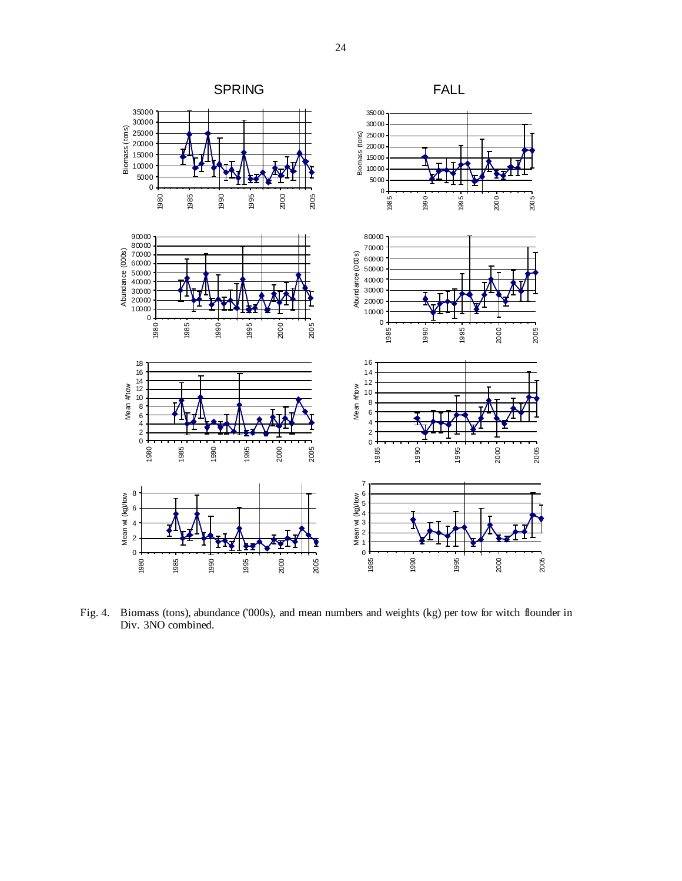Fig. 4. Biomass (tons), abundance ('000s), and mean numbers and weights (kg) per tow for witch flounder in Div. 3NO combined.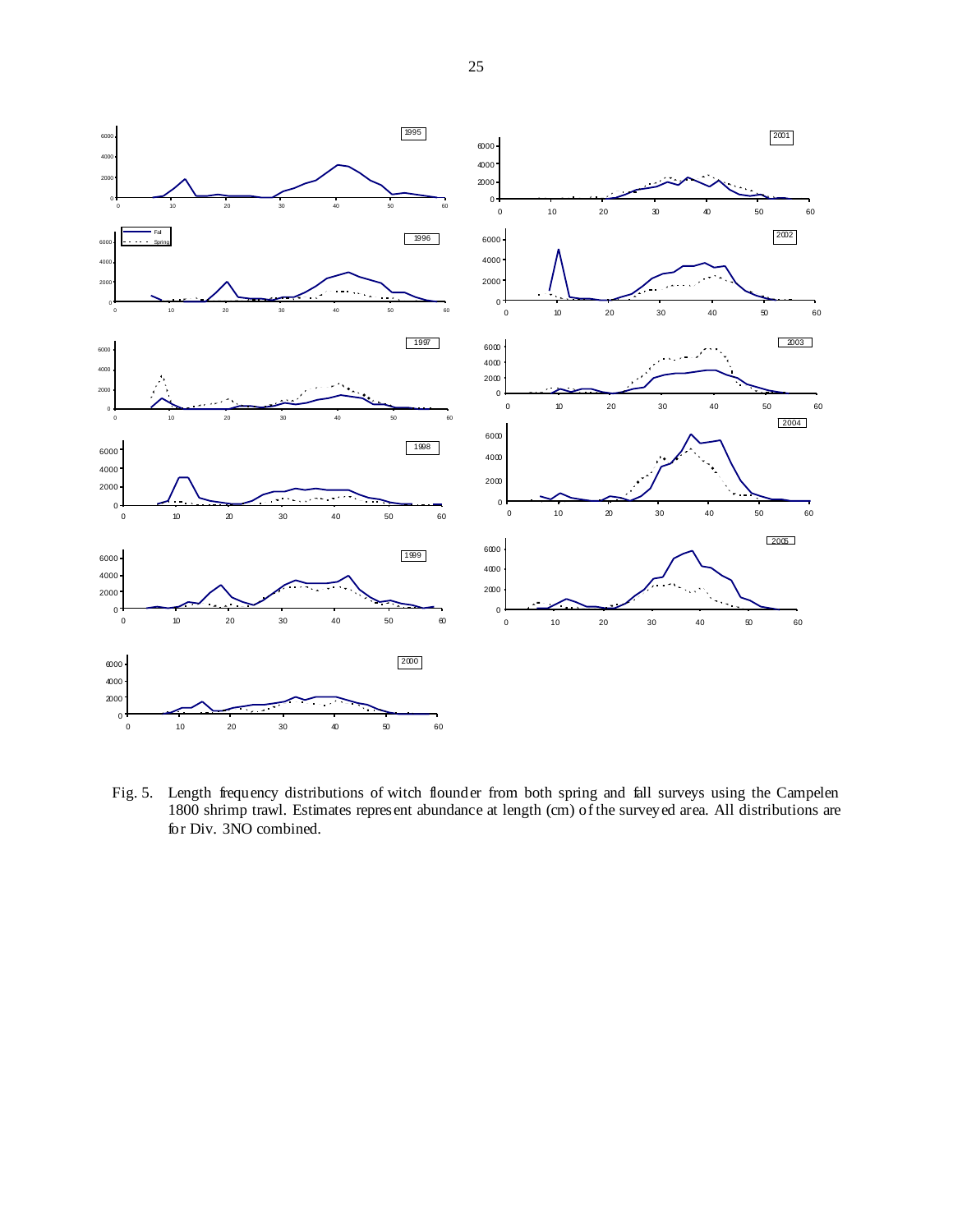Fig. 5. Length frequency distributions of witch flounder from both spring and fall surveys using the Campelen 1800 shrimp trawl. Estimates represent abundance at length (cm) of the surveyed area. All distributions are for Div. 3NO combined.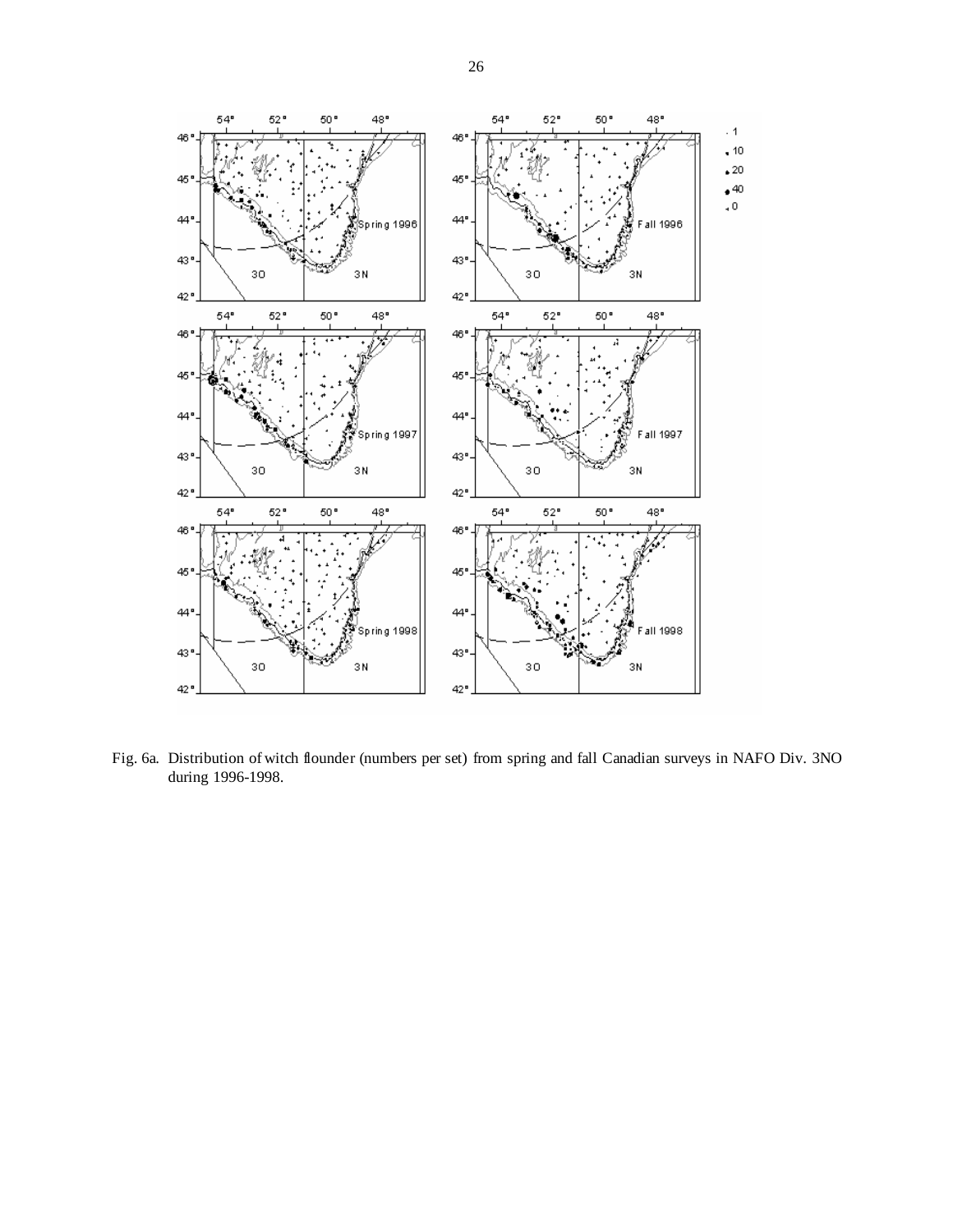Fig. 6a. Distribution of witch flounder (numbers per set) from spring and fall Canadian surveys in NAFO Div. 3NO during 1996-1998.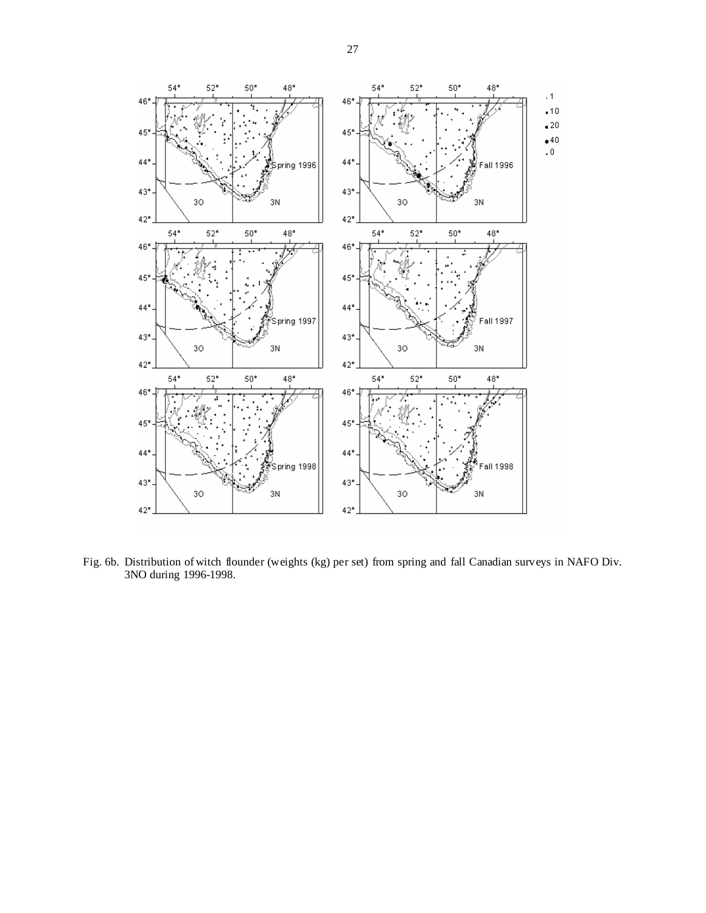Fig. 6b. Distribution of witch flounder (weights (kg) per set) from spring and fall Canadian surveys in NAFO Div. 3NO during 1996-1998.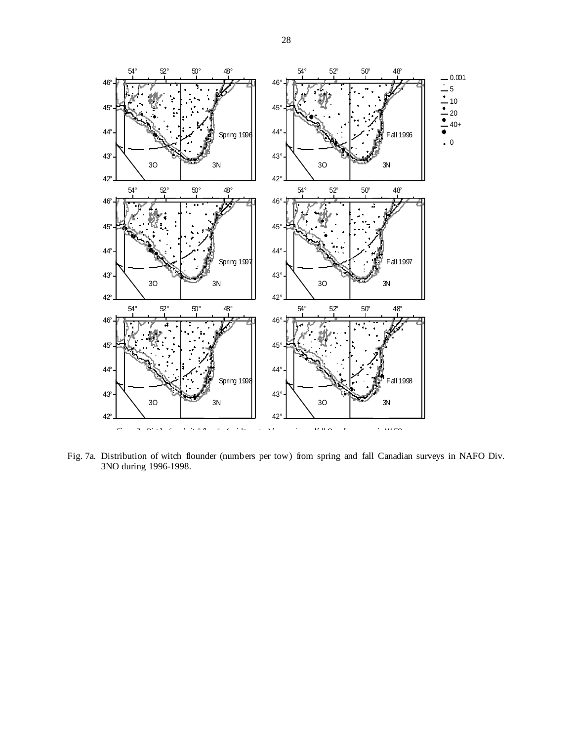Fig. 7a. Distribution of witch flounder (numbers per tow) from spring and fall Canadian surveys in NAFO Div. 3NO during 1996-1998.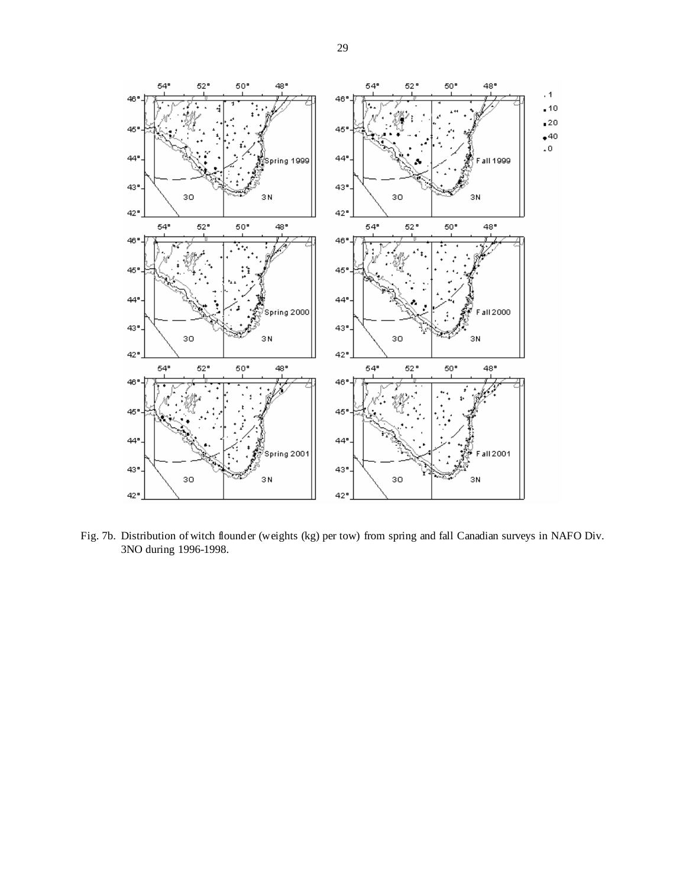Fig. 7b. Distribution of witch flounder (weights (kg) per tow) from spring and fall Canadian surveys in NAFO Div. 3NO during 1996-1998.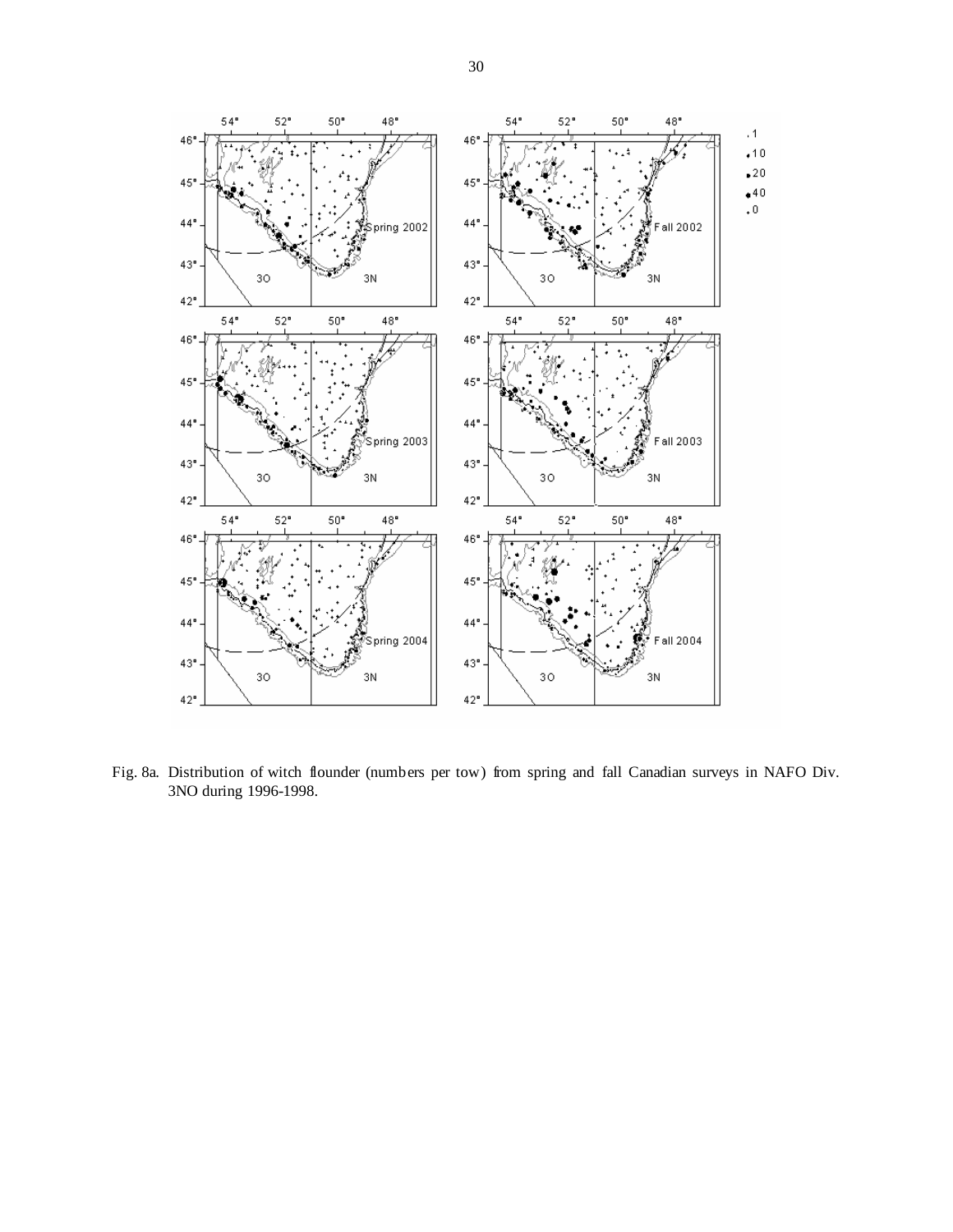Fig. 8a. Distribution of witch flounder (numbers per tow) from spring and fall Canadian surveys in NAFO Div. 3NO during 1996-1998.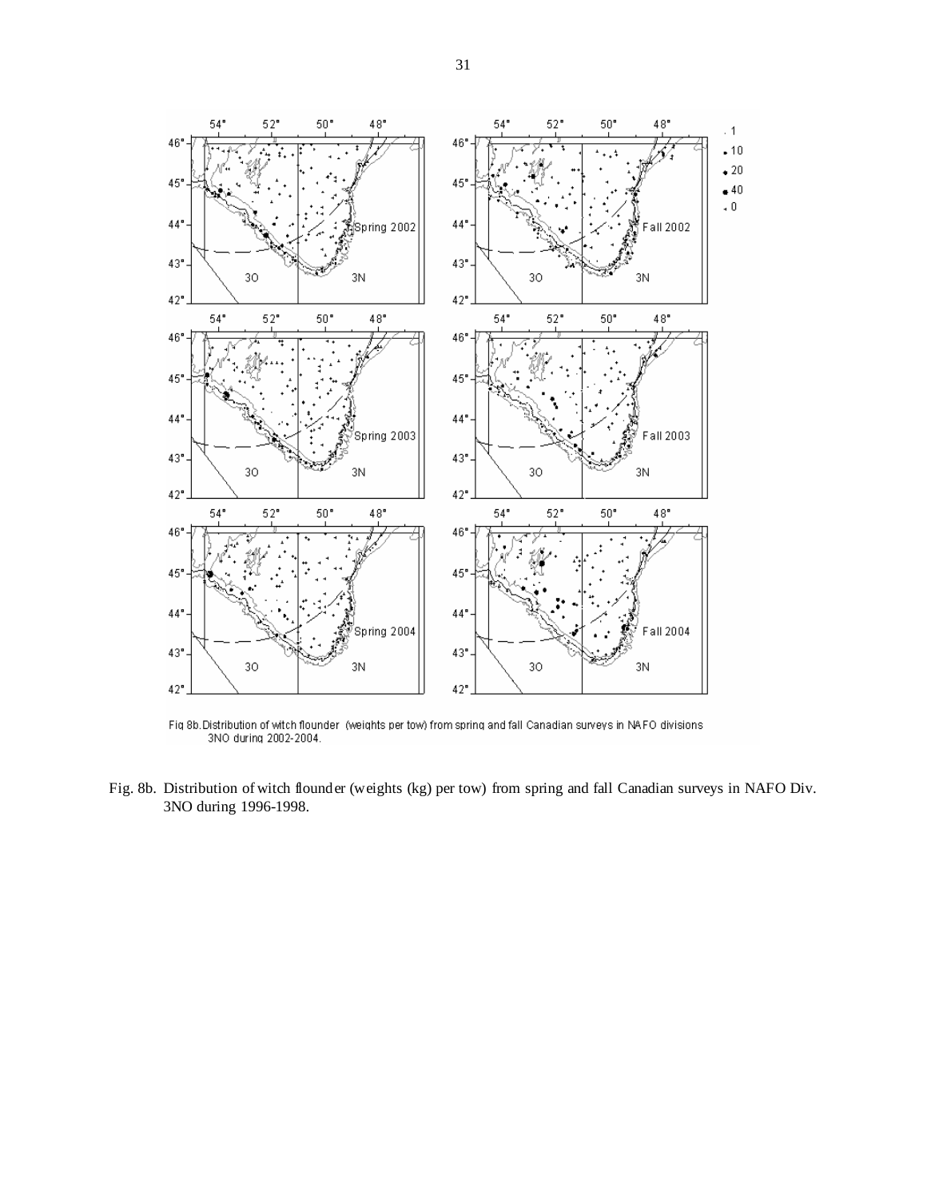Fig 8b. Distribution of witch flounder (weights per tow) from spring and fall Canadian surveys in NAFO divisions 3NO during 2002-2004.

Fig. 8b. Distribution of witch flounder (weights (kg) per tow) from spring and fall Canadian surveys in NAFO Div. 3NO during 1996-1998.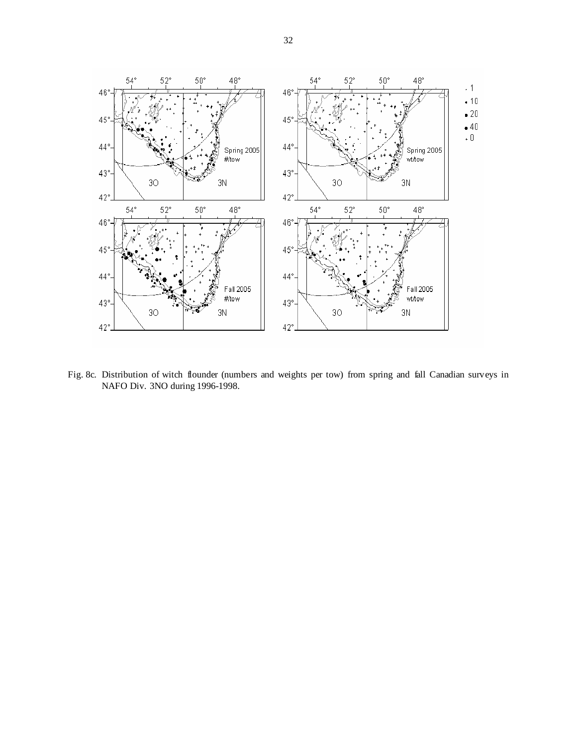54° 52° 50° 48°

46°

45°

44°

43°

42°

Spring 2005
#/tow

3O

3N

54° 52° 50° 48°

46°

45°

44°

43°

42°

Spring 2005
wt/tow

3O

3N

1
10
20
40
0

54° 52° 50° 48°

46°

45°

44°

43°

42°

Fall 2005
#/tow

3O

3N

54° 52° 50° 48°

46°

45°

44°

43°

42°

Fall 2005
wt/tow

3O

3N

Fig. 8c. Distribution of witch flounder (numbers and weights per tow) from spring and fall Canadian surveys in NAFO Div. 3NO during 1996-1998.